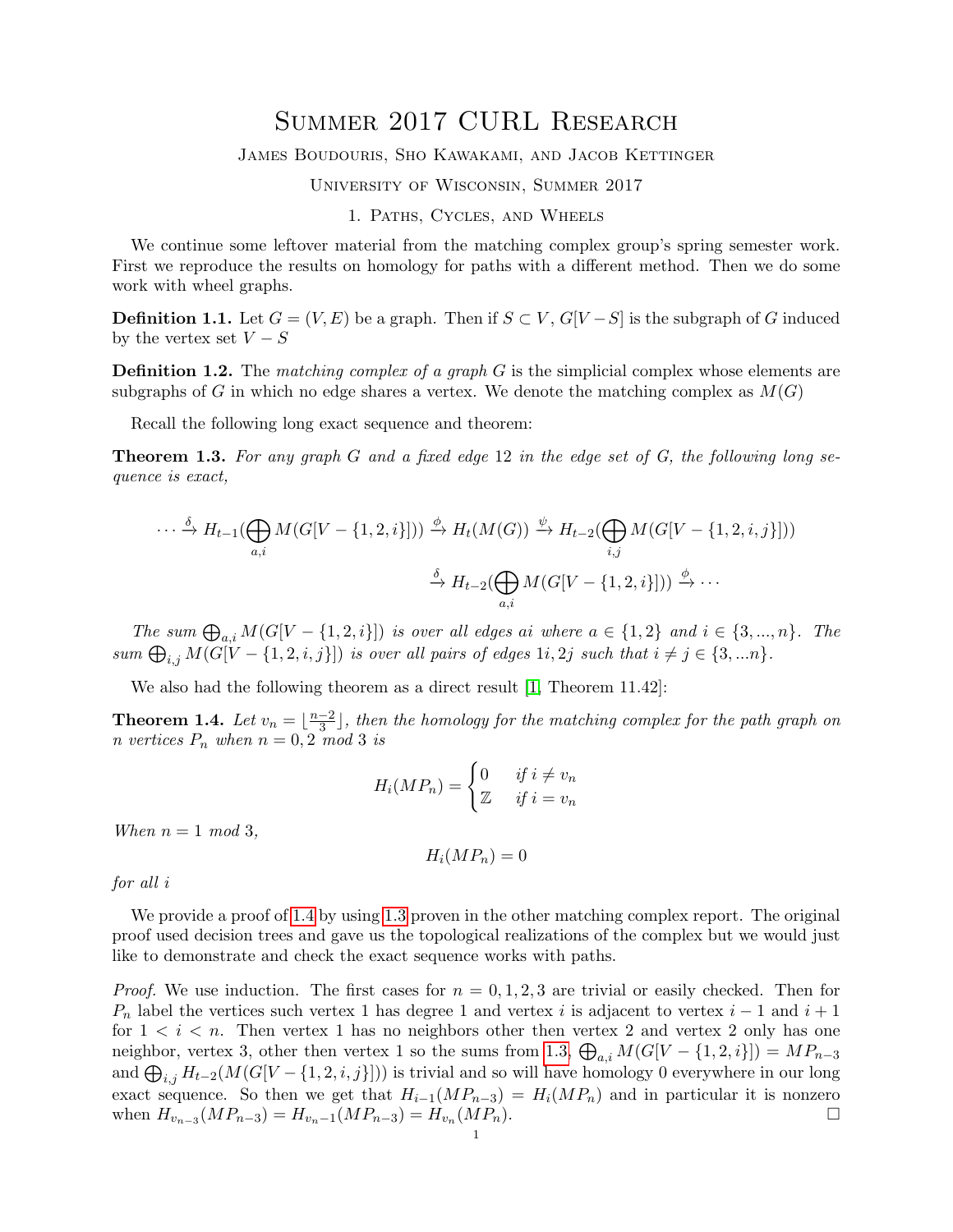# Summer 2017 CURL Research

James Boudouris, Sho Kawakami, and Jacob Kettinger

University of Wisconsin, Summer 2017

## 1. Paths, Cycles, and Wheels

We continue some leftover material from the matching complex group's spring semester work. First we reproduce the results on homology for paths with a different method. Then we do some work with wheel graphs.

**Definition 1.1.** Let $G = (V, E)$ be a graph. Then if $S \subset V$, $G[V - S]$ is the subgraph of $G$ induced by the vertex set $V - S$

**Definition 1.2.** The *matching complex of a graph $G$* is the simplicial complex whose elements are subgraphs of $G$ in which no edge shares a vertex. We denote the matching complex as $M(G)$

Recall the following long exact sequence and theorem:

**Theorem 1.3.** *For any graph $G$ and a fixed edge 12 in the edge set of $G$, the following long sequence is exact,*

$$\cdots \xrightarrow{\delta} H_{t-1}(\bigoplus_{a,i} M(G[V - \{1,2,i\}])) \xrightarrow{\phi} H_t(M(G)) \xrightarrow{\psi} H_{t-2}(\bigoplus_{i,j} M(G[V - \{1,2,i,j\}]))$$
$$\xrightarrow{\delta} H_{t-2}(\bigoplus_{a,i} M(G[V - \{1,2,i\}])) \xrightarrow{\phi} \cdots$$

*The sum $\bigoplus_{a,i} M(G[V - \{1,2,i\}])$ is over all edges $ai$ where $a \in \{1,2\}$ and $i \in \{3,...,n\}$. The sum $\bigoplus_{i,j} M(G[V - \{1,2,i,j\}])$ is over all pairs of edges $1i, 2j$ such that $i \neq j \in \{3,...n\}$.*

We also had the following theorem as a direct result [1, Theorem 11.42]:

**Theorem 1.4.** *Let $v_n = \lfloor \frac{n-2}{3} \rfloor$, then the homology for the matching complex for the path graph on $n$ vertices $P_n$ when $n = 0, 2$ mod 3 is*

$$H_i(MP_n) = \begin{cases} 0 & \text{if } i \neq v_n \\ \mathbb{Z} & \text{if } i = v_n \end{cases}$$

*When $n = 1$ mod 3,*

$$H_i(MP_n) = 0$$

*for all $i$*

We provide a proof of 1.4 by using 1.3 proven in the other matching complex report. The original proof used decision trees and gave us the topological realizations of the complex but we would just like to demonstrate and check the exact sequence works with paths.

*Proof.* We use induction. The first cases for $n = 0, 1, 2, 3$ are trivial or easily checked. Then for $P_n$ label the vertices such vertex 1 has degree 1 and vertex $i$ is adjacent to vertex $i-1$ and $i+1$ for $1 < i < n$. Then vertex 1 has no neighbors other then vertex 2 and vertex 2 only has one neighbor, vertex 3, other then vertex 1 so the sums from 1.3, $\bigoplus_{a,i} M(G[V - \{1,2,i\}]) = MP_{n-3}$ and $\bigoplus_{i,j} H_{t-2}(M(G[V - \{1,2,i,j\}]))$ is trivial and so will have homology 0 everywhere in our long exact sequence. So then we get that $H_{i-1}(MP_{n-3}) = H_i(MP_n)$ and in particular it is nonzero when $H_{v_{n-3}}(MP_{n-3}) = H_{v_n - 1}(MP_{n-3}) = H_{v_n}(MP_n)$. $\square$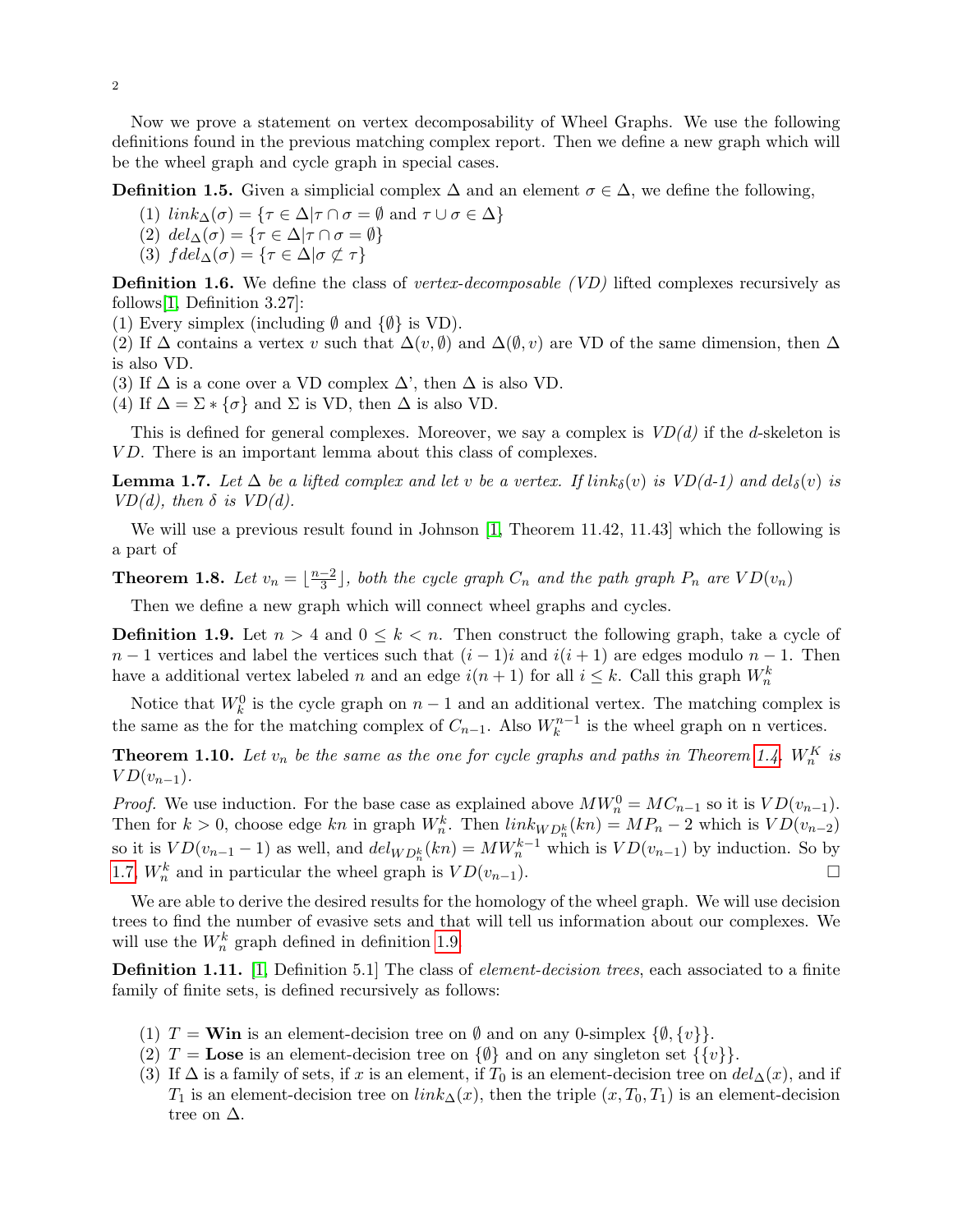Now we prove a statement on vertex decomposability of Wheel Graphs. We use the following definitions found in the previous matching complex report. Then we define a new graph which will be the wheel graph and cycle graph in special cases.

**Definition 1.5.** Given a simplicial complex $\Delta$ and an element $\sigma \in \Delta$, we define the following,

1. $link_\Delta(\sigma) = \{\tau \in \Delta | \tau \cap \sigma = \emptyset$ and $\tau \cup \sigma \in \Delta\}$
2. $del_\Delta(\sigma) = \{\tau \in \Delta | \tau \cap \sigma = \emptyset\}$
3. $fdel_\Delta(\sigma) = \{\tau \in \Delta | \sigma \not\subset \tau\}$

**Definition 1.6.** We define the class of *vertex-decomposable (VD)* lifted complexes recursively as follows[1, Definition 3.27]:
(1) Every simplex (including $\emptyset$ and $\{\emptyset\}$ is VD).
(2) If $\Delta$ contains a vertex $v$ such that $\Delta(v, \emptyset)$ and $\Delta(\emptyset, v)$ are VD of the same dimension, then $\Delta$ is also VD.
(3) If $\Delta$ is a cone over a VD complex $\Delta$', then $\Delta$ is also VD.
(4) If $\Delta = \Sigma * \{\sigma\}$ and $\Sigma$ is VD, then $\Delta$ is also VD.

This is defined for general complexes. Moreover, we say a complex is *VD(d)* if the $d$-skeleton is $VD$. There is an important lemma about this class of complexes.

**Lemma 1.7.** *Let $\Delta$ be a lifted complex and let $v$ be a vertex. If $link_\delta(v)$ is VD(d-1) and $del_\delta(v)$ is VD(d), then $\delta$ is VD(d).*

We will use a previous result found in Johnson [1, Theorem 11.42, 11.43] which the following is a part of

**Theorem 1.8.** *Let $v_n = \lfloor \frac{n-2}{3} \rfloor$, both the cycle graph $C_n$ and the path graph $P_n$ are $VD(v_n)$*

Then we define a new graph which will connect wheel graphs and cycles.

**Definition 1.9.** Let $n > 4$ and $0 \leq k < n$. Then construct the following graph, take a cycle of $n-1$ vertices and label the vertices such that $(i-1)i$ and $i(i+1)$ are edges modulo $n-1$. Then have a additional vertex labeled $n$ and an edge $i(n+1)$ for all $i \leq k$. Call this graph $W_n^k$

Notice that $W_k^0$ is the cycle graph on $n-1$ and an additional vertex. The matching complex is the same as the for the matching complex of $C_{n-1}$. Also $W_k^{n-1}$ is the wheel graph on n vertices.

**Theorem 1.10.** *Let $v_n$ be the same as the one for cycle graphs and paths in Theorem 1.4. $W_n^K$ is $VD(v_{n-1})$.*

*Proof.* We use induction. For the base case as explained above $MW_n^0 = MC_{n-1}$ so it is $VD(v_{n-1})$. Then for $k > 0$, choose edge $kn$ in graph $W_n^k$. Then $link_{WD_n^k}(kn) = MP_n - 2$ which is $VD(v_{n-2})$ so it is $VD(v_{n-1} - 1)$ as well, and $del_{WD_n^k}(kn) = MW_n^{k-1}$ which is $VD(v_{n-1})$ by induction. So by 1.7, $W_n^k$ and in particular the wheel graph is $VD(v_{n-1})$. $\square$

We are able to derive the desired results for the homology of the wheel graph. We will use decision trees to find the number of evasive sets and that will tell us information about our complexes. We will use the $W_n^k$ graph defined in definition 1.9.

**Definition 1.11.** [1, Definition 5.1] The class of *element-decision trees*, each associated to a finite family of finite sets, is defined recursively as follows:

1. $T =$ **Win** is an element-decision tree on $\emptyset$ and on any 0-simplex $\{\emptyset, \{v\}\}$.
2. $T =$ **Lose** is an element-decision tree on $\{\emptyset\}$ and on any singleton set $\{\{v\}\}$.
3. If $\Delta$ is a family of sets, if $x$ is an element, if $T_0$ is an element-decision tree on $del_\Delta(x)$, and if $T_1$ is an element-decision tree on $link_\Delta(x)$, then the triple $(x, T_0, T_1)$ is an element-decision tree on $\Delta$.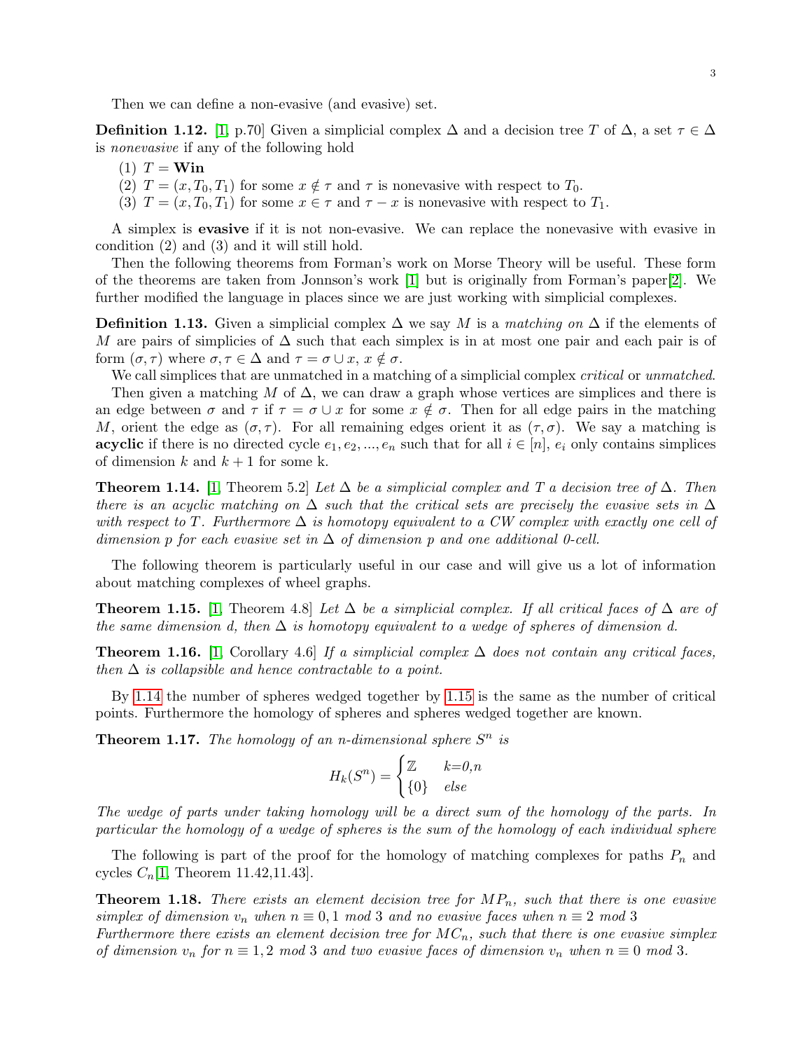Then we can define a non-evasive (and evasive) set.

**Definition 1.12.** [1, p.70] Given a simplicial complex $\Delta$ and a decision tree $T$ of $\Delta$, a set $\tau \in \Delta$ is *nonevasive* if any of the following hold

1. $T = \mathbf{Win}$
2. $T = (x, T_0, T_1)$ for some $x \notin \tau$ and $\tau$ is nonevasive with respect to $T_0$.
3. $T = (x, T_0, T_1)$ for some $x \in \tau$ and $\tau - x$ is nonevasive with respect to $T_1$.

A simplex is **evasive** if it is not non-evasive. We can replace the nonevasive with evasive in condition (2) and (3) and it will still hold.

Then the following theorems from Forman's work on Morse Theory will be useful. These form of the theorems are taken from Jonnson's work [1] but is originally from Forman's paper[2]. We further modified the language in places since we are just working with simplicial complexes.

**Definition 1.13.** Given a simplicial complex $\Delta$ we say $M$ is a *matching on* $\Delta$ if the elements of $M$ are pairs of simplicies of $\Delta$ such that each simplex is in at most one pair and each pair is of form $(\sigma, \tau)$ where $\sigma, \tau \in \Delta$ and $\tau = \sigma \cup x$, $x \notin \sigma$.

We call simplices that are unmatched in a matching of a simplicial complex *critical* or *unmatched*.

Then given a matching $M$ of $\Delta$, we can draw a graph whose vertices are simplices and there is an edge between $\sigma$ and $\tau$ if $\tau = \sigma \cup x$ for some $x \notin \sigma$. Then for all edge pairs in the matching $M$, orient the edge as $(\sigma, \tau)$. For all remaining edges orient it as $(\tau, \sigma)$. We say a matching is **acyclic** if there is no directed cycle $e_1, e_2, ..., e_n$ such that for all $i \in [n]$, $e_i$ only contains simplices of dimension $k$ and $k+1$ for some k.

**Theorem 1.14.** [1, Theorem 5.2] *Let $\Delta$ be a simplicial complex and $T$ a decision tree of $\Delta$. Then there is an acyclic matching on $\Delta$ such that the critical sets are precisely the evasive sets in $\Delta$ with respect to $T$. Furthermore $\Delta$ is homotopy equivalent to a CW complex with exactly one cell of dimension $p$ for each evasive set in $\Delta$ of dimension $p$ and one additional 0-cell.*

The following theorem is particularly useful in our case and will give us a lot of information about matching complexes of wheel graphs.

**Theorem 1.15.** [1, Theorem 4.8] *Let $\Delta$ be a simplicial complex. If all critical faces of $\Delta$ are of the same dimension $d$, then $\Delta$ is homotopy equivalent to a wedge of spheres of dimension $d$.*

**Theorem 1.16.** [1, Corollary 4.6] *If a simplicial complex $\Delta$ does not contain any critical faces, then $\Delta$ is collapsible and hence contractable to a point.*

By 1.14 the number of spheres wedged together by 1.15 is the same as the number of critical points. Furthermore the homology of spheres and spheres wedged together are known.

**Theorem 1.17.** *The homology of an n-dimensional sphere $S^n$ is*

$$H_k(S^n) = \begin{cases} \mathbb{Z} & k\text{=}0,n \\ \{0\} & else \end{cases}$$

*The wedge of parts under taking homology will be a direct sum of the homology of the parts. In particular the homology of a wedge of spheres is the sum of the homology of each individual sphere*

The following is part of the proof for the homology of matching complexes for paths $P_n$ and cycles $C_n$[1, Theorem 11.42,11.43].

**Theorem 1.18.** *There exists an element decision tree for $MP_n$, such that there is one evasive simplex of dimension $v_n$ when $n \equiv 0, 1 \bmod 3$ and no evasive faces when $n \equiv 2 \bmod 3$*
*Furthermore there exists an element decision tree for $MC_n$, such that there is one evasive simplex of dimension $v_n$ for $n \equiv 1, 2 \bmod 3$ and two evasive faces of dimension $v_n$ when $n \equiv 0 \bmod 3$.*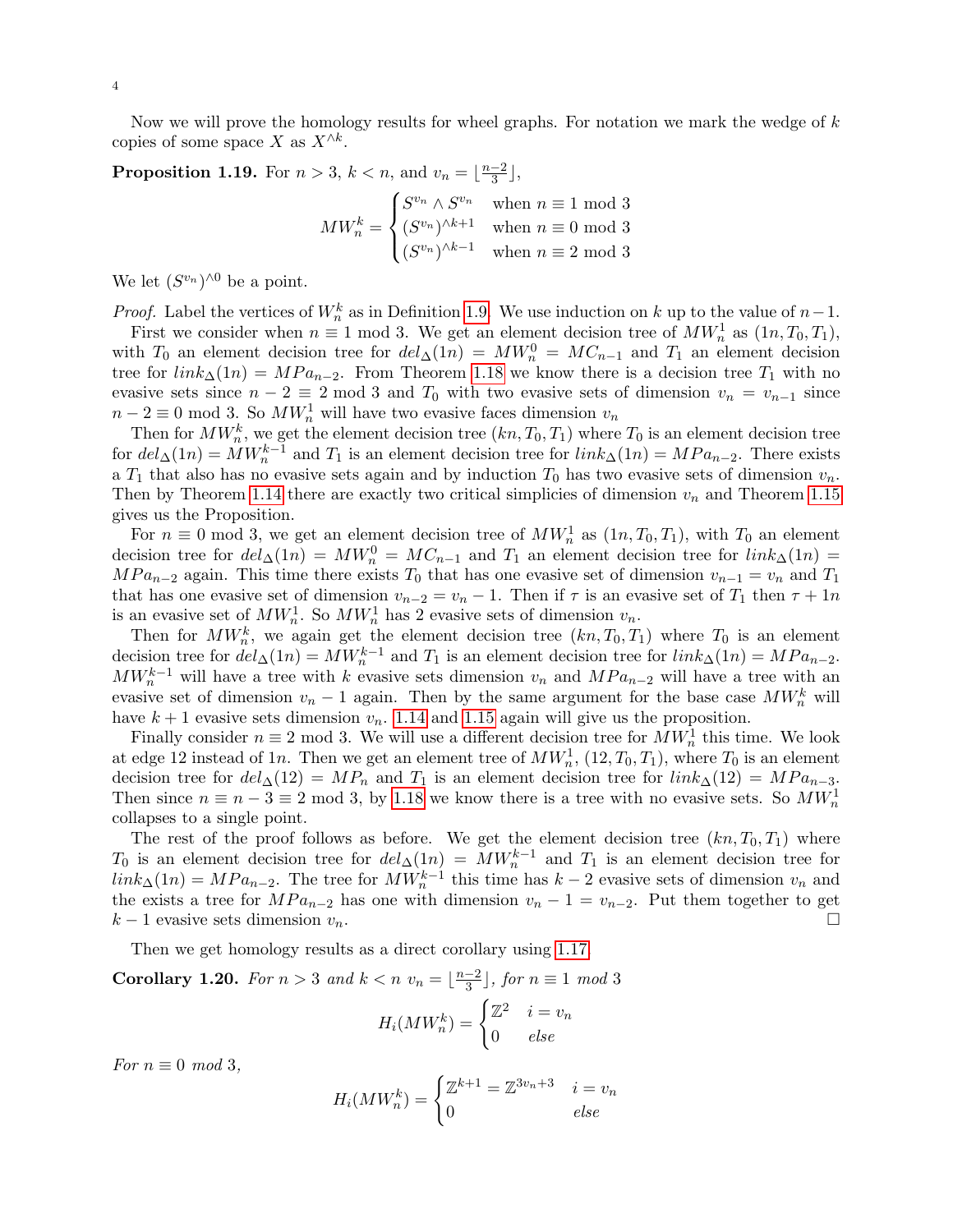Now we will prove the homology results for wheel graphs. For notation we mark the wedge of $k$ copies of some space $X$ as $X^{\wedge k}$.

**Proposition 1.19.** For $n > 3$, $k < n$, and $v_n = \lfloor \frac{n-2}{3} \rfloor$,

$$MW_n^k = \begin{cases} S^{v_n} \wedge S^{v_n} & \text{when } n \equiv 1 \text{ mod } 3 \\ (S^{v_n})^{\wedge k+1} & \text{when } n \equiv 0 \text{ mod } 3 \\ (S^{v_n})^{\wedge k-1} & \text{when } n \equiv 2 \text{ mod } 3 \end{cases}$$

We let $(S^{v_n})^{\wedge 0}$ be a point.

*Proof.* Label the vertices of $W_n^k$ as in Definition 1.9. We use induction on $k$ up to the value of $n-1$.

First we consider when $n \equiv 1$ mod 3. We get an element decision tree of $MW_n^1$ as $(1n, T_0, T_1)$, with $T_0$ an element decision tree for $del_\Delta(1n) = MW_n^0 = MC_{n-1}$ and $T_1$ an element decision tree for $link_\Delta(1n) = MPa_{n-2}$. From Theorem 1.18 we know there is a decision tree $T_1$ with no evasive sets since $n-2 \equiv 2$ mod 3 and $T_0$ with two evasive sets of dimension $v_n = v_{n-1}$ since $n-2 \equiv 0$ mod 3. So $MW_n^1$ will have two evasive faces dimension $v_n$

Then for $MW_n^k$, we get the element decision tree $(kn, T_0, T_1)$ where $T_0$ is an element decision tree for $del_\Delta(1n) = MW_n^{k-1}$ and $T_1$ is an element decision tree for $link_\Delta(1n) = MPa_{n-2}$. There exists a $T_1$ that also has no evasive sets again and by induction $T_0$ has two evasive sets of dimension $v_n$. Then by Theorem 1.14 there are exactly two critical simplicies of dimension $v_n$ and Theorem 1.15 gives us the Proposition.

For $n \equiv 0$ mod 3, we get an element decision tree of $MW_n^1$ as $(1n, T_0, T_1)$, with $T_0$ an element decision tree for $del_\Delta(1n) = MW_n^0 = MC_{n-1}$ and $T_1$ an element decision tree for $link_\Delta(1n) = MPa_{n-2}$ again. This time there exists $T_0$ that has one evasive set of dimension $v_{n-1} = v_n$ and $T_1$ that has one evasive set of dimension $v_{n-2} = v_n - 1$. Then if $\tau$ is an evasive set of $T_1$ then $\tau + 1n$ is an evasive set of $MW_n^1$. So $MW_n^1$ has 2 evasive sets of dimension $v_n$.

Then for $MW_n^k$, we again get the element decision tree $(kn, T_0, T_1)$ where $T_0$ is an element decision tree for $del_\Delta(1n) = MW_n^{k-1}$ and $T_1$ is an element decision tree for $link_\Delta(1n) = MPa_{n-2}$. $MW_n^{k-1}$ will have a tree with $k$ evasive sets dimension $v_n$ and $MPa_{n-2}$ will have a tree with an evasive set of dimension $v_n - 1$ again. Then by the same argument for the base case $MW_n^k$ will have $k+1$ evasive sets dimension $v_n$. 1.14 and 1.15 again will give us the proposition.

Finally consider $n \equiv 2$ mod 3. We will use a different decision tree for $MW_n^1$ this time. We look at edge 12 instead of $1n$. Then we get an element tree of $MW_n^1$, $(12, T_0, T_1)$, where $T_0$ is an element decision tree for $del_\Delta(12) = MP_n$ and $T_1$ is an element decision tree for $link_\Delta(12) = MPa_{n-3}$. Then since $n \equiv n-3 \equiv 2$ mod 3, by 1.18 we know there is a tree with no evasive sets. So $MW_n^1$ collapses to a single point.

The rest of the proof follows as before. We get the element decision tree $(kn, T_0, T_1)$ where $T_0$ is an element decision tree for $del_\Delta(1n) = MW_n^{k-1}$ and $T_1$ is an element decision tree for $link_\Delta(1n) = MPa_{n-2}$. The tree for $MW_n^{k-1}$ this time has $k-2$ evasive sets of dimension $v_n$ and the exists a tree for $MPa_{n-2}$ has one with dimension $v_n - 1 = v_{n-2}$. Put them together to get $k-1$ evasive sets dimension $v_n$. $\square$

Then we get homology results as a direct corollary using 1.17.

**Corollary 1.20.** *For $n > 3$ and $k < n$ $v_n = \lfloor \frac{n-2}{3} \rfloor$, for $n \equiv 1$ mod 3*

$$H_i(MW_n^k) = \begin{cases} \mathbb{Z}^2 & i = v_n \\ 0 & \text{else} \end{cases}$$

*For $n \equiv 0$ mod 3,*

$$H_i(MW_n^k) = \begin{cases} \mathbb{Z}^{k+1} = \mathbb{Z}^{3v_n+3} & i = v_n \\ 0 & \text{else} \end{cases}$$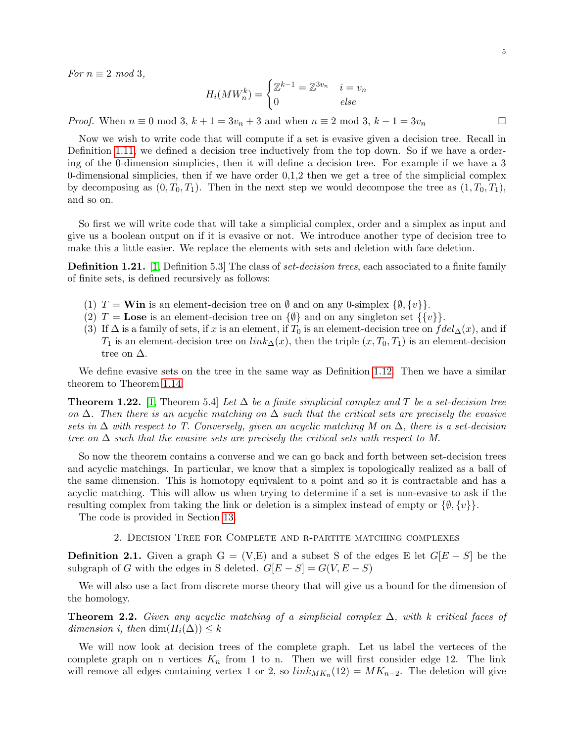*For* $n \equiv 2$ *mod* 3,

$$H_i(MW_n^k) = \begin{cases} \mathbb{Z}^{k-1} = \mathbb{Z}^{3v_n} & i = v_n \\ 0 & else \end{cases}$$

*Proof.* When $n \equiv 0$ mod 3, $k+1 = 3v_n + 3$ and when $n \equiv 2$ mod 3, $k - 1 = 3v_n$ □

Now we wish to write code that will compute if a set is evasive given a decision tree. Recall in Definition 1.11, we defined a decision tree inductively from the top down. So if we have a ordering of the 0-dimension simplicies, then it will define a decision tree. For example if we have a 3 0-dimensional simplicies, then if we have order 0,1,2 then we get a tree of the simplicial complex by decomposing as $(0, T_0, T_1)$. Then in the next step we would decompose the tree as $(1, T_0, T_1)$, and so on.

So first we will write code that will take a simplicial complex, order and a simplex as input and give us a boolean output on if it is evasive or not. We introduce another type of decision tree to make this a little easier. We replace the elements with sets and deletion with face deletion.

**Definition 1.21.** [1, Definition 5.3] The class of *set-decision trees*, each associated to a finite family of finite sets, is defined recursively as follows:

(1) $T =$ **Win** is an element-decision tree on $\emptyset$ and on any 0-simplex $\{\emptyset, \{v\}\}$.
(2) $T =$ **Lose** is an element-decision tree on $\{\emptyset\}$ and on any singleton set $\{\{v\}\}$.
(3) If $\Delta$ is a family of sets, if $x$ is an element, if $T_0$ is an element-decision tree on $fdel_\Delta(x)$, and if $T_1$ is an element-decision tree on $link_\Delta(x)$, then the triple $(x, T_0, T_1)$ is an element-decision tree on $\Delta$.

We define evasive sets on the tree in the same way as Definition 1.12. Then we have a similar theorem to Theorem 1.14.

**Theorem 1.22.** [1, Theorem 5.4] *Let $\Delta$ be a finite simplicial complex and $T$ be a set-decision tree on $\Delta$. Then there is an acyclic matching on $\Delta$ such that the critical sets are precisely the evasive sets in $\Delta$ with respect to $T$. Conversely, given an acyclic matching $M$ on $\Delta$, there is a set-decision tree on $\Delta$ such that the evasive sets are precisely the critical sets with respect to $M$.*

So now the theorem contains a converse and we can go back and forth between set-decision trees and acyclic matchings. In particular, we know that a simplex is topologically realized as a ball of the same dimension. This is homotopy equivalent to a point and so it is contractable and has a acyclic matching. This will allow us when trying to determine if a set is non-evasive to ask if the resulting complex from taking the link or deletion is a simplex instead of empty or $\{\emptyset, \{v\}\}$.

The code is provided in Section 13.

## 2. Decision Tree for Complete and r-partite matching complexes

**Definition 2.1.** Given a graph G = (V,E) and a subset S of the edges E let $G[E - S]$ be the subgraph of $G$ with the edges in S deleted. $G[E - S] = G(V, E - S)$

We will also use a fact from discrete morse theory that will give us a bound for the dimension of the homology.

**Theorem 2.2.** *Given any acyclic matching of a simplicial complex $\Delta$, with $k$ critical faces of dimension $i$, then* $\dim(H_i(\Delta)) \leq k$

We will now look at decision trees of the complete graph. Let us label the verteces of the complete graph on n vertices $K_n$ from 1 to n. Then we will first consider edge 12. The link will remove all edges containing vertex 1 or 2, so $link_{MK_n}(12) = MK_{n-2}$. The deletion will give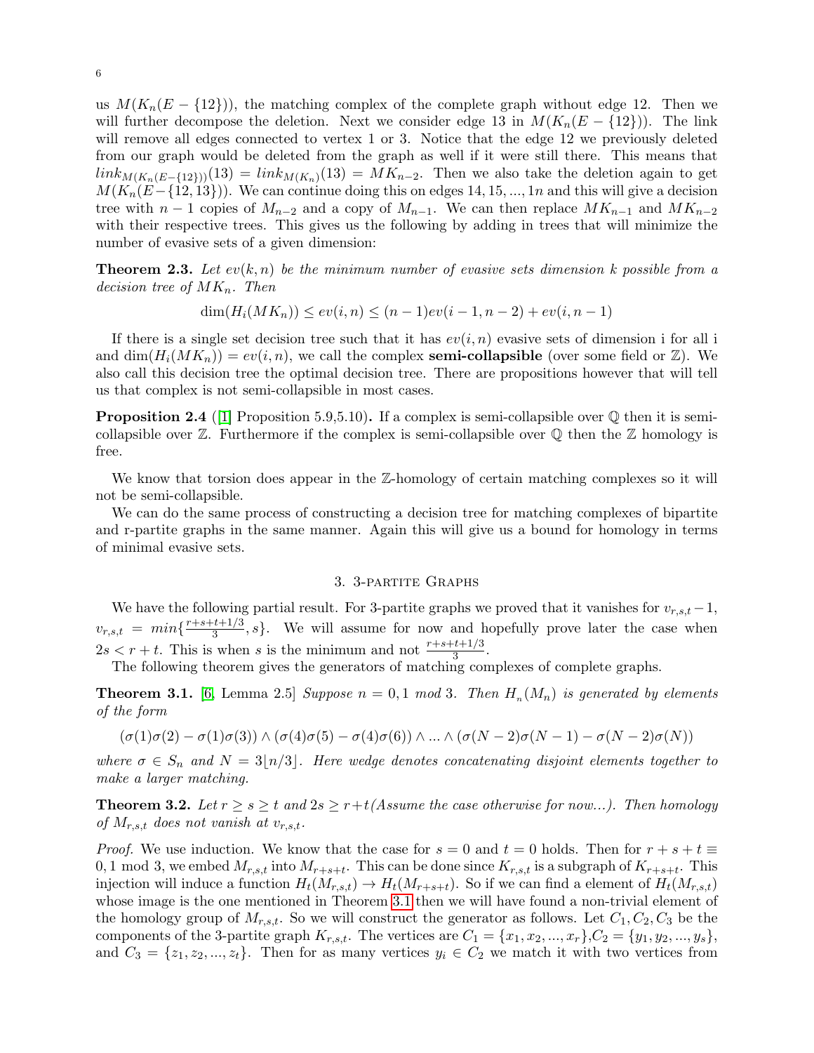us $M(K_n(E-\{12\}))$, the matching complex of the complete graph without edge 12. Then we will further decompose the deletion. Next we consider edge 13 in $M(K_n(E-\{12\}))$. The link will remove all edges connected to vertex 1 or 3. Notice that the edge 12 we previously deleted from our graph would be deleted from the graph as well if it were still there. This means that $link_{M(K_n(E-\{12\}))}(13) = link_{M(K_n)}(13) = MK_{n-2}$. Then we also take the deletion again to get $M(K_n(E-\{12,13\}))$. We can continue doing this on edges $14, 15, ..., 1n$ and this will give a decision tree with $n-1$ copies of $M_{n-2}$ and a copy of $M_{n-1}$. We can then replace $MK_{n-1}$ and $MK_{n-2}$ with their respective trees. This gives us the following by adding in trees that will minimize the number of evasive sets of a given dimension:

**Theorem 2.3.** *Let $ev(k,n)$ be the minimum number of evasive sets dimension $k$ possible from a decision tree of $MK_n$. Then*

$$\dim(H_i(MK_n)) \leq ev(i,n) \leq (n-1)ev(i-1,n-2) + ev(i,n-1)$$

If there is a single set decision tree such that it has $ev(i,n)$ evasive sets of dimension i for all i and $\dim(H_i(MK_n)) = ev(i,n)$, we call the complex **semi-collapsible** (over some field or $\mathbb{Z}$). We also call this decision tree the optimal decision tree. There are propositions however that will tell us that complex is not semi-collapsible in most cases.

**Proposition 2.4** ([1] Proposition 5.9,5.10)**.** If a complex is semi-collapsible over $\mathbb{Q}$ then it is semi-collapsible over $\mathbb{Z}$. Furthermore if the complex is semi-collapsible over $\mathbb{Q}$ then the $\mathbb{Z}$ homology is free.

We know that torsion does appear in the $\mathbb{Z}$-homology of certain matching complexes so it will not be semi-collapsible.

We can do the same process of constructing a decision tree for matching complexes of bipartite and r-partite graphs in the same manner. Again this will give us a bound for homology in terms of minimal evasive sets.

## 3. 3-partite Graphs

We have the following partial result. For 3-partite graphs we proved that it vanishes for $v_{r,s,t}-1$, $v_{r,s,t} = min\{\frac{r+s+t+1/3}{3}, s\}$. We will assume for now and hopefully prove later the case when $2s < r+t$. This is when $s$ is the minimum and not $\frac{r+s+t+1/3}{3}$.

The following theorem gives the generators of matching complexes of complete graphs.

**Theorem 3.1.** [6, Lemma 2.5] *Suppose $n = 0,1 \text{ mod } 3$. Then $H_{\nu_n}(M_n)$ is generated by elements of the form*

$$(\sigma(1)\sigma(2) - \sigma(1)\sigma(3)) \wedge (\sigma(4)\sigma(5) - \sigma(4)\sigma(6)) \wedge ... \wedge (\sigma(N-2)\sigma(N-1) - \sigma(N-2)\sigma(N))$$

*where $\sigma \in S_n$ and $N = 3\lfloor n/3 \rfloor$. Here wedge denotes concatenating disjoint elements together to make a larger matching.*

**Theorem 3.2.** *Let $r \geq s \geq t$ and $2s \geq r+t$(Assume the case otherwise for now...). Then homology of $M_{r,s,t}$ does not vanish at $v_{r,s,t}$.*

*Proof.* We use induction. We know that the case for $s=0$ and $t=0$ holds. Then for $r+s+t \equiv 0,1 \text{ mod } 3$, we embed $M_{r,s,t}$ into $M_{r+s+t}$. This can be done since $K_{r,s,t}$ is a subgraph of $K_{r+s+t}$. This injection will induce a function $H_t(M_{r,s,t}) \to H_t(M_{r+s+t})$. So if we can find a element of $H_t(M_{r,s,t})$ whose image is the one mentioned in Theorem 3.1 then we will have found a non-trivial element of the homology group of $M_{r,s,t}$. So we will construct the generator as follows. Let $C_1, C_2, C_3$ be the components of the 3-partite graph $K_{r,s,t}$. The vertices are $C_1 = \{x_1, x_2, ..., x_r\}$,$C_2 = \{y_1, y_2, ..., y_s\}$, and $C_3 = \{z_1, z_2, ..., z_t\}$. Then for as many vertices $y_i \in C_2$ we match it with two vertices from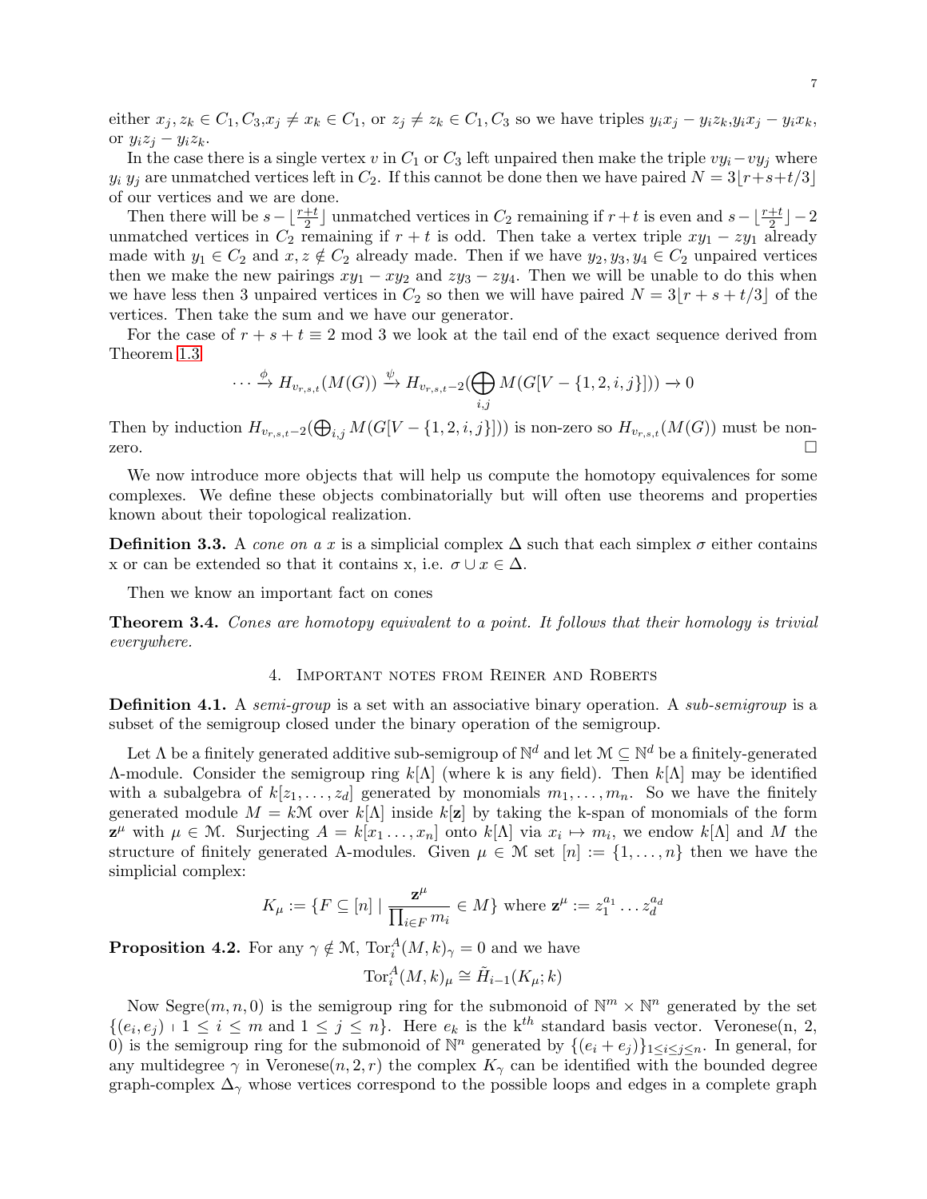either $x_j, z_k \in C_1, C_3, x_j \neq x_k \in C_1$, or $z_j \neq z_k \in C_1, C_3$ so we have triples $y_i x_j - y_i z_k, y_i x_j - y_i x_k$, or $y_i z_j - y_i z_k$.

In the case there is a single vertex $v$ in $C_1$ or $C_3$ left unpaired then make the triple $vy_i - vy_j$ where $y_i$ $y_j$ are unmatched vertices left in $C_2$. If this cannot be done then we have paired $N = 3\lfloor r+s+t/3 \rfloor$ of our vertices and we are done.

Then there will be $s - \lfloor \frac{r+t}{2} \rfloor$ unmatched vertices in $C_2$ remaining if $r+t$ is even and $s - \lfloor \frac{r+t}{2} \rfloor - 2$ unmatched vertices in $C_2$ remaining if $r+t$ is odd. Then take a vertex triple $xy_1 - zy_1$ already made with $y_1 \in C_2$ and $x, z \notin C_2$ already made. Then if we have $y_2, y_3, y_4 \in C_2$ unpaired vertices then we make the new pairings $xy_1 - xy_2$ and $zy_3 - zy_4$. Then we will be unable to do this when we have less then 3 unpaired vertices in $C_2$ so then we will have paired $N = 3\lfloor r+s+t/3 \rfloor$ of the vertices. Then take the sum and we have our generator.

For the case of $r+s+t \equiv 2 \bmod 3$ we look at the tail end of the exact sequence derived from Theorem 1.3

$$\cdots \xrightarrow{\phi} H_{v_{r,s,t}}(M(G)) \xrightarrow{\psi} H_{v_{r,s,t}-2}\Big(\bigoplus_{i,j} M(G[V - \{1,2,i,j\}])\Big) \to 0$$

Then by induction $H_{v_{r,s,t}-2}(\bigoplus_{i,j} M(G[V - \{1,2,i,j\}]))$ is non-zero so $H_{v_{r,s,t}}(M(G))$ must be non-zero. $\square$

We now introduce more objects that will help us compute the homotopy equivalences for some complexes. We define these objects combinatorially but will often use theorems and properties known about their topological realization.

**Definition 3.3.** A *cone on a x* is a simplicial complex $\Delta$ such that each simplex $\sigma$ either contains x or can be extended so that it contains x, i.e. $\sigma \cup x \in \Delta$.

Then we know an important fact on cones

**Theorem 3.4.** *Cones are homotopy equivalent to a point. It follows that their homology is trivial everywhere.*

## 4. Important notes from Reiner and Roberts

**Definition 4.1.** A *semi-group* is a set with an associative binary operation. A *sub-semigroup* is a subset of the semigroup closed under the binary operation of the semigroup.

Let $\Lambda$ be a finitely generated additive sub-semigroup of $\mathbb{N}^d$ and let $\mathcal{M} \subseteq \mathbb{N}^d$ be a finitely-generated $\Lambda$-module. Consider the semigroup ring $k[\Lambda]$ (where k is any field). Then $k[\Lambda]$ may be identified with a subalgebra of $k[z_1, \ldots, z_d]$ generated by monomials $m_1, \ldots, m_n$. So we have the finitely generated module $M = k\mathcal{M}$ over $k[\Lambda]$ inside $k[\mathbf{z}]$ by taking the k-span of monomials of the form $\mathbf{z}^\mu$ with $\mu \in \mathcal{M}$. Surjecting $A = k[x_1 \ldots, x_n]$ onto $k[\Lambda]$ via $x_i \mapsto m_i$, we endow $k[\Lambda]$ and $M$ the structure of finitely generated A-modules. Given $\mu \in \mathcal{M}$ set $[n] := \{1, \ldots, n\}$ then we have the simplicial complex:

$$K_\mu := \{F \subseteq [n] \mid \frac{\mathbf{z}^\mu}{\prod_{i \in F} m_i} \in M\} \text{ where } \mathbf{z}^\mu := z_1^{a_1} \ldots z_d^{a_d}$$

**Proposition 4.2.** For any $\gamma \notin \mathcal{M}$, $\operatorname{Tor}_i^A(M, k)_\gamma = 0$ and we have

$$\operatorname{Tor}_i^A(M, k)_\mu \cong \tilde{H}_{i-1}(K_\mu; k)$$

Now Segre$(m, n, 0)$ is the semigroup ring for the submonoid of $\mathbb{N}^m \times \mathbb{N}^n$ generated by the set $\{(e_i, e_j) \mid 1 \leq i \leq m \text{ and } 1 \leq j \leq n\}$. Here $e_k$ is the $k^{th}$ standard basis vector. Veronese(n, 2, 0) is the semigroup ring for the submonoid of $\mathbb{N}^n$ generated by $\{(e_i + e_j)\}_{1 \leq i \leq j \leq n}$. In general, for any multidegree $\gamma$ in Veronese$(n, 2, r)$ the complex $K_\gamma$ can be identified with the bounded degree graph-complex $\Delta_\gamma$ whose vertices correspond to the possible loops and edges in a complete graph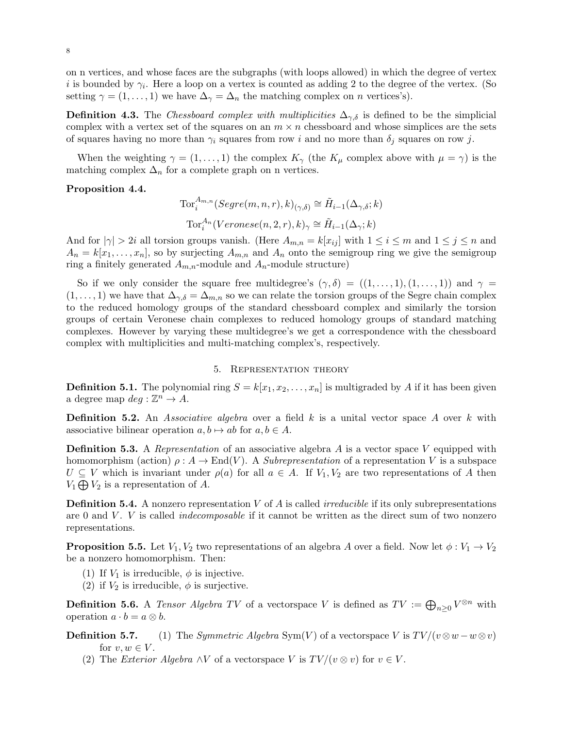on n vertices, and whose faces are the subgraphs (with loops allowed) in which the degree of vertex $i$ is bounded by $\gamma_i$. Here a loop on a vertex is counted as adding 2 to the degree of the vertex. (So setting $\gamma = (1, \ldots, 1)$ we have $\Delta_\gamma = \Delta_n$ the matching complex on $n$ vertices's).

**Definition 4.3.** The *Chessboard complex with multiplicities* $\Delta_{\gamma,\delta}$ is defined to be the simplicial complex with a vertex set of the squares on an $m \times n$ chessboard and whose simplices are the sets of squares having no more than $\gamma_i$ squares from row $i$ and no more than $\delta_j$ squares on row $j$.

When the weighting $\gamma = (1, \ldots, 1)$ the complex $K_\gamma$ (the $K_\mu$ complex above with $\mu = \gamma$) is the matching complex $\Delta_n$ for a complete graph on n vertices.

**Proposition 4.4.**

$$\mathrm{Tor}_i^{A_{m,n}}(Segre(m, n, r), k)_{(\gamma,\delta)} \cong \tilde{H}_{i-1}(\Delta_{\gamma,\delta}; k)$$

$$\mathrm{Tor}_i^{A_n}(Veronese(n, 2, r), k)_\gamma \cong \tilde{H}_{i-1}(\Delta_\gamma; k)$$

And for $|\gamma| > 2i$ all torsion groups vanish. (Here $A_{m,n} = k[x_{ij}]$ with $1 \leq i \leq m$ and $1 \leq j \leq n$ and $A_n = k[x_1, \ldots, x_n]$, so by surjecting $A_{m,n}$ and $A_n$ onto the semigroup ring we give the semigroup ring a finitely generated $A_{m,n}$-module and $A_n$-module structure)

So if we only consider the square free multidegree's $(\gamma, \delta) = ((1, \ldots, 1), (1, \ldots, 1))$ and $\gamma = (1, \ldots, 1)$ we have that $\Delta_{\gamma,\delta} = \Delta_{m,n}$ so we can relate the torsion groups of the Segre chain complex to the reduced homology groups of the standard chessboard complex and similarly the torsion groups of certain Veronese chain complexes to reduced homology groups of standard matching complexes. However by varying these multidegree's we get a correspondence with the chessboard complex with multiplicities and multi-matching complex's, respectively.

## 5. Representation theory

**Definition 5.1.** The polynomial ring $S = k[x_1, x_2, \ldots, x_n]$ is multigraded by $A$ if it has been given a degree map $deg : \mathbb{Z}^n \to A$.

**Definition 5.2.** An *Associative algebra* over a field $k$ is a unital vector space $A$ over $k$ with associative bilinear operation $a, b \mapsto ab$ for $a, b \in A$.

**Definition 5.3.** A *Representation* of an associative algebra $A$ is a vector space $V$ equipped with homomorphism (action) $\rho : A \to \mathrm{End}(V)$. A *Subrepresentation* of a representation $V$ is a subspace $U \subseteq V$ which is invariant under $\rho(a)$ for all $a \in A$. If $V_1, V_2$ are two representations of $A$ then $V_1 \bigoplus V_2$ is a representation of $A$.

**Definition 5.4.** A nonzero representation $V$ of $A$ is called *irreducible* if its only subrepresentations are 0 and $V$. $V$ is called *indecomposable* if it cannot be written as the direct sum of two nonzero representations.

**Proposition 5.5.** Let $V_1, V_2$ two representations of an algebra $A$ over a field. Now let $\phi : V_1 \to V_2$ be a nonzero homomorphism. Then:

1. If $V_1$ is irreducible, $\phi$ is injective.
2. if $V_2$ is irreducible, $\phi$ is surjective.

**Definition 5.6.** A *Tensor Algebra* $TV$ of a vectorspace $V$ is defined as $TV := \bigoplus_{n \geq 0} V^{\otimes n}$ with operation $a \cdot b = a \otimes b$.

**Definition 5.7.**
1. The *Symmetric Algebra* $\mathrm{Sym}(V)$ of a vectorspace $V$ is $TV/(v \otimes w - w \otimes v)$ for $v, w \in V$.
2. The *Exterior Algebra* $\wedge V$ of a vectorspace $V$ is $TV/(v \otimes v)$ for $v \in V$.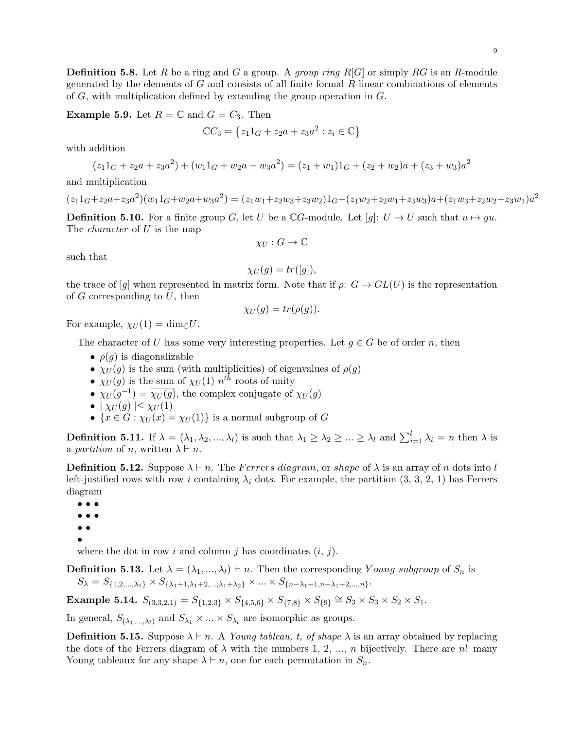**Definition 5.8.** Let $R$ be a ring and $G$ a group. A *group ring* $R[G]$ or simply $RG$ is an $R$-module generated by the elements of $G$ and consists of all finite formal $R$-linear combinations of elements of $G$, with multiplication defined by extending the group operation in $G$.

**Example 5.9.** Let $R = \mathbb{C}$ and $G = C_3$. Then

$$\mathbb{C}C_3 = \{z_1 1_G + z_2 a + z_3 a^2 : z_i \in \mathbb{C}\}$$

with addition

$$(z_1 1_G + z_2 a + z_3 a^2) + (w_1 1_G + w_2 a + w_3 a^2) = (z_1 + w_1)1_G + (z_2 + w_2)a + (z_3 + w_3)a^2$$

and multiplication

$$(z_1 1_G + z_2 a + z_3 a^2)(w_1 1_G + w_2 a + w_3 a^2) = (z_1 w_1 + z_2 w_3 + z_3 w_2)1_G + (z_1 w_2 + z_2 w_1 + z_3 w_3)a + (z_1 w_3 + z_2 w_2 + z_3 w_1)a^2$$

**Definition 5.10.** For a finite group $G$, let $U$ be a $\mathbb{C}G$-module. Let $[g]\colon U \to U$ such that $u \mapsto gu$. The *character* of $U$ is the map

$$\chi_U : G \to \mathbb{C}$$

such that

$$\chi_U(g) = tr([g]),$$

the trace of $[g]$ when represented in matrix form. Note that if $\rho\colon G \to GL(U)$ is the representation of $G$ corresponding to $U$, then

$$\chi_U(g) = tr(\rho(g)).$$

For example, $\chi_U(1) = \dim_{\mathbb{C}} U$.

The character of $U$ has some very interesting properties. Let $g \in G$ be of order $n$, then

- $\rho(g)$ is diagonalizable
- $\chi_U(g)$ is the sum (with multiplicities) of eigenvalues of $\rho(g)$
- $\chi_U(g)$ is the sum of $\chi_U(1)$ $n^{th}$ roots of unity
- $\chi_U(g^{-1}) = \overline{\chi_U(g)}$, the complex conjugate of $\chi_U(g)$
- $|\chi_U(g)| \leq \chi_U(1)$
- $\{x \in G : \chi_U(x) = \chi_U(1)\}$ is a normal subgroup of $G$

**Definition 5.11.** If $\lambda = (\lambda_1, \lambda_2, ..., \lambda_l)$ is such that $\lambda_1 \geq \lambda_2 \geq ... \geq \lambda_l$ and $\sum_{i=1}^{l} \lambda_i = n$ then $\lambda$ is a *partition* of $n$, written $\lambda \vdash n$.

**Definition 5.12.** Suppose $\lambda \vdash n$. The *Ferrers diagram*, or *shape* of $\lambda$ is an array of $n$ dots into $l$ left-justified rows with row $i$ containing $\lambda_i$ dots. For example, the partition (3, 3, 2, 1) has Ferrers diagram

• • •
• • •
• •
•

where the dot in row $i$ and column $j$ has coordinates $(i,\, j)$.

**Definition 5.13.** Let $\lambda = (\lambda_1, ..., \lambda_l) \vdash n$. Then the corresponding *Young subgroup* of $S_n$ is $S_\lambda = S_{\{1,2,...,\lambda_1\}} \times S_{\{\lambda_1+1,\lambda_1+2,...,\lambda_1+\lambda_2\}} \times ... \times S_{\{n-\lambda_1+1,n-\lambda_1+2,...,n\}}$.

**Example 5.14.** $S_{(3,3,2,1)} = S_{\{1,2,3\}} \times S_{\{4,5,6\}} \times S_{\{7,8\}} \times S_{\{9\}} \cong S_3 \times S_3 \times S_2 \times S_1$.

In general, $S_{(\lambda_1,...,\lambda_l)}$ and $S_{\lambda_1} \times ... \times S_{\lambda_l}$ are isomorphic as groups.

**Definition 5.15.** Suppose $\lambda \vdash n$. A *Young tableau, t, of shape* $\lambda$ is an array obtained by replacing the dots of the Ferrers diagram of $\lambda$ with the numbers 1, 2, ..., $n$ bijectively. There are $n!$ many Young tableaux for any shape $\lambda \vdash n$, one for each permutation in $S_n$.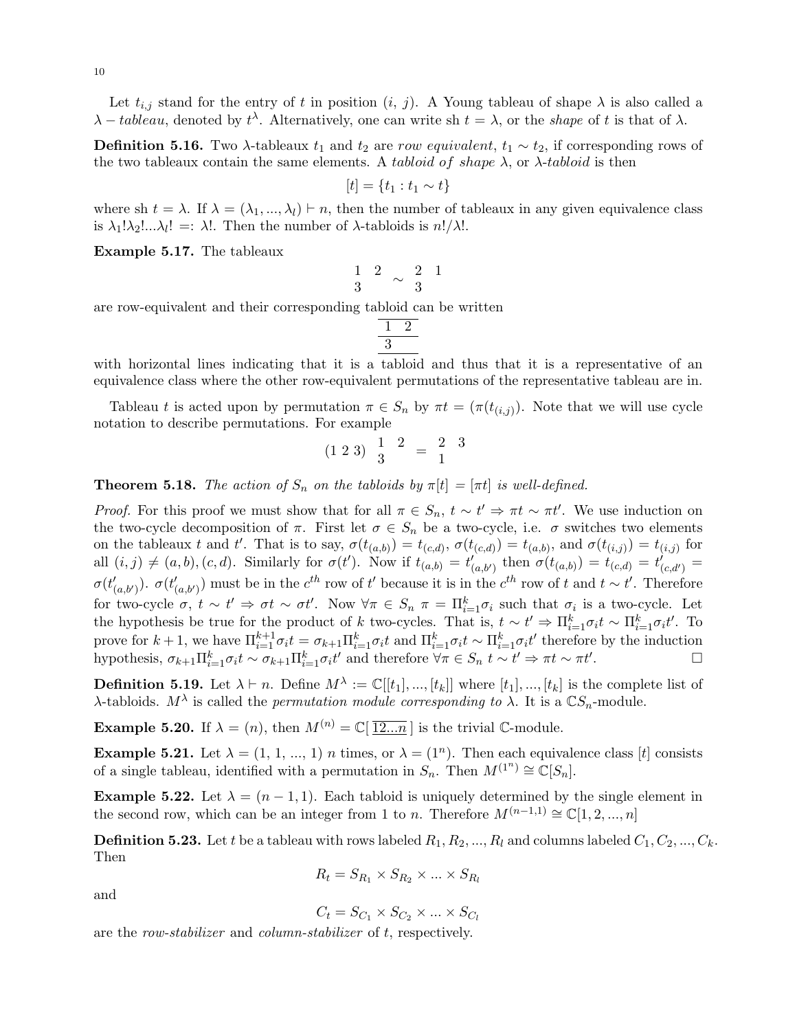Let $t_{i,j}$ stand for the entry of $t$ in position $(i,\, j)$. A Young tableau of shape $\lambda$ is also called a $\lambda - tableau$, denoted by $t^\lambda$. Alternatively, one can write sh $t = \lambda$, or the *shape* of $t$ is that of $\lambda$.

**Definition 5.16.** Two $\lambda$-tableaux $t_1$ and $t_2$ are *row equivalent*, $t_1 \sim t_2$, if corresponding rows of the two tableaux contain the same elements. A *tabloid of shape* $\lambda$, or $\lambda$-*tabloid* is then

$$[t] = \{t_1 : t_1 \sim t\}$$

where sh $t = \lambda$. If $\lambda = (\lambda_1, ..., \lambda_l) \vdash n$, then the number of tableaux in any given equivalence class is $\lambda_1!\lambda_2!...\lambda_l! =: \lambda!$. Then the number of $\lambda$-tabloids is $n!/\lambda!$.

**Example 5.17.** The tableaux

$$\begin{matrix} 1 & 2 \\ 3 & \end{matrix} \sim \begin{matrix} 2 & 1 \\ 3 & \end{matrix}$$

are row-equivalent and their corresponding tabloid can be written

$$\begin{array}{l} \hline 1 \;\; 2 \\ \hline 3 \\ \hline \end{array}$$

with horizontal lines indicating that it is a tabloid and thus that it is a representative of an equivalence class where the other row-equivalent permutations of the representative tableau are in.

Tableau $t$ is acted upon by permutation $\pi \in S_n$ by $\pi t = (\pi(t_{(i,j)})$. Note that we will use cycle notation to describe permutations. For example

$$(1\ 2\ 3)\ \begin{matrix} 1 & 2 \\ 3 & \end{matrix} = \begin{matrix} 2 & 3 \\ 1 & \end{matrix}$$

**Theorem 5.18.** *The action of $S_n$ on the tabloids by $\pi[t] = [\pi t]$ is well-defined.*

*Proof.* For this proof we must show that for all $\pi \in S_n$, $t \sim t' \Rightarrow \pi t \sim \pi t'$. We use induction on the two-cycle decomposition of $\pi$. First let $\sigma \in S_n$ be a two-cycle, i.e. $\sigma$ switches two elements on the tableaux $t$ and $t'$. That is to say, $\sigma(t_{(a,b)}) = t_{(c,d)}$, $\sigma(t_{(c,d)}) = t_{(a,b)}$, and $\sigma(t_{(i,j)}) = t_{(i,j)}$ for all $(i,j) \neq (a,b), (c,d)$. Similarly for $\sigma(t')$. Now if $t_{(a,b)} = t'_{(a,b')}$ then $\sigma(t_{(a,b)}) = t_{(c,d)} = t'_{(c,d')} = \sigma(t'_{(a,b')})$. $\sigma(t'_{(a,b')})$ must be in the $c^{th}$ row of $t'$ because it is in the $c^{th}$ row of $t$ and $t \sim t'$. Therefore for two-cycle $\sigma$, $t \sim t' \Rightarrow \sigma t \sim \sigma t'$. Now $\forall \pi \in S_n$ $\pi = \Pi_{i=1}^k \sigma_i$ such that $\sigma_i$ is a two-cycle. Let the hypothesis be true for the product of $k$ two-cycles. That is, $t \sim t' \Rightarrow \Pi_{i=1}^k \sigma_i t \sim \Pi_{i=1}^k \sigma_i t'$. To prove for $k+1$, we have $\Pi_{i=1}^{k+1}\sigma_i t = \sigma_{k+1}\Pi_{i=1}^k \sigma_i t$ and $\Pi_{i=1}^k \sigma_i t \sim \Pi_{i=1}^k \sigma_i t'$ therefore by the induction hypothesis, $\sigma_{k+1}\Pi_{i=1}^k \sigma_i t \sim \sigma_{k+1}\Pi_{i=1}^k \sigma_i t'$ and therefore $\forall \pi \in S_n$ $t \sim t' \Rightarrow \pi t \sim \pi t'$. $\square$

**Definition 5.19.** Let $\lambda \vdash n$. Define $M^\lambda := \mathbb{C}[[t_1], ..., [t_k]]$ where $[t_1], ..., [t_k]$ is the complete list of $\lambda$-tabloids. $M^\lambda$ is called the *permutation module corresponding to* $\lambda$. It is a $\mathbb{C}S_n$-module.

**Example 5.20.** If $\lambda = (n)$, then $M^{(n)} = \mathbb{C}[\,\overline{\underline{12...n}}\,]$ is the trivial $\mathbb{C}$-module.

**Example 5.21.** Let $\lambda = (1, 1, ..., 1)$ $n$ times, or $\lambda = (1^n)$. Then each equivalence class $[t]$ consists of a single tableau, identified with a permutation in $S_n$. Then $M^{(1^n)} \cong \mathbb{C}[S_n]$.

**Example 5.22.** Let $\lambda = (n-1, 1)$. Each tabloid is uniquely determined by the single element in the second row, which can be an integer from 1 to $n$. Therefore $M^{(n-1,1)} \cong \mathbb{C}[1, 2, ..., n]$

**Definition 5.23.** Let $t$ be a tableau with rows labeled $R_1, R_2, ..., R_l$ and columns labeled $C_1, C_2, ..., C_k$. Then

$$R_t = S_{R_1} \times S_{R_2} \times ... \times S_{R_l}$$

and

$$C_t = S_{C_1} \times S_{C_2} \times ... \times S_{C_l}$$

are the *row-stabilizer* and *column-stabilizer* of $t$, respectively.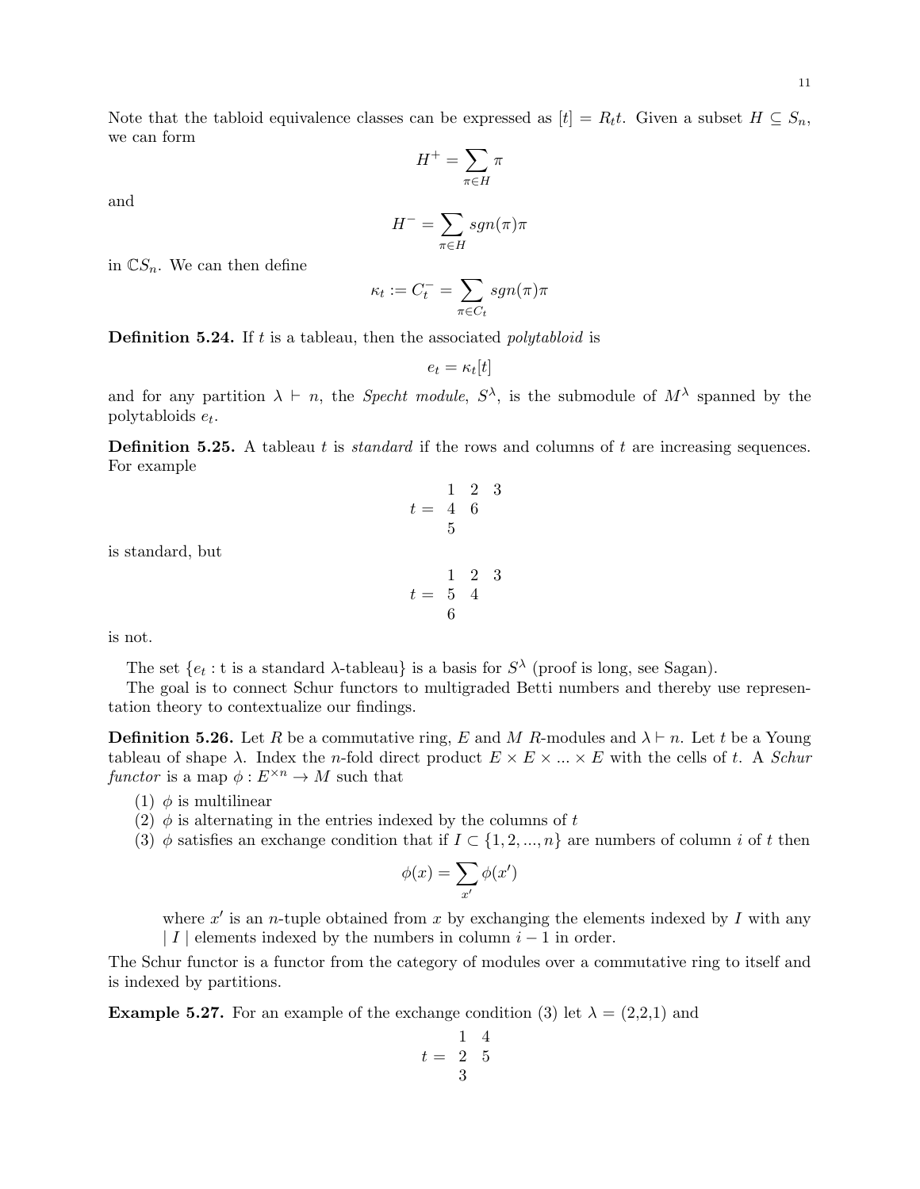Note that the tabloid equivalence classes can be expressed as $[t] = R_t t$. Given a subset $H \subseteq S_n$, we can form

$$H^+ = \sum_{\pi \in H} \pi$$

and

$$H^- = \sum_{\pi \in H} sgn(\pi)\pi$$

in $\mathbb{C}S_n$. We can then define

$$\kappa_t := C_t^- = \sum_{\pi \in C_t} sgn(\pi)\pi$$

**Definition 5.24.** If $t$ is a tableau, then the associated *polytabloid* is

$$e_t = \kappa_t[t]$$

and for any partition $\lambda \vdash n$, the *Specht module*, $S^\lambda$, is the submodule of $M^\lambda$ spanned by the polytabloids $e_t$.

**Definition 5.25.** A tableau $t$ is *standard* if the rows and columns of $t$ are increasing sequences. For example

$$t = \begin{matrix} 1 & 2 & 3 \\ 4 & 6 & \\ 5 & & \end{matrix}$$

is standard, but

$$t = \begin{matrix} 1 & 2 & 3 \\ 5 & 4 & \\ 6 & & \end{matrix}$$

is not.

The set $\{e_t : \text{t is a standard } \lambda\text{-tableau}\}$ is a basis for $S^\lambda$ (proof is long, see Sagan).

The goal is to connect Schur functors to multigraded Betti numbers and thereby use representation theory to contextualize our findings.

**Definition 5.26.** Let $R$ be a commutative ring, $E$ and $M$ $R$-modules and $\lambda \vdash n$. Let $t$ be a Young tableau of shape $\lambda$. Index the $n$-fold direct product $E \times E \times ... \times E$ with the cells of $t$. A *Schur functor* is a map $\phi : E^{\times n} \to M$ such that

1. $\phi$ is multilinear
2. $\phi$ is alternating in the entries indexed by the columns of $t$
3. $\phi$ satisfies an exchange condition that if $I \subset \{1, 2, ..., n\}$ are numbers of column $i$ of $t$ then

$$\phi(x) = \sum_{x'} \phi(x')$$

where $x'$ is an $n$-tuple obtained from $x$ by exchanging the elements indexed by $I$ with any $\mid I \mid$ elements indexed by the numbers in column $i - 1$ in order.

The Schur functor is a functor from the category of modules over a commutative ring to itself and is indexed by partitions.

**Example 5.27.** For an example of the exchange condition (3) let $\lambda$ = (2,2,1) and

$$t = \begin{matrix} 1 & 4 \\ 2 & 5 \\ 3 & \end{matrix}$$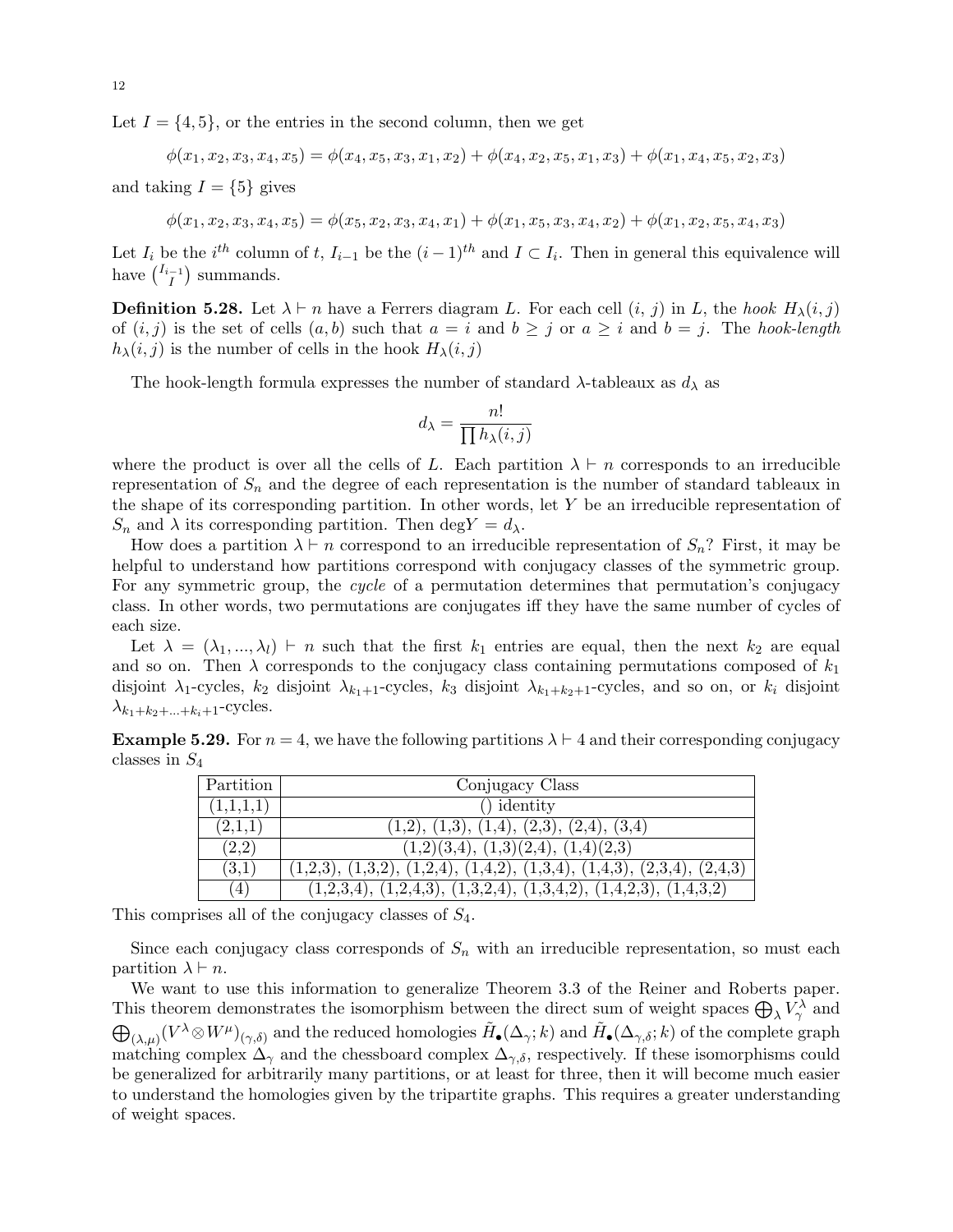Let $I = \{4, 5\}$, or the entries in the second column, then we get

$$\phi(x_1, x_2, x_3, x_4, x_5) = \phi(x_4, x_5, x_3, x_1, x_2) + \phi(x_4, x_2, x_5, x_1, x_3) + \phi(x_1, x_4, x_5, x_2, x_3)$$

and taking $I = \{5\}$ gives

$$\phi(x_1, x_2, x_3, x_4, x_5) = \phi(x_5, x_2, x_3, x_4, x_1) + \phi(x_1, x_5, x_3, x_4, x_2) + \phi(x_1, x_2, x_5, x_4, x_3)$$

Let $I_i$ be the $i^{th}$ column of $t$, $I_{i-1}$ be the $(i-1)^{th}$ and $I \subset I_i$. Then in general this equivalence will have $\binom{I_{i-1}}{I}$ summands.

**Definition 5.28.** Let $\lambda \vdash n$ have a Ferrers diagram $L$. For each cell $(i, j)$ in $L$, the *hook* $H_\lambda(i, j)$ of $(i, j)$ is the set of cells $(a, b)$ such that $a = i$ and $b \geq j$ or $a \geq i$ and $b = j$. The *hook-length* $h_\lambda(i, j)$ is the number of cells in the hook $H_\lambda(i, j)$

The hook-length formula expresses the number of standard $\lambda$-tableaux as $d_\lambda$ as

$$d_\lambda = \frac{n!}{\prod h_\lambda(i, j)}$$

where the product is over all the cells of $L$. Each partition $\lambda \vdash n$ corresponds to an irreducible representation of $S_n$ and the degree of each representation is the number of standard tableaux in the shape of its corresponding partition. In other words, let $Y$ be an irreducible representation of $S_n$ and $\lambda$ its corresponding partition. Then $\deg Y = d_\lambda$.

How does a partition $\lambda \vdash n$ correspond to an irreducible representation of $S_n$? First, it may be helpful to understand how partitions correspond with conjugacy classes of the symmetric group. For any symmetric group, the *cycle* of a permutation determines that permutation's conjugacy class. In other words, two permutations are conjugates iff they have the same number of cycles of each size.

Let $\lambda = (\lambda_1, ..., \lambda_l) \vdash n$ such that the first $k_1$ entries are equal, then the next $k_2$ are equal and so on. Then $\lambda$ corresponds to the conjugacy class containing permutations composed of $k_1$ disjoint $\lambda_1$-cycles, $k_2$ disjoint $\lambda_{k_1+1}$-cycles, $k_3$ disjoint $\lambda_{k_1+k_2+1}$-cycles, and so on, or $k_i$ disjoint $\lambda_{k_1+k_2+...+k_i+1}$-cycles.

**Example 5.29.** For $n = 4$, we have the following partitions $\lambda \vdash 4$ and their corresponding conjugacy classes in $S_4$

| Partition | Conjugacy Class |
|---|---|
| (1,1,1,1) | () identity |
| (2,1,1) | (1,2), (1,3), (1,4), (2,3), (2,4), (3,4) |
| (2,2) | (1,2)(3,4), (1,3)(2,4), (1,4)(2,3) |
| (3,1) | (1,2,3), (1,3,2), (1,2,4), (1,4,2), (1,3,4), (1,4,3), (2,3,4), (2,4,3) |
| (4) | (1,2,3,4), (1,2,4,3), (1,3,2,4), (1,3,4,2), (1,4,2,3), (1,4,3,2) |

This comprises all of the conjugacy classes of $S_4$.

Since each conjugacy class corresponds of $S_n$ with an irreducible representation, so must each partition $\lambda \vdash n$.

We want to use this information to generalize Theorem 3.3 of the Reiner and Roberts paper. This theorem demonstrates the isomorphism between the direct sum of weight spaces $\bigoplus_\lambda V_\gamma^\lambda$ and $\bigoplus_{(\lambda,\mu)}(V^\lambda \otimes W^\mu)_{(\gamma,\delta)}$ and the reduced homologies $\tilde{H}_\bullet(\Delta_\gamma; k)$ and $\tilde{H}_\bullet(\Delta_{\gamma,\delta}; k)$ of the complete graph matching complex $\Delta_\gamma$ and the chessboard complex $\Delta_{\gamma,\delta}$, respectively. If these isomorphisms could be generalized for arbitrarily many partitions, or at least for three, then it will become much easier to understand the homologies given by the tripartite graphs. This requires a greater understanding of weight spaces.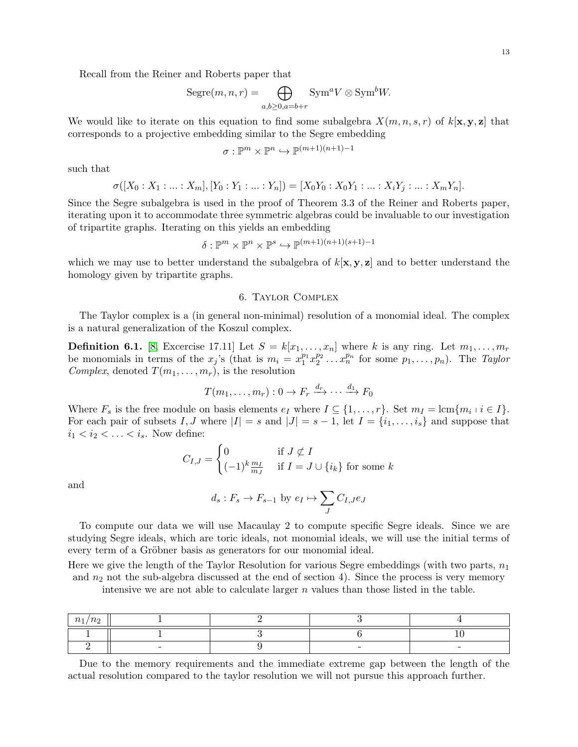Recall from the Reiner and Roberts paper that

$$\text{Segre}(m,n,r) = \bigoplus_{a,b\geq 0, a=b+r} \text{Sym}^a V \otimes \text{Sym}^b W.$$

We would like to iterate on this equation to find some subalgebra $X(m,n,s,r)$ of $k[\mathbf{x},\mathbf{y},\mathbf{z}]$ that corresponds to a projective embedding similar to the Segre embedding

$$\sigma : \mathbb{P}^m \times \mathbb{P}^n \hookrightarrow \mathbb{P}^{(m+1)(n+1)-1}$$

such that

$$\sigma([X_0 : X_1 : ... : X_m], [Y_0 : Y_1 : ... : Y_n]) = [X_0Y_0 : X_0Y_1 : ... : X_iY_j : ... : X_mY_n].$$

Since the Segre subalgebra is used in the proof of Theorem 3.3 of the Reiner and Roberts paper, iterating upon it to accommodate three symmetric algebras could be invaluable to our investigation of tripartite graphs. Iterating on this yields an embedding

$$\delta : \mathbb{P}^m \times \mathbb{P}^n \times \mathbb{P}^s \hookrightarrow \mathbb{P}^{(m+1)(n+1)(s+1)-1}$$

which we may use to better understand the subalgebra of $k[\mathbf{x},\mathbf{y},\mathbf{z}]$ and to better understand the homology given by tripartite graphs.

## 6. Taylor Complex

The Taylor complex is a (in general non-minimal) resolution of a monomial ideal. The complex is a natural generalization of the Koszul complex.

**Definition 6.1.** [8, Excercise 17.11] Let $S = k[x_1, \ldots, x_n]$ where $k$ is any ring. Let $m_1, \ldots, m_r$ be monomials in terms of the $x_j$'s (that is $m_i = x_1^{p_1} x_2^{p_2} \ldots x_n^{p_n}$ for some $p_1, \ldots, p_n$). The *Taylor Complex*, denoted $T(m_1, \ldots, m_r)$, is the resolution

$$T(m_1, \ldots, m_r) : 0 \to F_r \xrightarrow{d_r} \cdots \xrightarrow{d_1} F_0$$

Where $F_s$ is the free module on basis elements $e_I$ where $I \subseteq \{1, \ldots, r\}$. Set $m_I = \text{lcm}\{m_i \mid i \in I\}$. For each pair of subsets $I, J$ where $|I| = s$ and $|J| = s-1$, let $I = \{i_1, \ldots, i_s\}$ and suppose that $i_1 < i_2 < \ldots < i_s$. Now define:

$$C_{I,J} = \begin{cases} 0 & \text{if } J \not\subset I \\ (-1)^k \frac{m_I}{m_J} & \text{if } I = J \cup \{i_k\} \text{ for some } k \end{cases}$$

and

$$d_s : F_s \to F_{s-1} \text{ by } e_I \mapsto \sum_J C_{I,J} e_J$$

To compute our data we will use Macaulay 2 to compute specific Segre ideals. Since we are studying Segre ideals, which are toric ideals, not monomial ideals, we will use the initial terms of every term of a Gröbner basis as generators for our monomial ideal.

Here we give the length of the Taylor Resolution for various Segre embeddings (with two parts, $n_1$ and $n_2$ not the sub-algebra discussed at the end of section 4). Since the process is very memory intensive we are not able to calculate larger $n$ values than those listed in the table.

| $n_1/n_2$ | 1 | 2 | 3 | 4 |
|---|---|---|---|---|
| 1 | 1 | 3 | 6 | 10 |
| 2 | - | 9 | - | - |

Due to the memory requirements and the immediate extreme gap between the length of the actual resolution compared to the taylor resolution we will not pursue this approach further.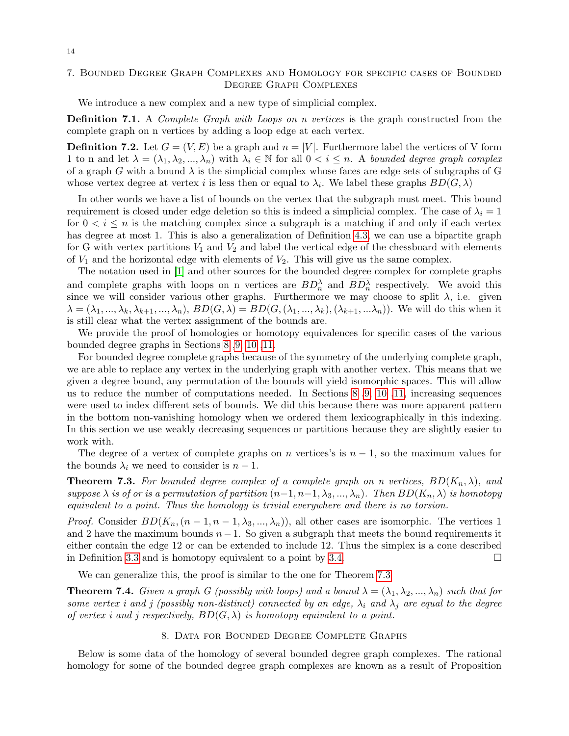## 7. Bounded Degree Graph Complexes and Homology for specific cases of Bounded Degree Graph Complexes

We introduce a new complex and a new type of simplicial complex.

**Definition 7.1.** A *Complete Graph with Loops on n vertices* is the graph constructed from the complete graph on n vertices by adding a loop edge at each vertex.

**Definition 7.2.** Let $G = (V, E)$ be a graph and $n = |V|$. Furthermore label the vertices of V form 1 to n and let $\lambda = (\lambda_1, \lambda_2, ..., \lambda_n)$ with $\lambda_i \in \mathbb{N}$ for all $0 < i \leq n$. A *bounded degree graph complex* of a graph $G$ with a bound $\lambda$ is the simplicial complex whose faces are edge sets of subgraphs of G whose vertex degree at vertex $i$ is less then or equal to $\lambda_i$. We label these graphs $BD(G, \lambda)$

In other words we have a list of bounds on the vertex that the subgraph must meet. This bound requirement is closed under edge deletion so this is indeed a simplicial complex. The case of $\lambda_i = 1$ for $0 < i \leq n$ is the matching complex since a subgraph is a matching if and only if each vertex has degree at most 1. This is also a generalization of Definition 4.3, we can use a bipartite graph for G with vertex partitions $V_1$ and $V_2$ and label the vertical edge of the chessboard with elements of $V_1$ and the horizontal edge with elements of $V_2$. This will give us the same complex.

The notation used in [1] and other sources for the bounded degree complex for complete graphs and complete graphs with loops on n vertices are $BD_n^\lambda$ and $\overline{BD_n^\lambda}$ respectively. We avoid this since we will consider various other graphs. Furthermore we may choose to split $\lambda$, i.e. given $\lambda = (\lambda_1, ..., \lambda_k, \lambda_{k+1}, ..., \lambda_n)$, $BD(G, \lambda) = BD(G, (\lambda_1, ..., \lambda_k), (\lambda_{k+1}, ...\lambda_n))$. We will do this when it is still clear what the vertex assignment of the bounds are.

We provide the proof of homologies or homotopy equivalences for specific cases of the various bounded degree graphs in Sections 8 ,9, 10 ,11.

For bounded degree complete graphs because of the symmetry of the underlying complete graph, we are able to replace any vertex in the underlying graph with another vertex. This means that we given a degree bound, any permutation of the bounds will yield isomorphic spaces. This will allow us to reduce the number of computations needed. In Sections 8 ,9, 10 ,11, increasing sequences were used to index different sets of bounds. We did this because there was more apparent pattern in the bottom non-vanishing homology when we ordered them lexicographically in this indexing. In this section we use weakly decreasing sequences or partitions because they are slightly easier to work with.

The degree of a vertex of complete graphs on $n$ vertices's is $n - 1$, so the maximum values for the bounds $\lambda_i$ we need to consider is $n - 1$.

**Theorem 7.3.** *For bounded degree complex of a complete graph on n vertices, $BD(K_n, \lambda)$, and suppose $\lambda$ is of or is a permutation of partition $(n-1, n-1, \lambda_3, ..., \lambda_n)$. Then $BD(K_n, \lambda)$ is homotopy equivalent to a point. Thus the homology is trivial everywhere and there is no torsion.*

*Proof.* Consider $BD(K_n, (n-1, n-1, \lambda_3, ..., \lambda_n))$, all other cases are isomorphic. The vertices 1 and 2 have the maximum bounds $n - 1$. So given a subgraph that meets the bound requirements it either contain the edge 12 or can be extended to include 12. Thus the simplex is a cone described in Definition 3.3 and is homotopy equivalent to a point by 3.4. □

We can generalize this, the proof is similar to the one for Theorem 7.3

**Theorem 7.4.** *Given a graph G (possibly with loops) and a bound $\lambda = (\lambda_1, \lambda_2, ..., \lambda_n)$ such that for some vertex i and j (possibly non-distinct) connected by an edge, $\lambda_i$ and $\lambda_j$ are equal to the degree of vertex i and j respectively, $BD(G, \lambda)$ is homotopy equivalent to a point.*

## 8. Data for Bounded Degree Complete Graphs

Below is some data of the homology of several bounded degree graph complexes. The rational homology for some of the bounded degree graph complexes are known as a result of Proposition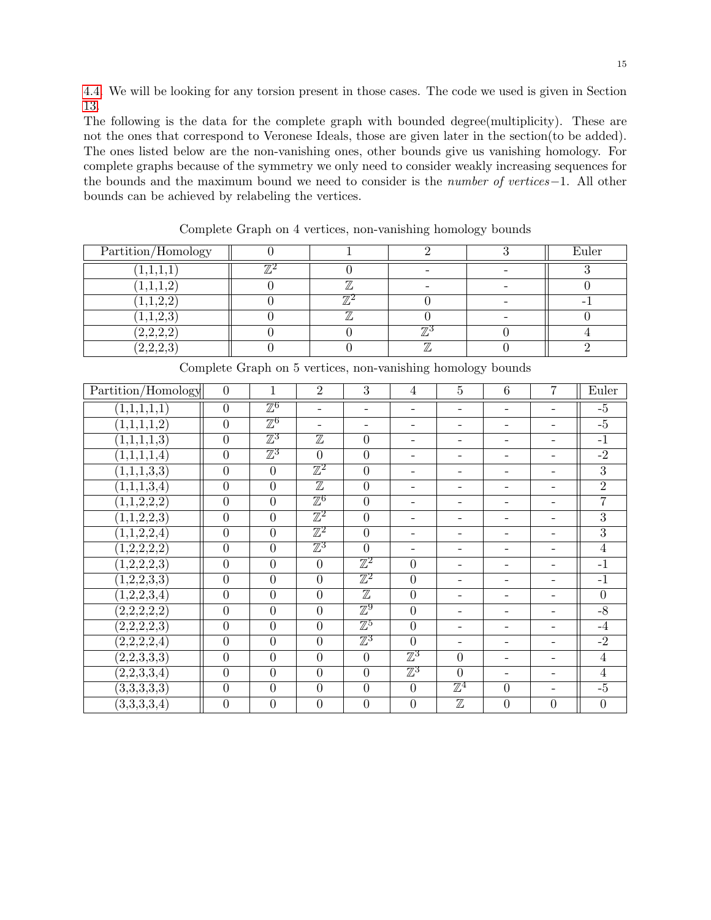4.4. We will be looking for any torsion present in those cases. The code we used is given in Section 13.

The following is the data for the complete graph with bounded degree(multiplicity). These are not the ones that correspond to Veronese Ideals, those are given later in the section(to be added). The ones listed below are the non-vanishing ones, other bounds give us vanishing homology. For complete graphs because of the symmetry we only need to consider weakly increasing sequences for the bounds and the maximum bound we need to consider is the *number of vertices*−1. All other bounds can be achieved by relabeling the vertices.

Complete Graph on 4 vertices, non-vanishing homology bounds

| Partition/Homology | 0 | 1 | 2 | 3 | Euler |
|---|---|---|---|---|---|
| (1,1,1,1) | $\mathbb{Z}^2$ | 0 | - | - | 3 |
| (1,1,1,2) | 0 | $\mathbb{Z}$ | - | - | 0 |
| (1,1,2,2) | 0 | $\mathbb{Z}^2$ | 0 | - | -1 |
| (1,1,2,3) | 0 | $\mathbb{Z}$ | 0 | - | 0 |
| (2,2,2,2) | 0 | 0 | $\mathbb{Z}^3$ | 0 | 4 |
| (2,2,2,3) | 0 | 0 | $\mathbb{Z}$ | 0 | 2 |

Complete Graph on 5 vertices, non-vanishing homology bounds

| Partition/Homology | 0 | 1 | 2 | 3 | 4 | 5 | 6 | 7 | Euler |
|---|---|---|---|---|---|---|---|---|---|
| (1,1,1,1,1) | 0 | $\mathbb{Z}^6$ | - | - | - | - | - | - | -5 |
| (1,1,1,1,2) | 0 | $\mathbb{Z}^6$ | - | - | - | - | - | - | -5 |
| (1,1,1,1,3) | 0 | $\mathbb{Z}^3$ | $\mathbb{Z}$ | 0 | - | - | - | - | -1 |
| (1,1,1,1,4) | 0 | $\mathbb{Z}^3$ | 0 | 0 | - | - | - | - | -2 |
| (1,1,1,3,3) | 0 | 0 | $\mathbb{Z}^2$ | 0 | - | - | - | - | 3 |
| (1,1,1,3,4) | 0 | 0 | $\mathbb{Z}$ | 0 | - | - | - | - | 2 |
| (1,1,2,2,2) | 0 | 0 | $\mathbb{Z}^6$ | 0 | - | - | - | - | 7 |
| (1,1,2,2,3) | 0 | 0 | $\mathbb{Z}^2$ | 0 | - | - | - | - | 3 |
| (1,1,2,2,4) | 0 | 0 | $\mathbb{Z}^2$ | 0 | - | - | - | - | 3 |
| (1,2,2,2,2) | 0 | 0 | $\mathbb{Z}^3$ | 0 | - | - | - | - | 4 |
| (1,2,2,2,3) | 0 | 0 | 0 | $\mathbb{Z}^2$ | 0 | - | - | - | -1 |
| (1,2,2,3,3) | 0 | 0 | 0 | $\mathbb{Z}^2$ | 0 | - | - | - | -1 |
| (1,2,2,3,4) | 0 | 0 | 0 | $\mathbb{Z}$ | 0 | - | - | - | 0 |
| (2,2,2,2,2) | 0 | 0 | 0 | $\mathbb{Z}^9$ | 0 | - | - | - | -8 |
| (2,2,2,2,3) | 0 | 0 | 0 | $\mathbb{Z}^5$ | 0 | - | - | - | -4 |
| (2,2,2,2,4) | 0 | 0 | 0 | $\mathbb{Z}^3$ | 0 | - | - | - | -2 |
| (2,2,3,3,3) | 0 | 0 | 0 | 0 | $\mathbb{Z}^3$ | 0 | - | - | 4 |
| (2,2,3,3,4) | 0 | 0 | 0 | 0 | $\mathbb{Z}^3$ | 0 | - | - | 4 |
| (3,3,3,3,3) | 0 | 0 | 0 | 0 | 0 | $\mathbb{Z}^4$ | 0 | - | -5 |
| (3,3,3,3,4) | 0 | 0 | 0 | 0 | 0 | $\mathbb{Z}$ | 0 | 0 | 0 |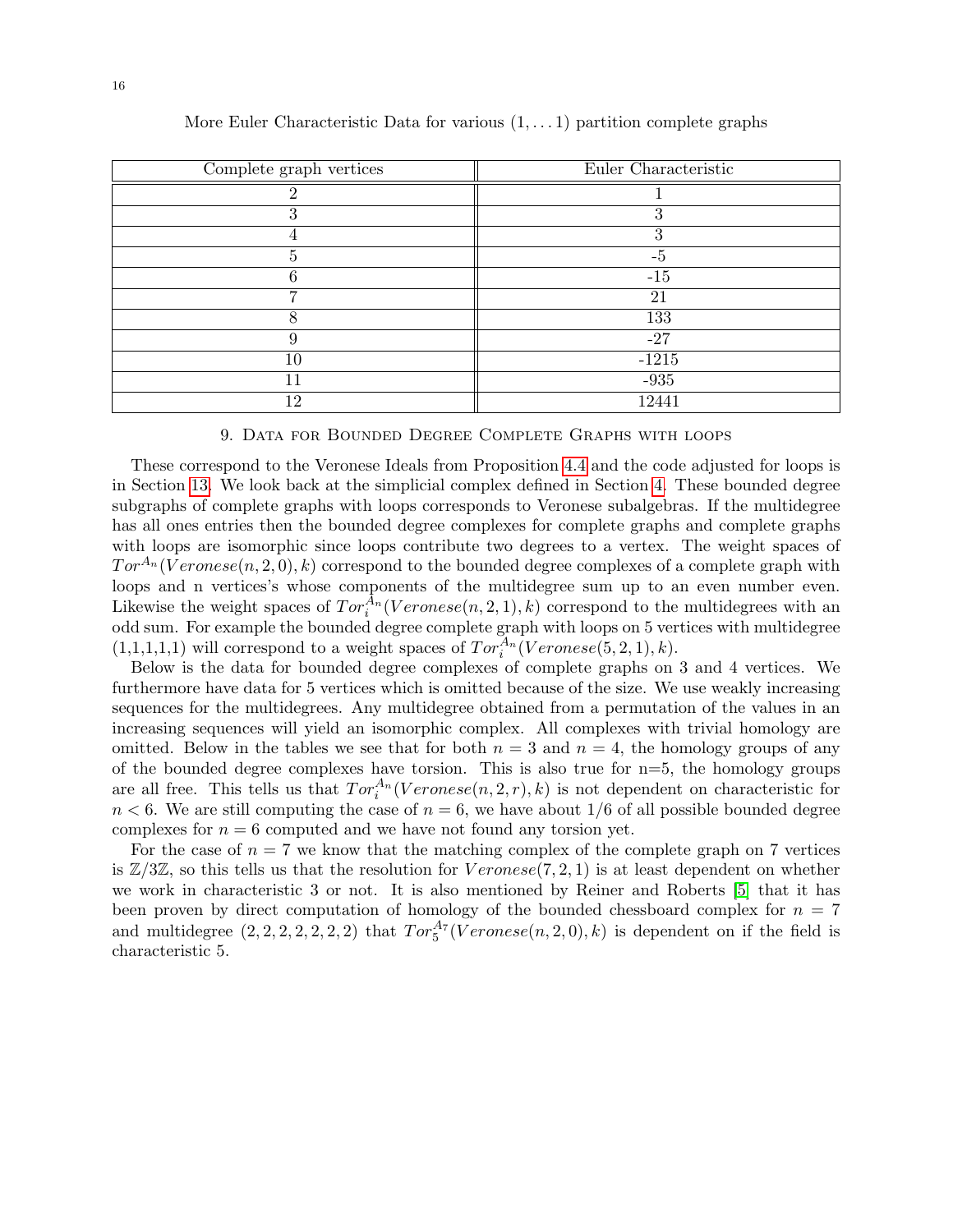More Euler Characteristic Data for various $(1, \ldots 1)$ partition complete graphs

| Complete graph vertices | Euler Characteristic |
|---|---|
| 2 | 1 |
| 3 | 3 |
| 4 | 3 |
| 5 | -5 |
| 6 | -15 |
| 7 | 21 |
| 8 | 133 |
| 9 | -27 |
| 10 | -1215 |
| 11 | -935 |
| 12 | 12441 |

## 9. Data for Bounded Degree Complete Graphs with loops

These correspond to the Veronese Ideals from Proposition 4.4 and the code adjusted for loops is in Section 13. We look back at the simplicial complex defined in Section 4. These bounded degree subgraphs of complete graphs with loops corresponds to Veronese subalgebras. If the multidegree has all ones entries then the bounded degree complexes for complete graphs and complete graphs with loops are isomorphic since loops contribute two degrees to a vertex. The weight spaces of $Tor^{A_n}(Veronese(n,2,0),k)$ correspond to the bounded degree complexes of a complete graph with loops and n vertices's whose components of the multidegree sum up to an even number even. Likewise the weight spaces of $Tor_i^{A_n}(Veronese(n,2,1),k)$ correspond to the multidegrees with an odd sum. For example the bounded degree complete graph with loops on 5 vertices with multidegree (1,1,1,1,1) will correspond to a weight spaces of $Tor_i^{A_n}(Veronese(5,2,1),k)$.

Below is the data for bounded degree complexes of complete graphs on 3 and 4 vertices. We furthermore have data for 5 vertices which is omitted because of the size. We use weakly increasing sequences for the multidegrees. Any multidegree obtained from a permutation of the values in an increasing sequences will yield an isomorphic complex. All complexes with trivial homology are omitted. Below in the tables we see that for both $n = 3$ and $n = 4$, the homology groups of any of the bounded degree complexes have torsion. This is also true for n=5, the homology groups are all free. This tells us that $Tor_i^{A_n}(Veronese(n,2,r),k)$ is not dependent on characteristic for $n < 6$. We are still computing the case of $n = 6$, we have about 1/6 of all possible bounded degree complexes for $n = 6$ computed and we have not found any torsion yet.

For the case of $n = 7$ we know that the matching complex of the complete graph on 7 vertices is $\mathbb{Z}/3\mathbb{Z}$, so this tells us that the resolution for $Veronese(7,2,1)$ is at least dependent on whether we work in characteristic 3 or not. It is also mentioned by Reiner and Roberts [5] that it has been proven by direct computation of homology of the bounded chessboard complex for $n = 7$ and multidegree $(2,2,2,2,2,2,2)$ that $Tor_5^{A_7}(Veronese(n,2,0),k)$ is dependent on if the field is characteristic 5.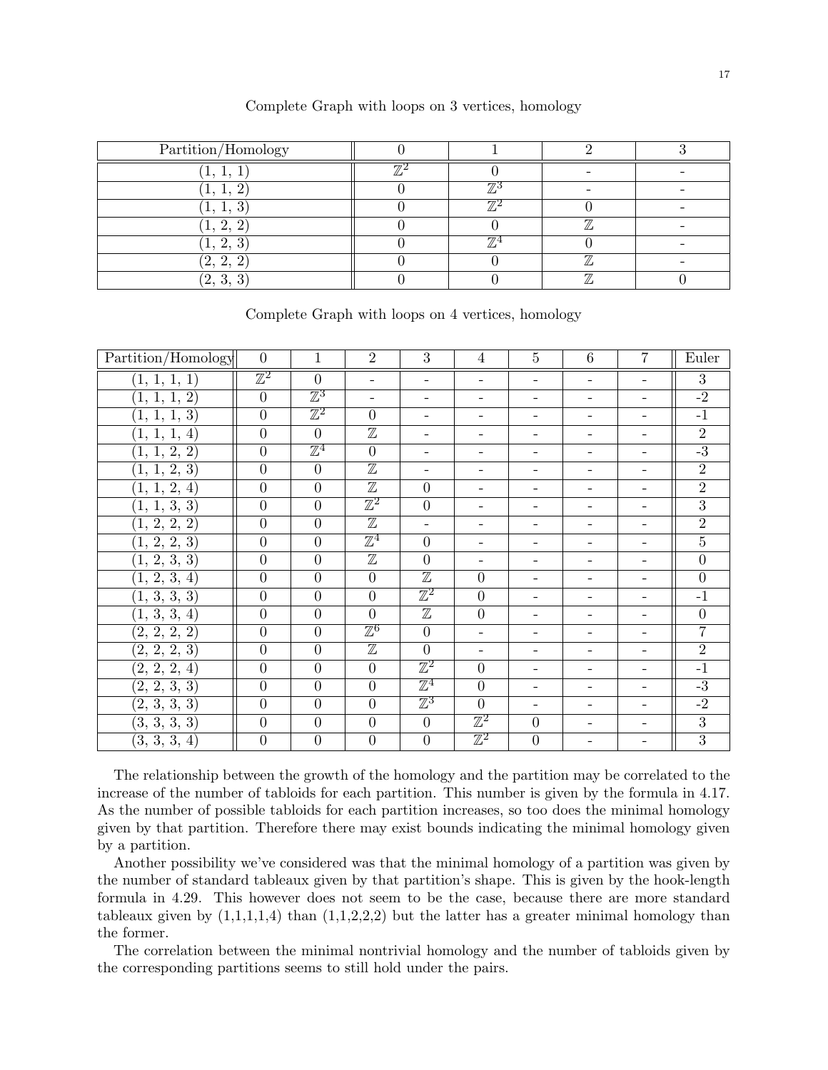Complete Graph with loops on 3 vertices, homology

| Partition/Homology | 0 | 1 | 2 | 3 |
|---|---|---|---|---|
| (1, 1, 1) | $\mathbb{Z}^2$ | 0 | - | - |
| (1, 1, 2) | 0 | $\mathbb{Z}^3$ | - | - |
| (1, 1, 3) | 0 | $\mathbb{Z}^2$ | 0 | - |
| (1, 2, 2) | 0 | 0 | $\mathbb{Z}$ | - |
| (1, 2, 3) | 0 | $\mathbb{Z}^4$ | 0 | - |
| (2, 2, 2) | 0 | 0 | $\mathbb{Z}$ | - |
| (2, 3, 3) | 0 | 0 | $\mathbb{Z}$ | 0 |

Complete Graph with loops on 4 vertices, homology

| Partition/Homology | 0 | 1 | 2 | 3 | 4 | 5 | 6 | 7 | Euler |
|---|---|---|---|---|---|---|---|---|---|
| (1, 1, 1, 1) | $\mathbb{Z}^2$ | 0 | - | - | - | - | - | - | 3 |
| (1, 1, 1, 2) | 0 | $\mathbb{Z}^3$ | - | - | - | - | - | - | -2 |
| (1, 1, 1, 3) | 0 | $\mathbb{Z}^2$ | 0 | - | - | - | - | - | -1 |
| (1, 1, 1, 4) | 0 | 0 | $\mathbb{Z}$ | - | - | - | - | - | 2 |
| (1, 1, 2, 2) | 0 | $\mathbb{Z}^4$ | 0 | - | - | - | - | - | -3 |
| (1, 1, 2, 3) | 0 | 0 | $\mathbb{Z}$ | - | - | - | - | - | 2 |
| (1, 1, 2, 4) | 0 | 0 | $\mathbb{Z}$ | 0 | - | - | - | - | 2 |
| (1, 1, 3, 3) | 0 | 0 | $\mathbb{Z}^2$ | 0 | - | - | - | - | 3 |
| (1, 2, 2, 2) | 0 | 0 | $\mathbb{Z}$ | - | - | - | - | - | 2 |
| (1, 2, 2, 3) | 0 | 0 | $\mathbb{Z}^4$ | 0 | - | - | - | - | 5 |
| (1, 2, 3, 3) | 0 | 0 | $\mathbb{Z}$ | 0 | - | - | - | - | 0 |
| (1, 2, 3, 4) | 0 | 0 | 0 | $\mathbb{Z}$ | 0 | - | - | - | 0 |
| (1, 3, 3, 3) | 0 | 0 | 0 | $\mathbb{Z}^2$ | 0 | - | - | - | -1 |
| (1, 3, 3, 4) | 0 | 0 | 0 | $\mathbb{Z}$ | 0 | - | - | - | 0 |
| (2, 2, 2, 2) | 0 | 0 | $\mathbb{Z}^6$ | 0 | - | - | - | - | 7 |
| (2, 2, 2, 3) | 0 | 0 | $\mathbb{Z}$ | 0 | - | - | - | - | 2 |
| (2, 2, 2, 4) | 0 | 0 | 0 | $\mathbb{Z}^2$ | 0 | - | - | - | -1 |
| (2, 2, 3, 3) | 0 | 0 | 0 | $\mathbb{Z}^4$ | 0 | - | - | - | -3 |
| (2, 3, 3, 3) | 0 | 0 | 0 | $\mathbb{Z}^3$ | 0 | - | - | - | -2 |
| (3, 3, 3, 3) | 0 | 0 | 0 | 0 | $\mathbb{Z}^2$ | 0 | - | - | 3 |
| (3, 3, 3, 4) | 0 | 0 | 0 | 0 | $\mathbb{Z}^2$ | 0 | - | - | 3 |

The relationship between the growth of the homology and the partition may be correlated to the increase of the number of tabloids for each partition. This number is given by the formula in 4.17. As the number of possible tabloids for each partition increases, so too does the minimal homology given by that partition. Therefore there may exist bounds indicating the minimal homology given by a partition.

Another possibility we've considered was that the minimal homology of a partition was given by the number of standard tableaux given by that partition's shape. This is given by the hook-length formula in 4.29. This however does not seem to be the case, because there are more standard tableaux given by (1,1,1,1,4) than (1,1,2,2,2) but the latter has a greater minimal homology than the former.

The correlation between the minimal nontrivial homology and the number of tabloids given by the corresponding partitions seems to still hold under the pairs.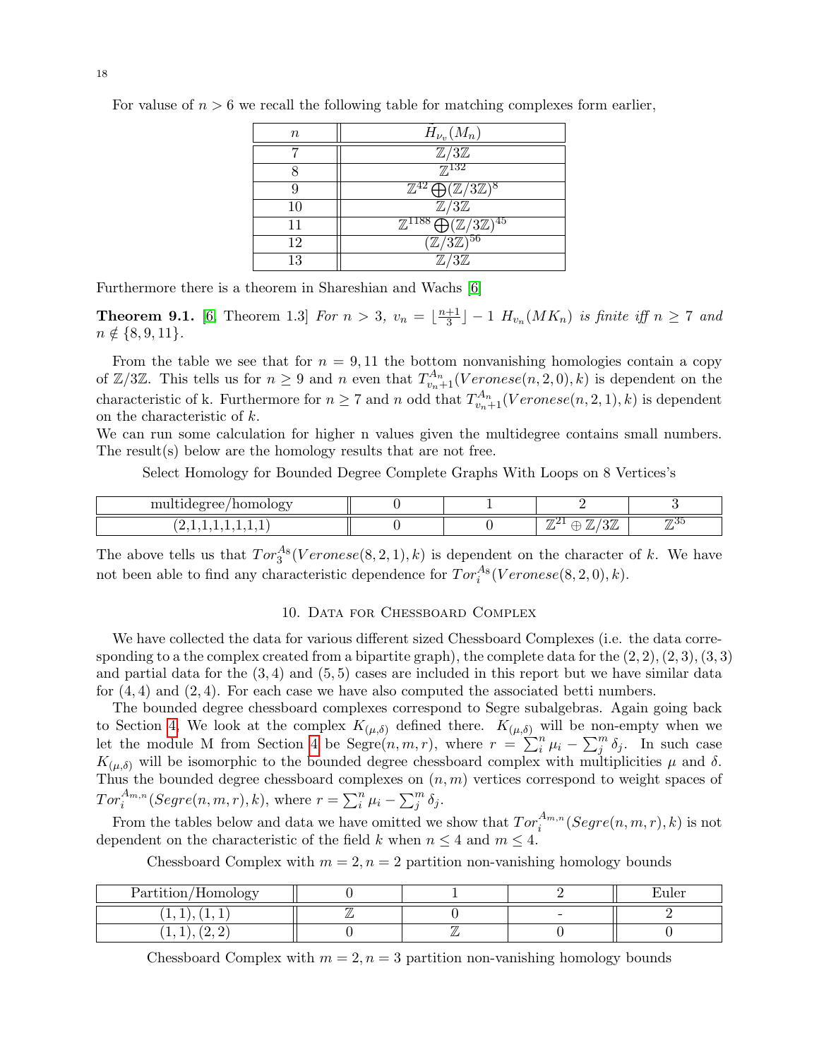For value of $n > 6$ we recall the following table for matching complexes form earlier,

| $n$ | $\tilde{H}_{\nu_v}(M_n)$ |
|---|---|
| 7 | $\mathbb{Z}/3\mathbb{Z}$ |
| 8 | $\mathbb{Z}^{132}$ |
| 9 | $\mathbb{Z}^{42} \bigoplus (\mathbb{Z}/3\mathbb{Z})^8$ |
| 10 | $\mathbb{Z}/3\mathbb{Z}$ |
| 11 | $\mathbb{Z}^{1188} \bigoplus (\mathbb{Z}/3\mathbb{Z})^{45}$ |
| 12 | $(\mathbb{Z}/3\mathbb{Z})^{56}$ |
| 13 | $\mathbb{Z}/3\mathbb{Z}$ |

Furthermore there is a theorem in Shareshian and Wachs [6]

**Theorem 9.1.** [6, Theorem 1.3] *For $n > 3$, $v_n = \lfloor \frac{n+1}{3} \rfloor - 1$ $H_{v_n}(MK_n)$ is finite iff $n \geq 7$ and $n \notin \{8, 9, 11\}$.*

From the table we see that for $n = 9, 11$ the bottom nonvanishing homologies contain a copy of $\mathbb{Z}/3\mathbb{Z}$. This tells us for $n \geq 9$ and $n$ even that $T^{A_n}_{v_n+1}(Veronese(n, 2, 0), k)$ is dependent on the characteristic of k. Furthermore for $n \geq 7$ and $n$ odd that $T^{A_n}_{v_n+1}(Veronese(n, 2, 1), k)$ is dependent on the characteristic of $k$.
We can run some calculation for higher n values given the multidegree contains small numbers. The result(s) below are the homology results that are not free.

Select Homology for Bounded Degree Complete Graphs With Loops on 8 Vertices's

| multidegree/homology | 0 | 1 | 2 | 3 |
|---|---|---|---|---|
| (2,1,1,1,1,1,1,1) | 0 | 0 | $\mathbb{Z}^{21} \oplus \mathbb{Z}/3\mathbb{Z}$ | $\mathbb{Z}^{35}$ |

The above tells us that $Tor^{A_8}_3(Veronese(8, 2, 1), k)$ is dependent on the character of $k$. We have not been able to find any characteristic dependence for $Tor^{A_8}_i(Veronese(8, 2, 0), k)$.

## 10. Data for Chessboard Complex

We have collected the data for various different sized Chessboard Complexes (i.e. the data corresponding to a the complex created from a bipartite graph), the complete data for the $(2, 2), (2, 3), (3, 3)$ and partial data for the $(3, 4)$ and $(5, 5)$ cases are included in this report but we have similar data for $(4, 4)$ and $(2, 4)$. For each case we have also computed the associated betti numbers.

The bounded degree chessboard complexes correspond to Segre subalgebras. Again going back to Section 4. We look at the complex $K_{(\mu,\delta)}$ defined there. $K_{(\mu,\delta)}$ will be non-empty when we let the module M from Section 4 be Segre$(n, m, r)$, where $r = \sum_i^n \mu_i - \sum_j^m \delta_j$. In such case $K_{(\mu,\delta)}$ will be isomorphic to the bounded degree chessboard complex with multiplicities $\mu$ and $\delta$. Thus the bounded degree chessboard complexes on $(n, m)$ vertices correspond to weight spaces of $Tor^{A_{m,n}}_i(Segre(n, m, r), k)$, where $r = \sum_i^n \mu_i - \sum_j^m \delta_j$.

From the tables below and data we have omitted we show that $Tor^{A_{m,n}}_i(Segre(n, m, r), k)$ is not dependent on the characteristic of the field $k$ when $n \leq 4$ and $m \leq 4$.

Chessboard Complex with $m = 2, n = 2$ partition non-vanishing homology bounds

| Partition/Homology | 0 | 1 | 2 | Euler |
|---|---|---|---|---|
| (1, 1), (1, 1) | $\mathbb{Z}$ | 0 | - | 2 |
| (1, 1), (2, 2) | 0 | $\mathbb{Z}$ | 0 | 0 |

Chessboard Complex with $m = 2, n = 3$ partition non-vanishing homology bounds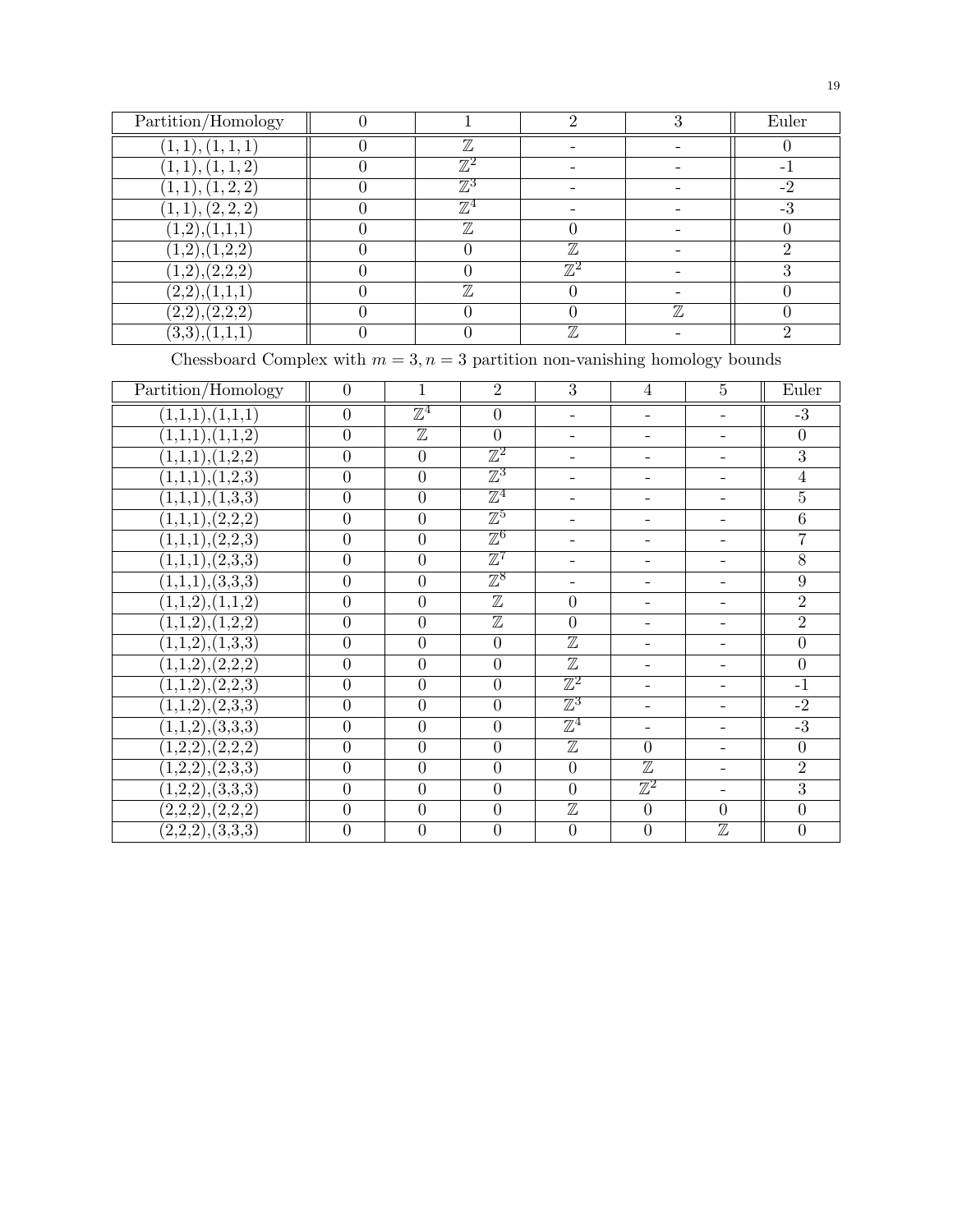| Partition/Homology | 0 | 1 | 2 | 3 | Euler |
|---|---|---|---|---|---|
| $(1,1),(1,1,1)$ | 0 | $\mathbb{Z}$ | - | - | 0 |
| $(1,1),(1,1,2)$ | 0 | $\mathbb{Z}^2$ | - | - | -1 |
| $(1,1),(1,2,2)$ | 0 | $\mathbb{Z}^3$ | - | - | -2 |
| $(1,1),(2,2,2)$ | 0 | $\mathbb{Z}^4$ | - | - | -3 |
| (1,2),(1,1,1) | 0 | $\mathbb{Z}$ | 0 | - | 0 |
| (1,2),(1,2,2) | 0 | 0 | $\mathbb{Z}$ | - | 2 |
| (1,2),(2,2,2) | 0 | 0 | $\mathbb{Z}^2$ | - | 3 |
| (2,2),(1,1,1) | 0 | $\mathbb{Z}$ | 0 | - | 0 |
| (2,2),(2,2,2) | 0 | 0 | 0 | $\mathbb{Z}$ | 0 |
| (3,3),(1,1,1) | 0 | 0 | $\mathbb{Z}$ | - | 2 |

Chessboard Complex with $m = 3, n = 3$ partition non-vanishing homology bounds

| Partition/Homology | 0 | 1 | 2 | 3 | 4 | 5 | Euler |
|---|---|---|---|---|---|---|---|
| (1,1,1),(1,1,1) | 0 | $\mathbb{Z}^4$ | 0 | - | - | - | -3 |
| (1,1,1),(1,1,2) | 0 | $\mathbb{Z}$ | 0 | - | - | - | 0 |
| (1,1,1),(1,2,2) | 0 | 0 | $\mathbb{Z}^2$ | - | - | - | 3 |
| (1,1,1),(1,2,3) | 0 | 0 | $\mathbb{Z}^3$ | - | - | - | 4 |
| (1,1,1),(1,3,3) | 0 | 0 | $\mathbb{Z}^4$ | - | - | - | 5 |
| (1,1,1),(2,2,2) | 0 | 0 | $\mathbb{Z}^5$ | - | - | - | 6 |
| (1,1,1),(2,2,3) | 0 | 0 | $\mathbb{Z}^6$ | - | - | - | 7 |
| (1,1,1),(2,3,3) | 0 | 0 | $\mathbb{Z}^7$ | - | - | - | 8 |
| (1,1,1),(3,3,3) | 0 | 0 | $\mathbb{Z}^8$ | - | - | - | 9 |
| (1,1,2),(1,1,2) | 0 | 0 | $\mathbb{Z}$ | 0 | - | - | 2 |
| (1,1,2),(1,2,2) | 0 | 0 | $\mathbb{Z}$ | 0 | - | - | 2 |
| (1,1,2),(1,3,3) | 0 | 0 | 0 | $\mathbb{Z}$ | - | - | 0 |
| (1,1,2),(2,2,2) | 0 | 0 | 0 | $\mathbb{Z}$ | - | - | 0 |
| (1,1,2),(2,2,3) | 0 | 0 | 0 | $\mathbb{Z}^2$ | - | - | -1 |
| (1,1,2),(2,3,3) | 0 | 0 | 0 | $\mathbb{Z}^3$ | - | - | -2 |
| (1,1,2),(3,3,3) | 0 | 0 | 0 | $\mathbb{Z}^4$ | - | - | -3 |
| (1,2,2),(2,2,2) | 0 | 0 | 0 | $\mathbb{Z}$ | 0 | - | 0 |
| (1,2,2),(2,3,3) | 0 | 0 | 0 | 0 | $\mathbb{Z}$ | - | 2 |
| (1,2,2),(3,3,3) | 0 | 0 | 0 | 0 | $\mathbb{Z}^2$ | - | 3 |
| (2,2,2),(2,2,2) | 0 | 0 | 0 | $\mathbb{Z}$ | 0 | 0 | 0 |
| (2,2,2),(3,3,3) | 0 | 0 | 0 | 0 | 0 | $\mathbb{Z}$ | 0 |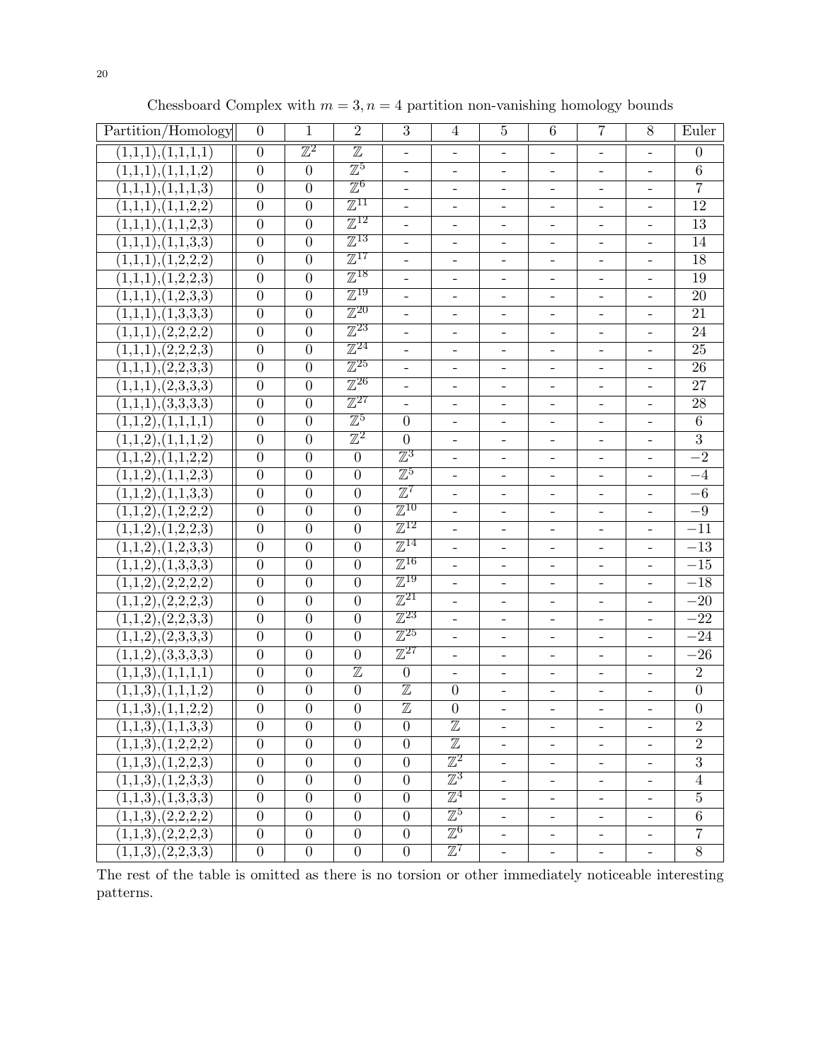Chessboard Complex with $m = 3, n = 4$ partition non-vanishing homology bounds

| Partition/Homology | 0 | 1 | 2 | 3 | 4 | 5 | 6 | 7 | 8 | Euler |
|---|---|---|---|---|---|---|---|---|---|---|
| (1,1,1),(1,1,1,1) | 0 | $\mathbb{Z}^2$ | $\mathbb{Z}$ | - | - | - | - | - | - | 0 |
| (1,1,1),(1,1,1,2) | 0 | 0 | $\mathbb{Z}^5$ | - | - | - | - | - | - | 6 |
| (1,1,1),(1,1,1,3) | 0 | 0 | $\mathbb{Z}^6$ | - | - | - | - | - | - | 7 |
| (1,1,1),(1,1,2,2) | 0 | 0 | $\mathbb{Z}^{11}$ | - | - | - | - | - | - | 12 |
| (1,1,1),(1,1,2,3) | 0 | 0 | $\mathbb{Z}^{12}$ | - | - | - | - | - | - | 13 |
| (1,1,1),(1,1,3,3) | 0 | 0 | $\mathbb{Z}^{13}$ | - | - | - | - | - | - | 14 |
| (1,1,1),(1,2,2,2) | 0 | 0 | $\mathbb{Z}^{17}$ | - | - | - | - | - | - | 18 |
| (1,1,1),(1,2,2,3) | 0 | 0 | $\mathbb{Z}^{18}$ | - | - | - | - | - | - | 19 |
| (1,1,1),(1,2,3,3) | 0 | 0 | $\mathbb{Z}^{19}$ | - | - | - | - | - | - | 20 |
| (1,1,1),(1,3,3,3) | 0 | 0 | $\mathbb{Z}^{20}$ | - | - | - | - | - | - | 21 |
| (1,1,1),(2,2,2,2) | 0 | 0 | $\mathbb{Z}^{23}$ | - | - | - | - | - | - | 24 |
| (1,1,1),(2,2,2,3) | 0 | 0 | $\mathbb{Z}^{24}$ | - | - | - | - | - | - | 25 |
| (1,1,1),(2,2,3,3) | 0 | 0 | $\mathbb{Z}^{25}$ | - | - | - | - | - | - | 26 |
| (1,1,1),(2,3,3,3) | 0 | 0 | $\mathbb{Z}^{26}$ | - | - | - | - | - | - | 27 |
| (1,1,1),(3,3,3,3) | 0 | 0 | $\mathbb{Z}^{27}$ | - | - | - | - | - | - | 28 |
| (1,1,2),(1,1,1,1) | 0 | 0 | $\mathbb{Z}^5$ | 0 | - | - | - | - | - | 6 |
| (1,1,2),(1,1,1,2) | 0 | 0 | $\mathbb{Z}^2$ | 0 | - | - | - | - | - | 3 |
| (1,1,2),(1,1,2,2) | 0 | 0 | 0 | $\mathbb{Z}^3$ | - | - | - | - | - | $-2$ |
| (1,1,2),(1,1,2,3) | 0 | 0 | 0 | $\mathbb{Z}^5$ | - | - | - | - | - | $-4$ |
| (1,1,2),(1,1,3,3) | 0 | 0 | 0 | $\mathbb{Z}^7$ | - | - | - | - | - | $-6$ |
| (1,1,2),(1,2,2,2) | 0 | 0 | 0 | $\mathbb{Z}^{10}$ | - | - | - | - | - | $-9$ |
| (1,1,2),(1,2,2,3) | 0 | 0 | 0 | $\mathbb{Z}^{12}$ | - | - | - | - | - | $-11$ |
| (1,1,2),(1,2,3,3) | 0 | 0 | 0 | $\mathbb{Z}^{14}$ | - | - | - | - | - | $-13$ |
| (1,1,2),(1,3,3,3) | 0 | 0 | 0 | $\mathbb{Z}^{16}$ | - | - | - | - | - | $-15$ |
| (1,1,2),(2,2,2,2) | 0 | 0 | 0 | $\mathbb{Z}^{19}$ | - | - | - | - | - | $-18$ |
| (1,1,2),(2,2,2,3) | 0 | 0 | 0 | $\mathbb{Z}^{21}$ | - | - | - | - | - | $-20$ |
| (1,1,2),(2,2,3,3) | 0 | 0 | 0 | $\mathbb{Z}^{23}$ | - | - | - | - | - | $-22$ |
| (1,1,2),(2,3,3,3) | 0 | 0 | 0 | $\mathbb{Z}^{25}$ | - | - | - | - | - | $-24$ |
| (1,1,2),(3,3,3,3) | 0 | 0 | 0 | $\mathbb{Z}^{27}$ | - | - | - | - | - | $-26$ |
| (1,1,3),(1,1,1,1) | 0 | 0 | $\mathbb{Z}$ | 0 | - | - | - | - | - | 2 |
| (1,1,3),(1,1,1,2) | 0 | 0 | 0 | $\mathbb{Z}$ | 0 | - | - | - | - | 0 |
| (1,1,3),(1,1,2,2) | 0 | 0 | 0 | $\mathbb{Z}$ | 0 | - | - | - | - | 0 |
| (1,1,3),(1,1,3,3) | 0 | 0 | 0 | 0 | $\mathbb{Z}$ | - | - | - | - | 2 |
| (1,1,3),(1,2,2,2) | 0 | 0 | 0 | 0 | $\mathbb{Z}$ | - | - | - | - | 2 |
| (1,1,3),(1,2,2,3) | 0 | 0 | 0 | 0 | $\mathbb{Z}^2$ | - | - | - | - | 3 |
| (1,1,3),(1,2,3,3) | 0 | 0 | 0 | 0 | $\mathbb{Z}^3$ | - | - | - | - | 4 |
| (1,1,3),(1,3,3,3) | 0 | 0 | 0 | 0 | $\mathbb{Z}^4$ | - | - | - | - | 5 |
| (1,1,3),(2,2,2,2) | 0 | 0 | 0 | 0 | $\mathbb{Z}^5$ | - | - | - | - | 6 |
| (1,1,3),(2,2,2,3) | 0 | 0 | 0 | 0 | $\mathbb{Z}^6$ | - | - | - | - | 7 |
| (1,1,3),(2,2,3,3) | 0 | 0 | 0 | 0 | $\mathbb{Z}^7$ | - | - | - | - | 8 |

The rest of the table is omitted as there is no torsion or other immediately noticeable interesting patterns.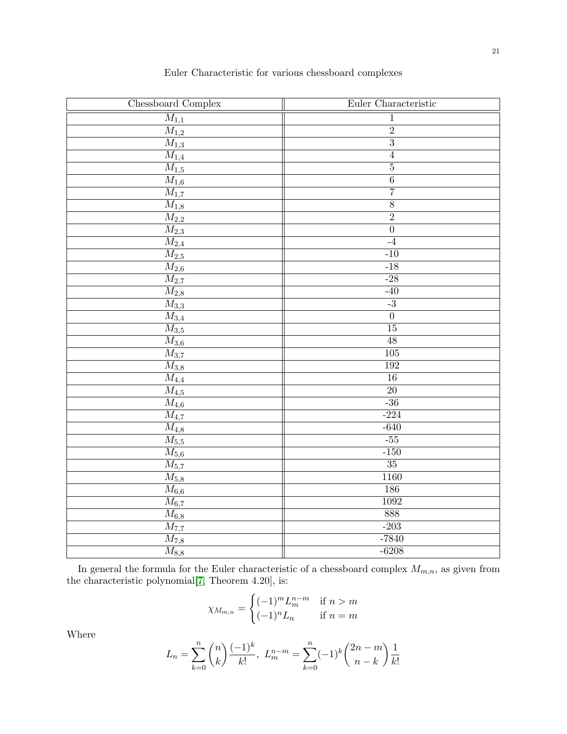Euler Characteristic for various chessboard complexes

| Chessboard Complex | Euler Characteristic |
|---|---|
| $M_{1,1}$ | 1 |
| $M_{1,2}$ | 2 |
| $M_{1,3}$ | 3 |
| $M_{1,4}$ | 4 |
| $M_{1,5}$ | 5 |
| $M_{1,6}$ | 6 |
| $M_{1,7}$ | 7 |
| $M_{1,8}$ | 8 |
| $M_{2,2}$ | 2 |
| $M_{2,3}$ | 0 |
| $M_{2,4}$ | -4 |
| $M_{2,5}$ | -10 |
| $M_{2,6}$ | -18 |
| $M_{2,7}$ | -28 |
| $M_{2,8}$ | -40 |
| $M_{3,3}$ | -3 |
| $M_{3,4}$ | 0 |
| $M_{3,5}$ | 15 |
| $M_{3,6}$ | 48 |
| $M_{3,7}$ | 105 |
| $M_{3,8}$ | 192 |
| $M_{4,4}$ | 16 |
| $M_{4,5}$ | 20 |
| $M_{4,6}$ | -36 |
| $M_{4,7}$ | -224 |
| $M_{4,8}$ | -640 |
| $M_{5,5}$ | -55 |
| $M_{5,6}$ | -150 |
| $M_{5,7}$ | 35 |
| $M_{5,8}$ | 1160 |
| $M_{6,6}$ | 186 |
| $M_{6,7}$ | 1092 |
| $M_{6,8}$ | 888 |
| $M_{7,7}$ | -203 |
| $M_{7,8}$ | -7840 |
| $M_{8,8}$ | -6208 |

In general the formula for the Euler characteristic of a chessboard complex $M_{m,n}$, as given from the characteristic polynomial[7, Theorem 4.20], is:

$$\chi_{M_{m,n}} = \begin{cases} (-1)^m L_m^{n-m} & \text{if } n > m \\ (-1)^n L_n & \text{if } n = m \end{cases}$$

Where

$$L_n = \sum_{k=0}^{n} \binom{n}{k} \frac{(-1)^k}{k!}, \; L_m^{n-m} = \sum_{k=0}^{n} (-1)^k \binom{2n-m}{n-k} \frac{1}{k!}$$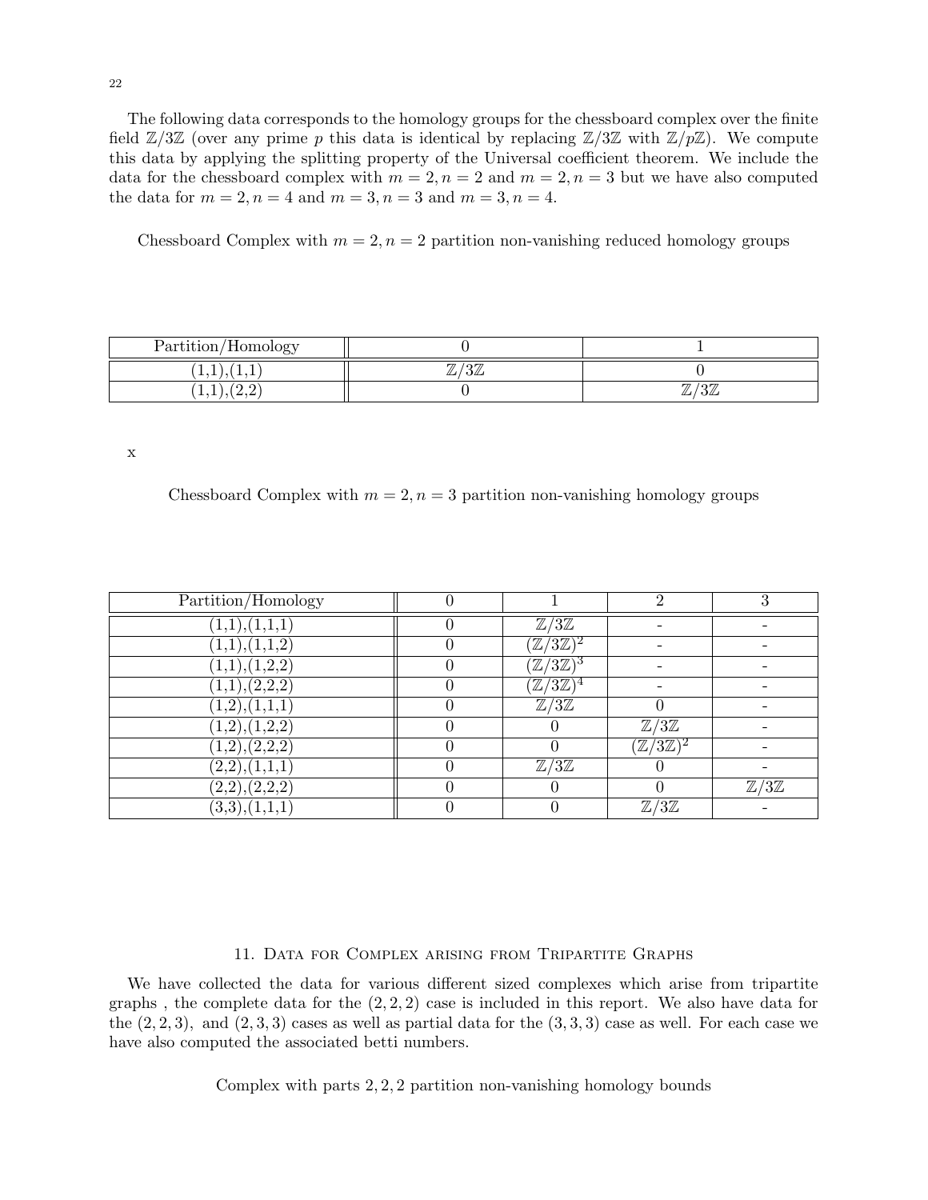The following data corresponds to the homology groups for the chessboard complex over the finite field $\mathbb{Z}/3\mathbb{Z}$ (over any prime $p$ this data is identical by replacing $\mathbb{Z}/3\mathbb{Z}$ with $\mathbb{Z}/p\mathbb{Z}$). We compute this data by applying the splitting property of the Universal coefficient theorem. We include the data for the chessboard complex with $m = 2, n = 2$ and $m = 2, n = 3$ but we have also computed the data for $m = 2, n = 4$ and $m = 3, n = 3$ and $m = 3, n = 4$.

Chessboard Complex with $m = 2, n = 2$ partition non-vanishing reduced homology groups

| Partition/Homology | 0 | 1 |
|---|---|---|
| (1,1),(1,1) | $\mathbb{Z}/3\mathbb{Z}$ | 0 |
| (1,1),(2,2) | 0 | $\mathbb{Z}/3\mathbb{Z}$ |

x

Chessboard Complex with $m = 2, n = 3$ partition non-vanishing homology groups

| Partition/Homology | 0 | 1 | 2 | 3 |
|---|---|---|---|---|
| (1,1),(1,1,1) | 0 | $\mathbb{Z}/3\mathbb{Z}$ | - | - |
| (1,1),(1,1,2) | 0 | $(\mathbb{Z}/3\mathbb{Z})^2$ | - | - |
| (1,1),(1,2,2) | 0 | $(\mathbb{Z}/3\mathbb{Z})^3$ | - | - |
| (1,1),(2,2,2) | 0 | $(\mathbb{Z}/3\mathbb{Z})^4$ | - | - |
| (1,2),(1,1,1) | 0 | $\mathbb{Z}/3\mathbb{Z}$ | 0 | - |
| (1,2),(1,2,2) | 0 | 0 | $\mathbb{Z}/3\mathbb{Z}$ | - |
| (1,2),(2,2,2) | 0 | 0 | $(\mathbb{Z}/3\mathbb{Z})^2$ | - |
| (2,2),(1,1,1) | 0 | $\mathbb{Z}/3\mathbb{Z}$ | 0 | - |
| (2,2),(2,2,2) | 0 | 0 | 0 | $\mathbb{Z}/3\mathbb{Z}$ |
| (3,3),(1,1,1) | 0 | 0 | $\mathbb{Z}/3\mathbb{Z}$ | - |

## 11. Data for Complex arising from Tripartite Graphs

We have collected the data for various different sized complexes which arise from tripartite graphs , the complete data for the $(2, 2, 2)$ case is included in this report. We also have data for the $(2, 2, 3)$, and $(2, 3, 3)$ cases as well as partial data for the $(3, 3, 3)$ case as well. For each case we have also computed the associated betti numbers.

Complex with parts $2, 2, 2$ partition non-vanishing homology bounds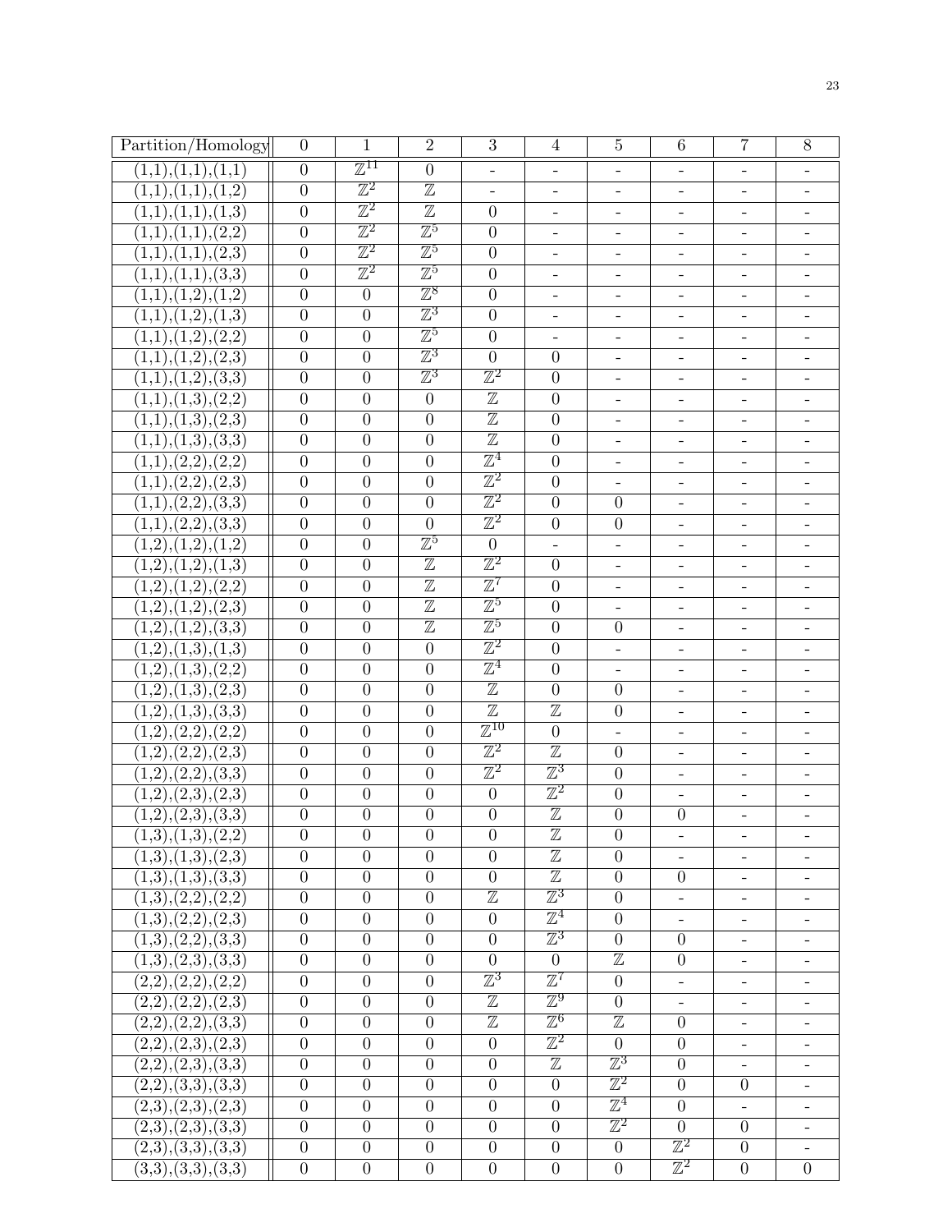| Partition/Homology | 0 | 1 | 2 | 3 | 4 | 5 | 6 | 7 | 8 |
|---|---|---|---|---|---|---|---|---|---|
| (1,1),(1,1),(1,1) | 0 | $\mathbb{Z}^{11}$ | 0 | - | - | - | - | - | - |
| (1,1),(1,1),(1,2) | 0 | $\mathbb{Z}^2$ | $\mathbb{Z}$ | - | - | - | - | - | - |
| (1,1),(1,1),(1,3) | 0 | $\mathbb{Z}^2$ | $\mathbb{Z}$ | 0 | - | - | - | - | - |
| (1,1),(1,1),(2,2) | 0 | $\mathbb{Z}^2$ | $\mathbb{Z}^5$ | 0 | - | - | - | - | - |
| (1,1),(1,1),(2,3) | 0 | $\mathbb{Z}^2$ | $\mathbb{Z}^5$ | 0 | - | - | - | - | - |
| (1,1),(1,1),(3,3) | 0 | $\mathbb{Z}^2$ | $\mathbb{Z}^5$ | 0 | - | - | - | - | - |
| (1,1),(1,2),(1,2) | 0 | 0 | $\mathbb{Z}^8$ | 0 | - | - | - | - | - |
| (1,1),(1,2),(1,3) | 0 | 0 | $\mathbb{Z}^3$ | 0 | - | - | - | - | - |
| (1,1),(1,2),(2,2) | 0 | 0 | $\mathbb{Z}^5$ | 0 | - | - | - | - | - |
| (1,1),(1,2),(2,3) | 0 | 0 | $\mathbb{Z}^3$ | 0 | 0 | - | - | - | - |
| (1,1),(1,2),(3,3) | 0 | 0 | $\mathbb{Z}^3$ | $\mathbb{Z}^2$ | 0 | - | - | - | - |
| (1,1),(1,3),(2,2) | 0 | 0 | 0 | $\mathbb{Z}$ | 0 | - | - | - | - |
| (1,1),(1,3),(2,3) | 0 | 0 | 0 | $\mathbb{Z}$ | 0 | - | - | - | - |
| (1,1),(1,3),(3,3) | 0 | 0 | 0 | $\mathbb{Z}$ | 0 | - | - | - | - |
| (1,1),(2,2),(2,2) | 0 | 0 | 0 | $\mathbb{Z}^4$ | 0 | - | - | - | - |
| (1,1),(2,2),(2,3) | 0 | 0 | 0 | $\mathbb{Z}^2$ | 0 | - | - | - | - |
| (1,1),(2,2),(3,3) | 0 | 0 | 0 | $\mathbb{Z}^2$ | 0 | 0 | - | - | - |
| (1,1),(2,2),(3,3) | 0 | 0 | 0 | $\mathbb{Z}^2$ | 0 | 0 | - | - | - |
| (1,2),(1,2),(1,2) | 0 | 0 | $\mathbb{Z}^5$ | 0 | - | - | - | - | - |
| (1,2),(1,2),(1,3) | 0 | 0 | $\mathbb{Z}$ | $\mathbb{Z}^2$ | 0 | - | - | - | - |
| (1,2),(1,2),(2,2) | 0 | 0 | $\mathbb{Z}$ | $\mathbb{Z}^7$ | 0 | - | - | - | - |
| (1,2),(1,2),(2,3) | 0 | 0 | $\mathbb{Z}$ | $\mathbb{Z}^5$ | 0 | - | - | - | - |
| (1,2),(1,2),(3,3) | 0 | 0 | $\mathbb{Z}$ | $\mathbb{Z}^5$ | 0 | 0 | - | - | - |
| (1,2),(1,3),(1,3) | 0 | 0 | 0 | $\mathbb{Z}^2$ | 0 | - | - | - | - |
| (1,2),(1,3),(2,2) | 0 | 0 | 0 | $\mathbb{Z}^4$ | 0 | - | - | - | - |
| (1,2),(1,3),(2,3) | 0 | 0 | 0 | $\mathbb{Z}$ | 0 | 0 | - | - | - |
| (1,2),(1,3),(3,3) | 0 | 0 | 0 | $\mathbb{Z}$ | $\mathbb{Z}$ | 0 | - | - | - |
| (1,2),(2,2),(2,2) | 0 | 0 | 0 | $\mathbb{Z}^{10}$ | 0 | - | - | - | - |
| (1,2),(2,2),(2,3) | 0 | 0 | 0 | $\mathbb{Z}^2$ | $\mathbb{Z}$ | 0 | - | - | - |
| (1,2),(2,2),(3,3) | 0 | 0 | 0 | $\mathbb{Z}^2$ | $\mathbb{Z}^3$ | 0 | - | - | - |
| (1,2),(2,3),(2,3) | 0 | 0 | 0 | 0 | $\mathbb{Z}^2$ | 0 | - | - | - |
| (1,2),(2,3),(3,3) | 0 | 0 | 0 | 0 | $\mathbb{Z}$ | 0 | 0 | - | - |
| (1,3),(1,3),(2,2) | 0 | 0 | 0 | 0 | $\mathbb{Z}$ | 0 | - | - | - |
| (1,3),(1,3),(2,3) | 0 | 0 | 0 | 0 | $\mathbb{Z}$ | 0 | - | - | - |
| (1,3),(1,3),(3,3) | 0 | 0 | 0 | 0 | $\mathbb{Z}$ | 0 | 0 | - | - |
| (1,3),(2,2),(2,2) | 0 | 0 | 0 | $\mathbb{Z}$ | $\mathbb{Z}^3$ | 0 | - | - | - |
| (1,3),(2,2),(2,3) | 0 | 0 | 0 | 0 | $\mathbb{Z}^4$ | 0 | - | - | - |
| (1,3),(2,2),(3,3) | 0 | 0 | 0 | 0 | $\mathbb{Z}^3$ | 0 | 0 | - | - |
| (1,3),(2,3),(3,3) | 0 | 0 | 0 | 0 | 0 | $\mathbb{Z}$ | 0 | - | - |
| (2,2),(2,2),(2,2) | 0 | 0 | 0 | $\mathbb{Z}^3$ | $\mathbb{Z}^7$ | 0 | - | - | - |
| (2,2),(2,2),(2,3) | 0 | 0 | 0 | $\mathbb{Z}$ | $\mathbb{Z}^9$ | 0 | - | - | - |
| (2,2),(2,2),(3,3) | 0 | 0 | 0 | $\mathbb{Z}$ | $\mathbb{Z}^6$ | $\mathbb{Z}$ | 0 | - | - |
| (2,2),(2,3),(2,3) | 0 | 0 | 0 | 0 | $\mathbb{Z}^2$ | 0 | 0 | - | - |
| (2,2),(2,3),(3,3) | 0 | 0 | 0 | 0 | $\mathbb{Z}$ | $\mathbb{Z}^3$ | 0 | - | - |
| (2,2),(3,3),(3,3) | 0 | 0 | 0 | 0 | 0 | $\mathbb{Z}^2$ | 0 | 0 | - |
| (2,3),(2,3),(2,3) | 0 | 0 | 0 | 0 | 0 | $\mathbb{Z}^4$ | 0 | - | - |
| (2,3),(2,3),(3,3) | 0 | 0 | 0 | 0 | 0 | $\mathbb{Z}^2$ | 0 | 0 | - |
| (2,3),(3,3),(3,3) | 0 | 0 | 0 | 0 | 0 | 0 | $\mathbb{Z}^2$ | 0 | - |
| (3,3),(3,3),(3,3) | 0 | 0 | 0 | 0 | 0 | 0 | $\mathbb{Z}^2$ | 0 | 0 |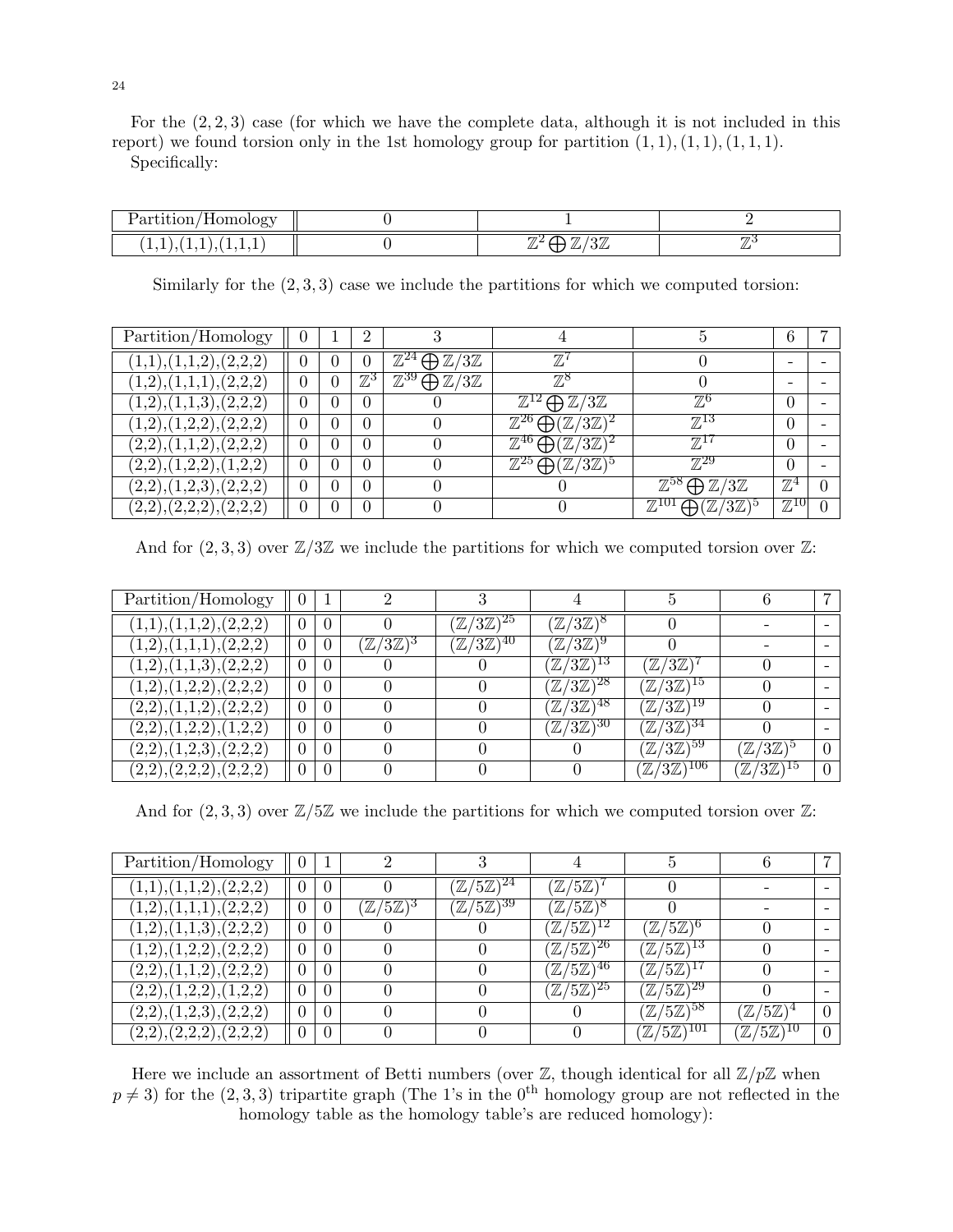For the $(2, 2, 3)$ case (for which we have the complete data, although it is not included in this report) we found torsion only in the 1st homology group for partition $(1, 1), (1, 1), (1, 1, 1)$.
Specifically:

| Partition/Homology | 0 | 1 | 2 |
|---|---|---|---|
| (1,1),(1,1),(1,1,1) | 0 | $\mathbb{Z}^2 \bigoplus \mathbb{Z}/3\mathbb{Z}$ | $\mathbb{Z}^3$ |

Similarly for the $(2, 3, 3)$ case we include the partitions for which we computed torsion:

| Partition/Homology | 0 | 1 | 2 | 3 | 4 | 5 | 6 | 7 |
|---|---|---|---|---|---|---|---|---|
| (1,1),(1,1,2),(2,2,2) | 0 | 0 | 0 | $\mathbb{Z}^{24} \bigoplus \mathbb{Z}/3\mathbb{Z}$ | $\mathbb{Z}^7$ | 0 | - | - |
| (1,2),(1,1,1),(2,2,2) | 0 | 0 | $\mathbb{Z}^3$ | $\mathbb{Z}^{39} \bigoplus \mathbb{Z}/3\mathbb{Z}$ | $\mathbb{Z}^8$ | 0 | - | - |
| (1,2),(1,1,3),(2,2,2) | 0 | 0 | 0 | 0 | $\mathbb{Z}^{12} \bigoplus \mathbb{Z}/3\mathbb{Z}$ | $\mathbb{Z}^6$ | 0 | - |
| (1,2),(1,2,2),(2,2,2) | 0 | 0 | 0 | 0 | $\mathbb{Z}^{26} \bigoplus (\mathbb{Z}/3\mathbb{Z})^2$ | $\mathbb{Z}^{13}$ | 0 | - |
| (2,2),(1,1,2),(2,2,2) | 0 | 0 | 0 | 0 | $\mathbb{Z}^{46} \bigoplus (\mathbb{Z}/3\mathbb{Z})^2$ | $\mathbb{Z}^{17}$ | 0 | - |
| (2,2),(1,2,2),(1,2,2) | 0 | 0 | 0 | 0 | $\mathbb{Z}^{25} \bigoplus (\mathbb{Z}/3\mathbb{Z})^5$ | $\mathbb{Z}^{29}$ | 0 | - |
| (2,2),(1,2,3),(2,2,2) | 0 | 0 | 0 | 0 | 0 | $\mathbb{Z}^{58} \bigoplus \mathbb{Z}/3\mathbb{Z}$ | $\mathbb{Z}^4$ | 0 |
| (2,2),(2,2,2),(2,2,2) | 0 | 0 | 0 | 0 | 0 | $\mathbb{Z}^{101} \bigoplus (\mathbb{Z}/3\mathbb{Z})^5$ | $\mathbb{Z}^{10}$ | 0 |

And for $(2, 3, 3)$ over $\mathbb{Z}/3\mathbb{Z}$ we include the partitions for which we computed torsion over $\mathbb{Z}$:

| Partition/Homology | 0 | 1 | 2 | 3 | 4 | 5 | 6 | 7 |
|---|---|---|---|---|---|---|---|---|
| (1,1),(1,1,2),(2,2,2) | 0 | 0 | 0 | $(\mathbb{Z}/3\mathbb{Z})^{25}$ | $(\mathbb{Z}/3\mathbb{Z})^8$ | 0 | - | - |
| (1,2),(1,1,1),(2,2,2) | 0 | 0 | $(\mathbb{Z}/3\mathbb{Z})^3$ | $(\mathbb{Z}/3\mathbb{Z})^{40}$ | $(\mathbb{Z}/3\mathbb{Z})^9$ | 0 | - | - |
| (1,2),(1,1,3),(2,2,2) | 0 | 0 | 0 | 0 | $(\mathbb{Z}/3\mathbb{Z})^{13}$ | $(\mathbb{Z}/3\mathbb{Z})^7$ | 0 | - |
| (1,2),(1,2,2),(2,2,2) | 0 | 0 | 0 | 0 | $(\mathbb{Z}/3\mathbb{Z})^{28}$ | $(\mathbb{Z}/3\mathbb{Z})^{15}$ | 0 | - |
| (2,2),(1,1,2),(2,2,2) | 0 | 0 | 0 | 0 | $(\mathbb{Z}/3\mathbb{Z})^{48}$ | $(\mathbb{Z}/3\mathbb{Z})^{19}$ | 0 | - |
| (2,2),(1,2,2),(1,2,2) | 0 | 0 | 0 | 0 | $(\mathbb{Z}/3\mathbb{Z})^{30}$ | $(\mathbb{Z}/3\mathbb{Z})^{34}$ | 0 | - |
| (2,2),(1,2,3),(2,2,2) | 0 | 0 | 0 | 0 | 0 | $(\mathbb{Z}/3\mathbb{Z})^{59}$ | $(\mathbb{Z}/3\mathbb{Z})^5$ | 0 |
| (2,2),(2,2,2),(2,2,2) | 0 | 0 | 0 | 0 | 0 | $(\mathbb{Z}/3\mathbb{Z})^{106}$ | $(\mathbb{Z}/3\mathbb{Z})^{15}$ | 0 |

And for $(2, 3, 3)$ over $\mathbb{Z}/5\mathbb{Z}$ we include the partitions for which we computed torsion over $\mathbb{Z}$:

| Partition/Homology | 0 | 1 | 2 | 3 | 4 | 5 | 6 | 7 |
|---|---|---|---|---|---|---|---|---|
| (1,1),(1,1,2),(2,2,2) | 0 | 0 | 0 | $(\mathbb{Z}/5\mathbb{Z})^{24}$ | $(\mathbb{Z}/5\mathbb{Z})^7$ | 0 | - | - |
| (1,2),(1,1,1),(2,2,2) | 0 | 0 | $(\mathbb{Z}/5\mathbb{Z})^3$ | $(\mathbb{Z}/5\mathbb{Z})^{39}$ | $(\mathbb{Z}/5\mathbb{Z})^8$ | 0 | - | - |
| (1,2),(1,1,3),(2,2,2) | 0 | 0 | 0 | 0 | $(\mathbb{Z}/5\mathbb{Z})^{12}$ | $(\mathbb{Z}/5\mathbb{Z})^6$ | 0 | - |
| (1,2),(1,2,2),(2,2,2) | 0 | 0 | 0 | 0 | $(\mathbb{Z}/5\mathbb{Z})^{26}$ | $(\mathbb{Z}/5\mathbb{Z})^{13}$ | 0 | - |
| (2,2),(1,1,2),(2,2,2) | 0 | 0 | 0 | 0 | $(\mathbb{Z}/5\mathbb{Z})^{46}$ | $(\mathbb{Z}/5\mathbb{Z})^{17}$ | 0 | - |
| (2,2),(1,2,2),(1,2,2) | 0 | 0 | 0 | 0 | $(\mathbb{Z}/5\mathbb{Z})^{25}$ | $(\mathbb{Z}/5\mathbb{Z})^{29}$ | 0 | - |
| (2,2),(1,2,3),(2,2,2) | 0 | 0 | 0 | 0 | 0 | $(\mathbb{Z}/5\mathbb{Z})^{58}$ | $(\mathbb{Z}/5\mathbb{Z})^4$ | 0 |
| (2,2),(2,2,2),(2,2,2) | 0 | 0 | 0 | 0 | 0 | $(\mathbb{Z}/5\mathbb{Z})^{101}$ | $(\mathbb{Z}/5\mathbb{Z})^{10}$ | 0 |

Here we include an assortment of Betti numbers (over $\mathbb{Z}$, though identical for all $\mathbb{Z}/p\mathbb{Z}$ when $p \neq 3$) for the $(2, 3, 3)$ tripartite graph (The 1's in the $0^{\text{th}}$ homology group are not reflected in the homology table as the homology table's are reduced homology):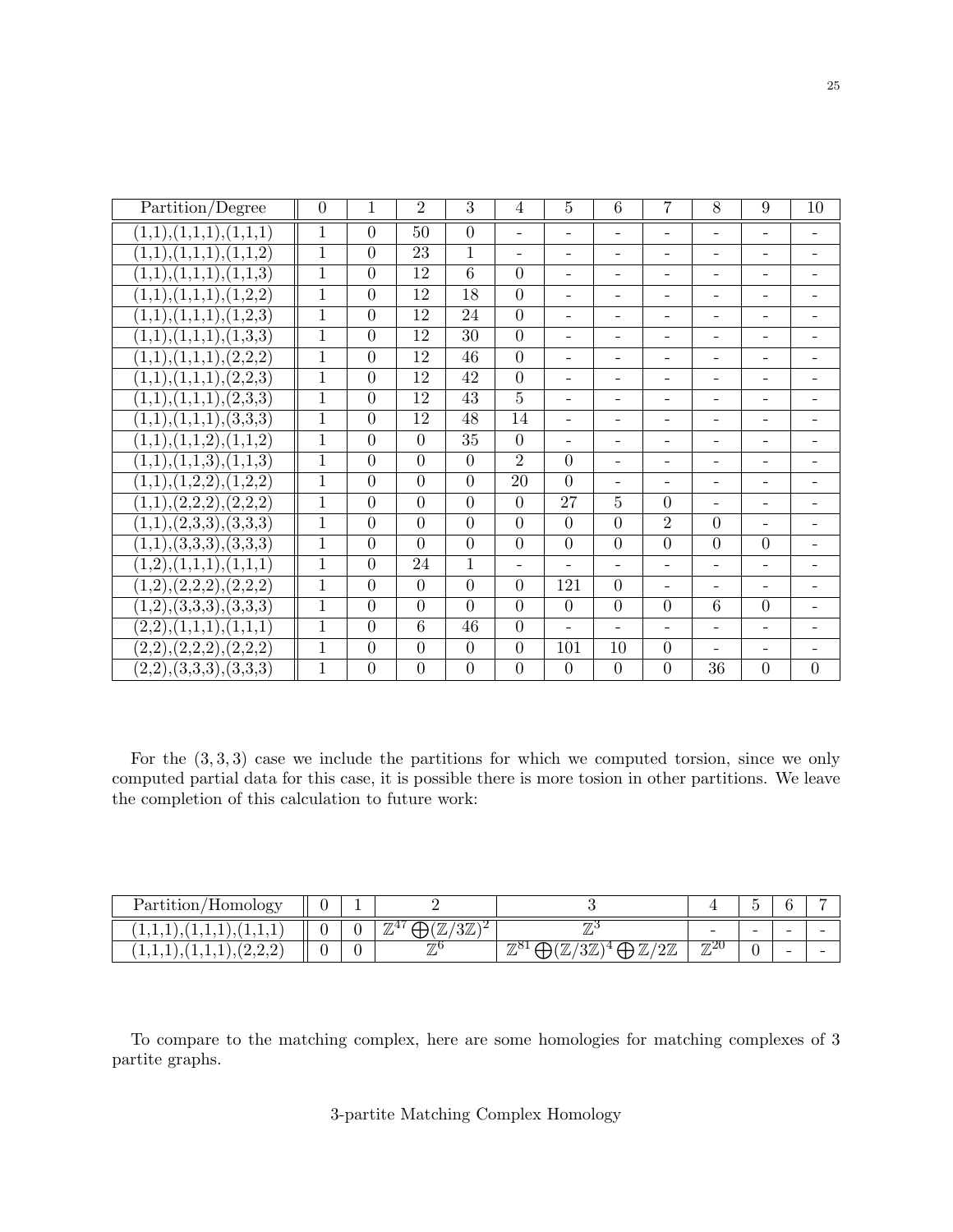| Partition/Degree | 0 | 1 | 2 | 3 | 4 | 5 | 6 | 7 | 8 | 9 | 10 |
|---|---|---|---|---|---|---|---|---|---|---|---|
| (1,1),(1,1,1),(1,1,1) | 1 | 0 | 50 | 0 | - | - | - | - | - | - | - |
| (1,1),(1,1,1),(1,1,2) | 1 | 0 | 23 | 1 | - | - | - | - | - | - | - |
| (1,1),(1,1,1),(1,1,3) | 1 | 0 | 12 | 6 | 0 | - | - | - | - | - | - |
| (1,1),(1,1,1),(1,2,2) | 1 | 0 | 12 | 18 | 0 | - | - | - | - | - | - |
| (1,1),(1,1,1),(1,2,3) | 1 | 0 | 12 | 24 | 0 | - | - | - | - | - | - |
| (1,1),(1,1,1),(1,3,3) | 1 | 0 | 12 | 30 | 0 | - | - | - | - | - | - |
| (1,1),(1,1,1),(2,2,2) | 1 | 0 | 12 | 46 | 0 | - | - | - | - | - | - |
| (1,1),(1,1,1),(2,2,3) | 1 | 0 | 12 | 42 | 0 | - | - | - | - | - | - |
| (1,1),(1,1,1),(2,3,3) | 1 | 0 | 12 | 43 | 5 | - | - | - | - | - | - |
| (1,1),(1,1,1),(3,3,3) | 1 | 0 | 12 | 48 | 14 | - | - | - | - | - | - |
| (1,1),(1,1,2),(1,1,2) | 1 | 0 | 0 | 35 | 0 | - | - | - | - | - | - |
| (1,1),(1,1,3),(1,1,3) | 1 | 0 | 0 | 0 | 2 | 0 | - | - | - | - | - |
| (1,1),(1,2,2),(1,2,2) | 1 | 0 | 0 | 0 | 20 | 0 | - | - | - | - | - |
| (1,1),(2,2,2),(2,2,2) | 1 | 0 | 0 | 0 | 0 | 27 | 5 | 0 | - | - | - |
| (1,1),(2,3,3),(3,3,3) | 1 | 0 | 0 | 0 | 0 | 0 | 0 | 2 | 0 | - | - |
| (1,1),(3,3,3),(3,3,3) | 1 | 0 | 0 | 0 | 0 | 0 | 0 | 0 | 0 | 0 | - |
| (1,2),(1,1,1),(1,1,1) | 1 | 0 | 24 | 1 | - | - | - | - | - | - | - |
| (1,2),(2,2,2),(2,2,2) | 1 | 0 | 0 | 0 | 0 | 121 | 0 | - | - | - | - |
| (1,2),(3,3,3),(3,3,3) | 1 | 0 | 0 | 0 | 0 | 0 | 0 | 0 | 6 | 0 | - |
| (2,2),(1,1,1),(1,1,1) | 1 | 0 | 6 | 46 | 0 | - | - | - | - | - | - |
| (2,2),(2,2,2),(2,2,2) | 1 | 0 | 0 | 0 | 0 | 101 | 10 | 0 | - | - | - |
| (2,2),(3,3,3),(3,3,3) | 1 | 0 | 0 | 0 | 0 | 0 | 0 | 0 | 36 | 0 | 0 |

For the $(3,3,3)$ case we include the partitions for which we computed torsion, since we only computed partial data for this case, it is possible there is more tosion in other partitions. We leave the completion of this calculation to future work:

| Partition/Homology | 0 | 1 | 2 | 3 | 4 | 5 | 6 | 7 |
|---|---|---|---|---|---|---|---|---|
| (1,1,1),(1,1,1),(1,1,1) | 0 | 0 | $\mathbb{Z}^{47} \bigoplus (\mathbb{Z}/3\mathbb{Z})^2$ | $\mathbb{Z}^3$ | - | - | - | - |
| (1,1,1),(1,1,1),(2,2,2) | 0 | 0 | $\mathbb{Z}^6$ | $\mathbb{Z}^{81} \bigoplus (\mathbb{Z}/3\mathbb{Z})^4 \bigoplus \mathbb{Z}/2\mathbb{Z}$ | $\mathbb{Z}^{20}$ | 0 | - | - |

To compare to the matching complex, here are some homologies for matching complexes of 3 partite graphs.

3-partite Matching Complex Homology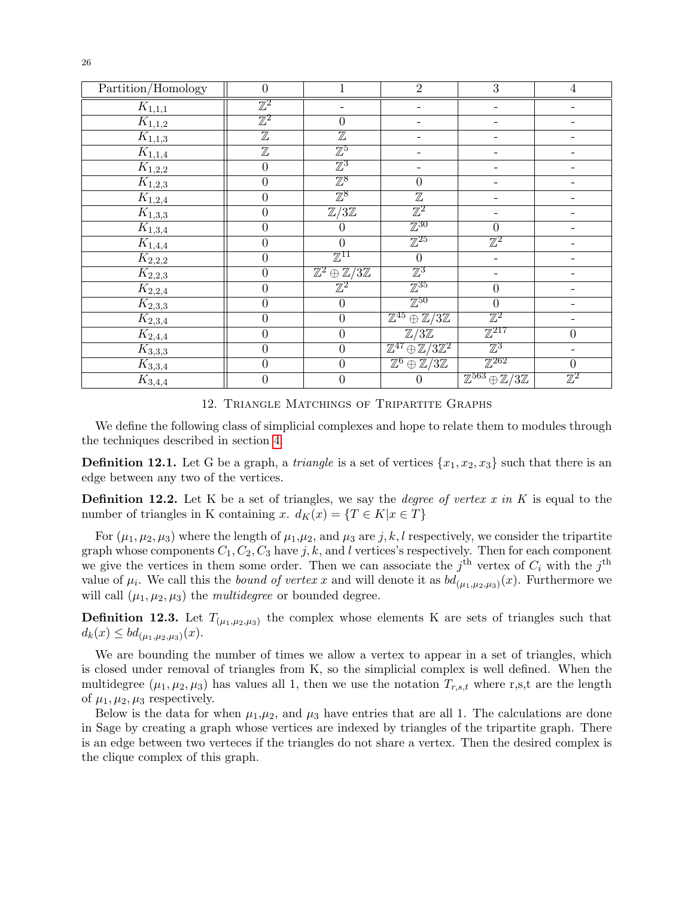| Partition/Homology | 0 | 1 | 2 | 3 | 4 |
|---|---|---|---|---|---|
| $K_{1,1,1}$ | $\mathbb{Z}^2$ | - | - | - | - |
| $K_{1,1,2}$ | $\mathbb{Z}^2$ | 0 | - | - | - |
| $K_{1,1,3}$ | $\mathbb{Z}$ | $\mathbb{Z}$ | - | - | - |
| $K_{1,1,4}$ | $\mathbb{Z}$ | $\mathbb{Z}^5$ | - | - | - |
| $K_{1,2,2}$ | 0 | $\mathbb{Z}^3$ | - | - | - |
| $K_{1,2,3}$ | 0 | $\mathbb{Z}^8$ | 0 | - | - |
| $K_{1,2,4}$ | 0 | $\mathbb{Z}^8$ | $\mathbb{Z}$ | - | - |
| $K_{1,3,3}$ | 0 | $\mathbb{Z}/3\mathbb{Z}$ | $\mathbb{Z}^2$ | - | - |
| $K_{1,3,4}$ | 0 | 0 | $\mathbb{Z}^{30}$ | 0 | - |
| $K_{1,4,4}$ | 0 | 0 | $\mathbb{Z}^{25}$ | $\mathbb{Z}^2$ | - |
| $K_{2,2,2}$ | 0 | $\mathbb{Z}^{11}$ | 0 | - | - |
| $K_{2,2,3}$ | 0 | $\mathbb{Z}^2 \oplus \mathbb{Z}/3\mathbb{Z}$ | $\mathbb{Z}^3$ | - | - |
| $K_{2,2,4}$ | 0 | $\mathbb{Z}^2$ | $\mathbb{Z}^{35}$ | 0 | - |
| $K_{2,3,3}$ | 0 | 0 | $\mathbb{Z}^{50}$ | 0 | - |
| $K_{2,3,4}$ | 0 | 0 | $\mathbb{Z}^{45} \oplus \mathbb{Z}/3\mathbb{Z}$ | $\mathbb{Z}^2$ | - |
| $K_{2,4,4}$ | 0 | 0 | $\mathbb{Z}/3\mathbb{Z}$ | $\mathbb{Z}^{217}$ | 0 |
| $K_{3,3,3}$ | 0 | 0 | $\mathbb{Z}^{47} \oplus \mathbb{Z}/3\mathbb{Z}^2$ | $\mathbb{Z}^3$ | - |
| $K_{3,3,4}$ | 0 | 0 | $\mathbb{Z}^6 \oplus \mathbb{Z}/3\mathbb{Z}$ | $\mathbb{Z}^{262}$ | 0 |
| $K_{3,4,4}$ | 0 | 0 | 0 | $\mathbb{Z}^{563} \oplus \mathbb{Z}/3\mathbb{Z}$ | $\mathbb{Z}^2$ |

## 12. Triangle Matchings of Tripartite Graphs

We define the following class of simplicial complexes and hope to relate them to modules through the techniques described in section 4.

**Definition 12.1.** Let G be a graph, a *triangle* is a set of vertices $\{x_1, x_2, x_3\}$ such that there is an edge between any two of the vertices.

**Definition 12.2.** Let K be a set of triangles, we say the *degree of vertex x in K* is equal to the number of triangles in K containing $x$. $d_K(x) = \{T \in K | x \in T\}$

For $(\mu_1, \mu_2, \mu_3)$ where the length of $\mu_1$,$\mu_2$, and $\mu_3$ are $j, k, l$ respectively, we consider the tripartite graph whose components $C_1, C_2, C_3$ have $j, k$, and $l$ vertices's respectively. Then for each component we give the vertices in them some order. Then we can associate the $j^{\text{th}}$ vertex of $C_i$ with the $j^{\text{th}}$ value of $\mu_i$. We call this the *bound of vertex x* and will denote it as $bd_{(\mu_1,\mu_2,\mu_3)}(x)$. Furthermore we will call $(\mu_1, \mu_2, \mu_3)$ the *multidegree* or bounded degree.

**Definition 12.3.** Let $T_{(\mu_1,\mu_2,\mu_3)}$ the complex whose elements K are sets of triangles such that $d_k(x) \leq bd_{(\mu_1,\mu_2,\mu_3)}(x)$.

We are bounding the number of times we allow a vertex to appear in a set of triangles, which is closed under removal of triangles from K, so the simplicial complex is well defined. When the multidegree $(\mu_1, \mu_2, \mu_3)$ has values all 1, then we use the notation $T_{r,s,t}$ where r,s,t are the length of $\mu_1, \mu_2, \mu_3$ respectively.

Below is the data for when $\mu_1$,$\mu_2$, and $\mu_3$ have entries that are all 1. The calculations are done in Sage by creating a graph whose vertices are indexed by triangles of the tripartite graph. There is an edge between two verteces if the triangles do not share a vertex. Then the desired complex is the clique complex of this graph.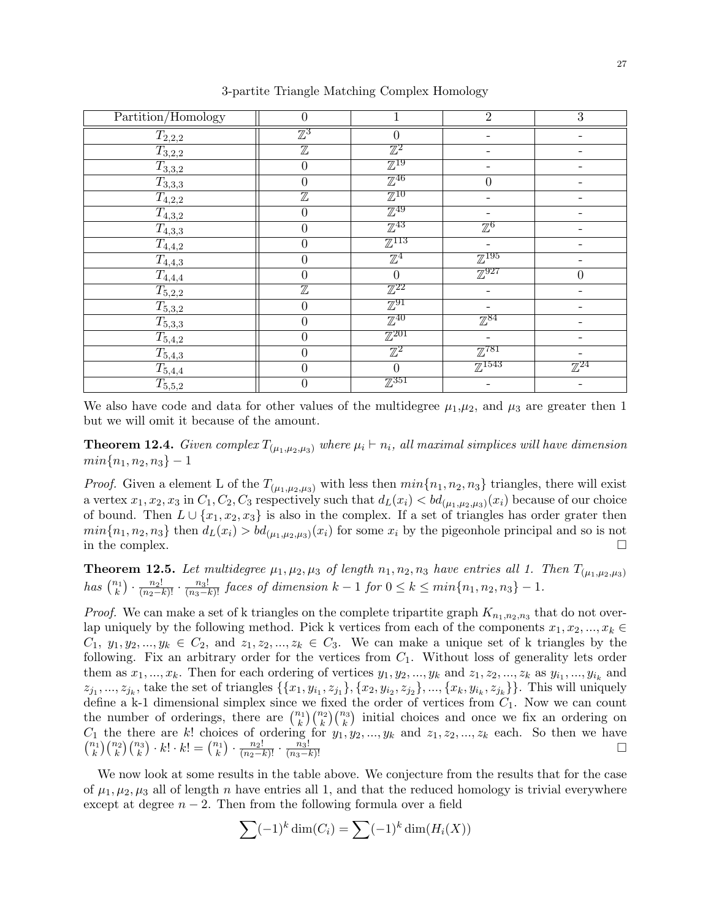3-partite Triangle Matching Complex Homology

| Partition/Homology | 0 | 1 | 2 | 3 |
|---|---|---|---|---|
| $T_{2,2,2}$ | $\mathbb{Z}^3$ | 0 | - | - |
| $T_{3,2,2}$ | $\mathbb{Z}$ | $\mathbb{Z}^2$ | - | - |
| $T_{3,3,2}$ | 0 | $\mathbb{Z}^{19}$ | - | - |
| $T_{3,3,3}$ | 0 | $\mathbb{Z}^{46}$ | 0 | - |
| $T_{4,2,2}$ | $\mathbb{Z}$ | $\mathbb{Z}^{10}$ | - | - |
| $T_{4,3,2}$ | 0 | $\mathbb{Z}^{49}$ | - | - |
| $T_{4,3,3}$ | 0 | $\mathbb{Z}^{43}$ | $\mathbb{Z}^6$ | - |
| $T_{4,4,2}$ | 0 | $\mathbb{Z}^{113}$ | - | - |
| $T_{4,4,3}$ | 0 | $\mathbb{Z}^4$ | $\mathbb{Z}^{195}$ | - |
| $T_{4,4,4}$ | 0 | 0 | $\mathbb{Z}^{927}$ | 0 |
| $T_{5,2,2}$ | $\mathbb{Z}$ | $\mathbb{Z}^{22}$ | - | - |
| $T_{5,3,2}$ | 0 | $\mathbb{Z}^{91}$ | - | - |
| $T_{5,3,3}$ | 0 | $\mathbb{Z}^{40}$ | $\mathbb{Z}^{84}$ | - |
| $T_{5,4,2}$ | 0 | $\mathbb{Z}^{201}$ | - | - |
| $T_{5,4,3}$ | 0 | $\mathbb{Z}^2$ | $\mathbb{Z}^{781}$ | - |
| $T_{5,4,4}$ | 0 | 0 | $\mathbb{Z}^{1543}$ | $\mathbb{Z}^{24}$ |
| $T_{5,5,2}$ | 0 | $\mathbb{Z}^{351}$ | - | - |

We also have code and data for other values of the multidegree $\mu_1$,$\mu_2$, and $\mu_3$ are greater then 1 but we will omit it because of the amount.

**Theorem 12.4.** *Given complex $T_{(\mu_1,\mu_2,\mu_3)}$ where $\mu_i \vdash n_i$, all maximal simplices will have dimension $min\{n_1, n_2, n_3\} - 1$*

*Proof.* Given a element L of the $T_{(\mu_1,\mu_2,\mu_3)}$ with less then $min\{n_1, n_2, n_3\}$ triangles, there will exist a vertex $x_1, x_2, x_3$ in $C_1, C_2, C_3$ respectively such that $d_L(x_i) < bd_{(\mu_1,\mu_2,\mu_3)}(x_i)$ because of our choice of bound. Then $L \cup \{x_1, x_2, x_3\}$ is also in the complex. If a set of triangles has order grater then $min\{n_1, n_2, n_3\}$ then $d_L(x_i) > bd_{(\mu_1,\mu_2,\mu_3)}(x_i)$ for some $x_i$ by the pigeonhole principal and so is not in the complex. □

**Theorem 12.5.** *Let multidegree $\mu_1, \mu_2, \mu_3$ of length $n_1, n_2, n_3$ have entries all 1. Then $T_{(\mu_1,\mu_2,\mu_3)}$ has $\binom{n_1}{k} \cdot \frac{n_2!}{(n_2-k)!} \cdot \frac{n_3!}{(n_3-k)!}$ faces of dimension $k - 1$ for $0 \leq k \leq min\{n_1, n_2, n_3\} - 1$.*

*Proof.* We can make a set of k triangles on the complete tripartite graph $K_{n_1,n_2,n_3}$ that do not overlap uniquely by the following method. Pick k vertices from each of the components $x_1, x_2, ..., x_k \in C_1$, $y_1, y_2, ..., y_k \in C_2$, and $z_1, z_2, ..., z_k \in C_3$. We can make a unique set of k triangles by the following. Fix an arbitrary order for the vertices from $C_1$. Without loss of generality lets order them as $x_1, ..., x_k$. Then for each ordering of vertices $y_1, y_2, ..., y_k$ and $z_1, z_2, ..., z_k$ as $y_{i_1}, ..., y_{i_k}$ and $z_{j_1}, ..., z_{j_k}$, take the set of triangles $\{\{x_1, y_{i_1}, z_{j_1}\}, \{x_2, y_{i_2}, z_{j_2}\}, ..., \{x_k, y_{i_k}, z_{j_k}\}\}$. This will uniquely define a k-1 dimensional simplex since we fixed the order of vertices from $C_1$. Now we can count the number of orderings, there are $\binom{n_1}{k}\binom{n_2}{k}\binom{n_3}{k}$ initial choices and once we fix an ordering on $C_1$ the there are $k!$ choices of ordering for $y_1, y_2, ..., y_k$ and $z_1, z_2, ..., z_k$ each. So then we have $\binom{n_1}{k}\binom{n_2}{k}\binom{n_3}{k} \cdot k! \cdot k! = \binom{n_1}{k} \cdot \frac{n_2!}{(n_2-k)!} \cdot \frac{n_3!}{(n_3-k)!}$ □

We now look at some results in the table above. We conjecture from the results that for the case of $\mu_1, \mu_2, \mu_3$ all of length $n$ have entries all 1, and that the reduced homology is trivial everywhere except at degree $n - 2$. Then from the following formula over a field

$$\sum(-1)^k \dim(C_i) = \sum(-1)^k \dim(H_i(X))$$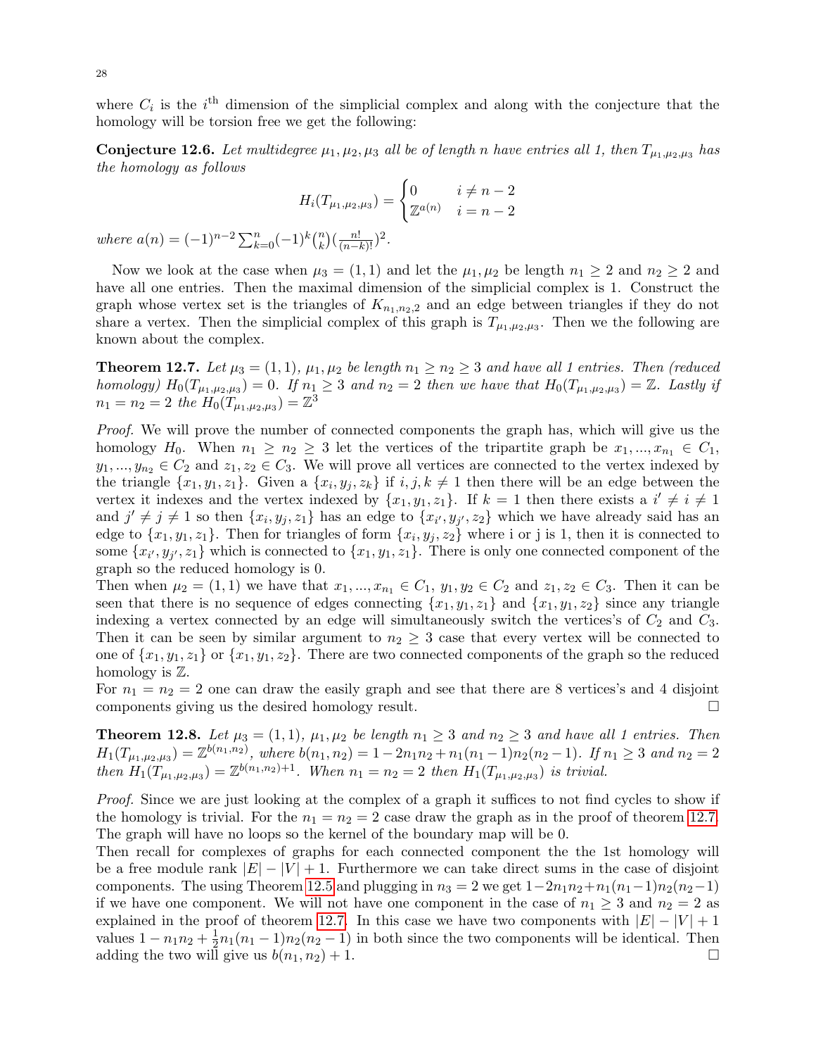where $C_i$ is the $i^{\text{th}}$ dimension of the simplicial complex and along with the conjecture that the homology will be torsion free we get the following:

**Conjecture 12.6.** *Let multidegree $\mu_1, \mu_2, \mu_3$ all be of length n have entries all 1, then $T_{\mu_1,\mu_2,\mu_3}$ has the homology as follows*

$$H_i(T_{\mu_1,\mu_2,\mu_3}) = \begin{cases} 0 & i \neq n-2 \\ \mathbb{Z}^{a(n)} & i = n-2 \end{cases}$$

*where $a(n) = (-1)^{n-2} \sum_{k=0}^{n} (-1)^k \binom{n}{k} (\frac{n!}{(n-k)!})^2$.*

Now we look at the case when $\mu_3 = (1,1)$ and let the $\mu_1, \mu_2$ be length $n_1 \geq 2$ and $n_2 \geq 2$ and have all one entries. Then the maximal dimension of the simplicial complex is 1. Construct the graph whose vertex set is the triangles of $K_{n_1,n_2,2}$ and an edge between triangles if they do not share a vertex. Then the simplicial complex of this graph is $T_{\mu_1,\mu_2,\mu_3}$. Then we the following are known about the complex.

**Theorem 12.7.** *Let $\mu_3 = (1,1)$, $\mu_1, \mu_2$ be length $n_1 \geq n_2 \geq 3$ and have all 1 entries. Then (reduced homology) $H_0(T_{\mu_1,\mu_2,\mu_3}) = 0$. If $n_1 \geq 3$ and $n_2 = 2$ then we have that $H_0(T_{\mu_1,\mu_2,\mu_3}) = \mathbb{Z}$. Lastly if $n_1 = n_2 = 2$ the $H_0(T_{\mu_1,\mu_2,\mu_3}) = \mathbb{Z}^3$*

*Proof.* We will prove the number of connected components the graph has, which will give us the homology $H_0$. When $n_1 \geq n_2 \geq 3$ let the vertices of the tripartite graph be $x_1, ..., x_{n_1} \in C_1$, $y_1, ..., y_{n_2} \in C_2$ and $z_1, z_2 \in C_3$. We will prove all vertices are connected to the vertex indexed by the triangle $\{x_1, y_1, z_1\}$. Given a $\{x_i, y_j, z_k\}$ if $i, j, k \neq 1$ then there will be an edge between the vertex it indexes and the vertex indexed by $\{x_1, y_1, z_1\}$. If $k = 1$ then there exists a $i' \neq i \neq 1$ and $j' \neq j \neq 1$ so then $\{x_i, y_j, z_1\}$ has an edge to $\{x_{i'}, y_{j'}, z_2\}$ which we have already said has an edge to $\{x_1, y_1, z_1\}$. Then for triangles of form $\{x_i, y_j, z_2\}$ where i or j is 1, then it is connected to some $\{x_{i'}, y_{j'}, z_1\}$ which is connected to $\{x_1, y_1, z_1\}$. There is only one connected component of the graph so the reduced homology is 0.
Then when $\mu_2 = (1,1)$ we have that $x_1, ..., x_{n_1} \in C_1$, $y_1, y_2 \in C_2$ and $z_1, z_2 \in C_3$. Then it can be seen that there is no sequence of edges connecting $\{x_1, y_1, z_1\}$ and $\{x_1, y_1, z_2\}$ since any triangle indexing a vertex connected by an edge will simultaneously switch the vertices's of $C_2$ and $C_3$. Then it can be seen by similar argument to $n_2 \geq 3$ case that every vertex will be connected to one of $\{x_1, y_1, z_1\}$ or $\{x_1, y_1, z_2\}$. There are two connected components of the graph so the reduced homology is $\mathbb{Z}$.
For $n_1 = n_2 = 2$ one can draw the easily graph and see that there are 8 vertices's and 4 disjoint components giving us the desired homology result. $\square$

**Theorem 12.8.** *Let $\mu_3 = (1,1)$, $\mu_1, \mu_2$ be length $n_1 \geq 3$ and $n_2 \geq 3$ and have all 1 entries. Then $H_1(T_{\mu_1,\mu_2,\mu_3}) = \mathbb{Z}^{b(n_1,n_2)}$, where $b(n_1, n_2) = 1 - 2n_1n_2 + n_1(n_1-1)n_2(n_2-1)$. If $n_1 \geq 3$ and $n_2 = 2$ then $H_1(T_{\mu_1,\mu_2,\mu_3}) = \mathbb{Z}^{b(n_1,n_2)+1}$. When $n_1 = n_2 = 2$ then $H_1(T_{\mu_1,\mu_2,\mu_3})$ is trivial.*

*Proof.* Since we are just looking at the complex of a graph it suffices to not find cycles to show if the homology is trivial. For the $n_1 = n_2 = 2$ case draw the graph as in the proof of theorem 12.7. The graph will have no loops so the kernel of the boundary map will be 0.
Then recall for complexes of graphs for each connected component the the 1st homology will be a free module rank $|E| - |V| + 1$. Furthermore we can take direct sums in the case of disjoint components. The using Theorem 12.5 and plugging in $n_3 = 2$ we get $1 - 2n_1n_2 + n_1(n_1-1)n_2(n_2-1)$ if we have one component. We will not have one component in the case of $n_1 \geq 3$ and $n_2 = 2$ as explained in the proof of theorem 12.7. In this case we have two components with $|E| - |V| + 1$ values $1 - n_1n_2 + \frac{1}{2}n_1(n_1-1)n_2(n_2-1)$ in both since the two components will be identical. Then adding the two will give us $b(n_1, n_2) + 1$. $\square$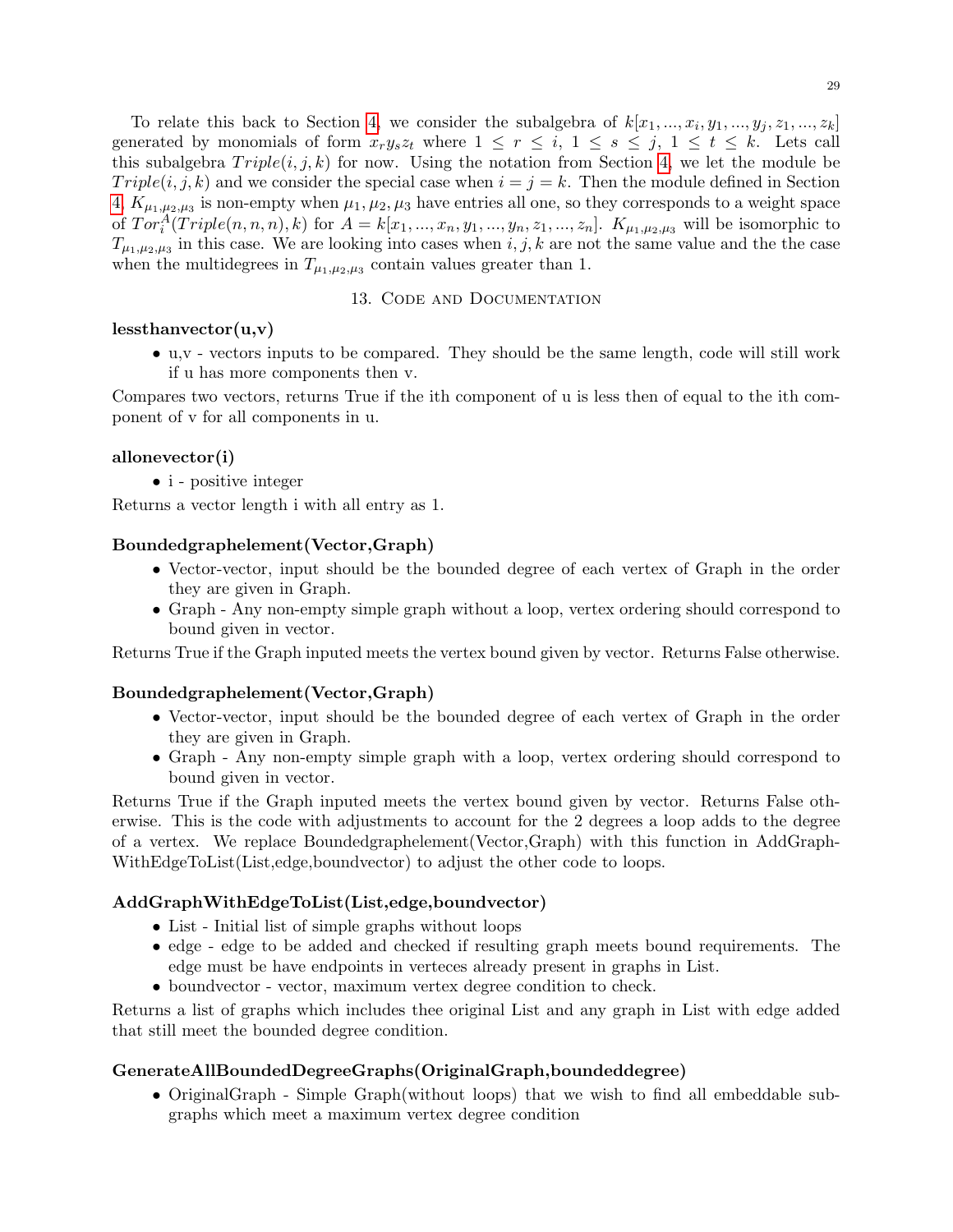To relate this back to Section 4, we consider the subalgebra of $k[x_1, ..., x_i, y_1, ..., y_j, z_1, ..., z_k]$ generated by monomials of form $x_r y_s z_t$ where $1 \leq r \leq i$, $1 \leq s \leq j$, $1 \leq t \leq k$. Lets call this subalgebra $Triple(i, j, k)$ for now. Using the notation from Section 4, we let the module be $Triple(i, j, k)$ and we consider the special case when $i = j = k$. Then the module defined in Section 4 $K_{\mu_1,\mu_2,\mu_3}$ is non-empty when $\mu_1, \mu_2, \mu_3$ have entries all one, so they corresponds to a weight space of $Tor_i^A(Triple(n, n, n), k)$ for $A = k[x_1, ..., x_n, y_1, ..., y_n, z_1, ..., z_n]$. $K_{\mu_1,\mu_2,\mu_3}$ will be isomorphic to $T_{\mu_1,\mu_2,\mu_3}$ in this case. We are looking into cases when $i, j, k$ are not the same value and the the case when the multidegrees in $T_{\mu_1,\mu_2,\mu_3}$ contain values greater than 1.

## 13. Code and Documentation

**lessthanvector(u,v)**

- u,v - vectors inputs to be compared. They should be the same length, code will still work if u has more components then v.

Compares two vectors, returns True if the ith component of u is less then of equal to the ith component of v for all components in u.

**allonevector(i)**

- i - positive integer

Returns a vector length i with all entry as 1.

**Boundedgraphelement(Vector,Graph)**

- Vector-vector, input should be the bounded degree of each vertex of Graph in the order they are given in Graph.
- Graph - Any non-empty simple graph without a loop, vertex ordering should correspond to bound given in vector.

Returns True if the Graph inputed meets the vertex bound given by vector. Returns False otherwise.

**Boundedgraphelement(Vector,Graph)**

- Vector-vector, input should be the bounded degree of each vertex of Graph in the order they are given in Graph.
- Graph - Any non-empty simple graph with a loop, vertex ordering should correspond to bound given in vector.

Returns True if the Graph inputed meets the vertex bound given by vector. Returns False otherwise. This is the code with adjustments to account for the 2 degrees a loop adds to the degree of a vertex. We replace Boundedgraphelement(Vector,Graph) with this function in AddGraphWithEdgeToList(List,edge,boundvector) to adjust the other code to loops.

**AddGraphWithEdgeToList(List,edge,boundvector)**

- List - Initial list of simple graphs without loops
- edge - edge to be added and checked if resulting graph meets bound requirements. The edge must be have endpoints in verteces already present in graphs in List.
- boundvector - vector, maximum vertex degree condition to check.

Returns a list of graphs which includes thee original List and any graph in List with edge added that still meet the bounded degree condition.

**GenerateAllBoundedDegreeGraphs(OriginalGraph,boundeddegree)**

- OriginalGraph - Simple Graph(without loops) that we wish to find all embeddable subgraphs which meet a maximum vertex degree condition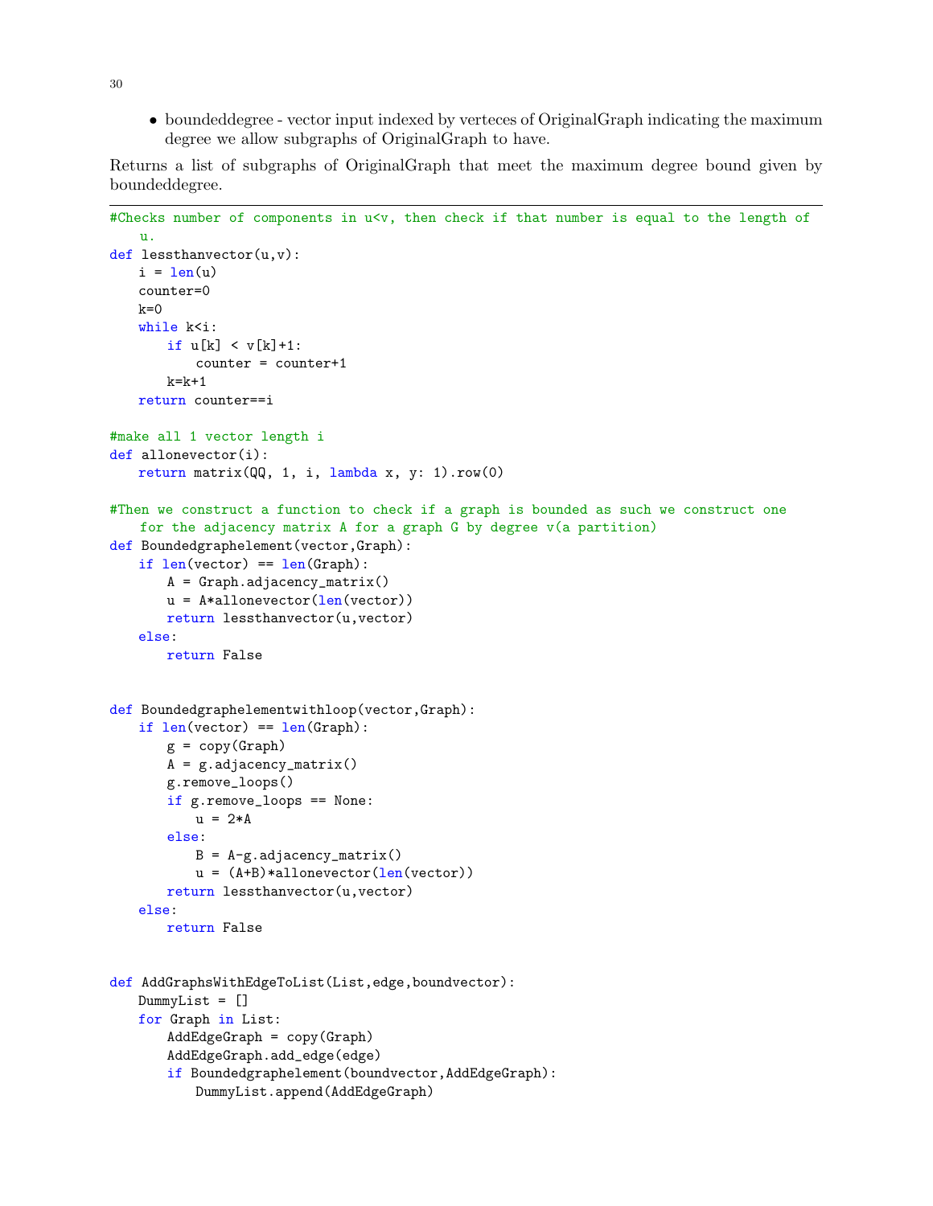- boundeddegree - vector input indexed by verteces of OriginalGraph indicating the maximum degree we allow subgraphs of OriginalGraph to have.

Returns a list of subgraphs of OriginalGraph that meet the maximum degree bound given by boundeddegree.

---

```
#Checks number of components in u<v, then check if that number is equal to the length of
    u.
def lessthanvector(u,v):
    i = len(u)
    counter=0
    k=0
    while k<i:
        if u[k] < v[k]+1:
            counter = counter+1
        k=k+1
    return counter==i

#make all 1 vector length i
def allonevector(i):
    return matrix(QQ, 1, i, lambda x, y: 1).row(0)

#Then we construct a function to check if a graph is bounded as such we construct one
    for the adjacency matrix A for a graph G by degree v(a partition)
def Boundedgraphelement(vector,Graph):
    if len(vector) == len(Graph):
        A = Graph.adjacency_matrix()
        u = A*allonevector(len(vector))
        return lessthanvector(u,vector)
    else:
        return False


def Boundedgraphelementwithloop(vector,Graph):
    if len(vector) == len(Graph):
        g = copy(Graph)
        A = g.adjacency_matrix()
        g.remove_loops()
        if g.remove_loops == None:
            u = 2*A
        else:
            B = A-g.adjacency_matrix()
            u = (A+B)*allonevector(len(vector))
        return lessthanvector(u,vector)
    else:
        return False


def AddGraphsWithEdgeToList(List,edge,boundvector):
    DummyList = []
    for Graph in List:
        AddEdgeGraph = copy(Graph)
        AddEdgeGraph.add_edge(edge)
        if Boundedgraphelement(boundvector,AddEdgeGraph):
            DummyList.append(AddEdgeGraph)
```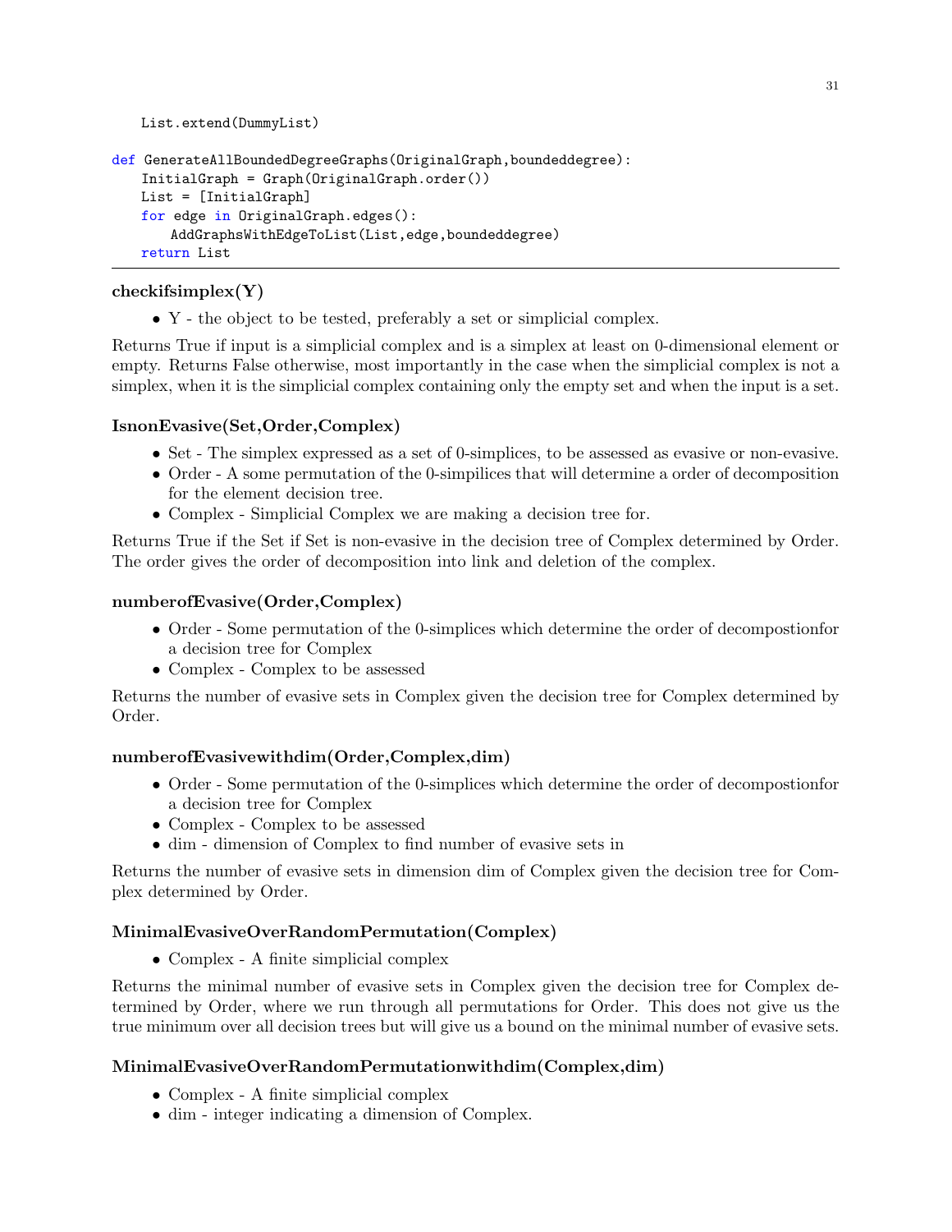```
    List.extend(DummyList)

def GenerateAllBoundedDegreeGraphs(OriginalGraph,boundeddegree):
    InitialGraph = Graph(OriginalGraph.order())
    List = [InitialGraph]
    for edge in OriginalGraph.edges():
        AddGraphsWithEdgeToList(List,edge,boundeddegree)
    return List
```

---

**checkifsimplex(Y)**

- Y - the object to be tested, preferably a set or simplicial complex.

Returns True if input is a simplicial complex and is a simplex at least on 0-dimensional element or empty. Returns False otherwise, most importantly in the case when the simplicial complex is not a simplex, when it is the simplicial complex containing only the empty set and when the input is a set.

**IsnonEvasive(Set,Order,Complex)**

- Set - The simplex expressed as a set of 0-simplices, to be assessed as evasive or non-evasive.
- Order - A some permutation of the 0-simpilices that will determine a order of decomposition for the element decision tree.
- Complex - Simplicial Complex we are making a decision tree for.

Returns True if the Set if Set is non-evasive in the decision tree of Complex determined by Order. The order gives the order of decomposition into link and deletion of the complex.

**numberofEvasive(Order,Complex)**

- Order - Some permutation of the 0-simplices which determine the order of decompostionfor a decision tree for Complex
- Complex - Complex to be assessed

Returns the number of evasive sets in Complex given the decision tree for Complex determined by Order.

**numberofEvasivewithdim(Order,Complex,dim)**

- Order - Some permutation of the 0-simplices which determine the order of decompostionfor a decision tree for Complex
- Complex - Complex to be assessed
- dim - dimension of Complex to find number of evasive sets in

Returns the number of evasive sets in dimension dim of Complex given the decision tree for Complex determined by Order.

**MinimalEvasiveOverRandomPermutation(Complex)**

- Complex - A finite simplicial complex

Returns the minimal number of evasive sets in Complex given the decision tree for Complex determined by Order, where we run through all permutations for Order. This does not give us the true minimum over all decision trees but will give us a bound on the minimal number of evasive sets.

**MinimalEvasiveOverRandomPermutationwithdim(Complex,dim)**

- Complex - A finite simplicial complex
- dim - integer indicating a dimension of Complex.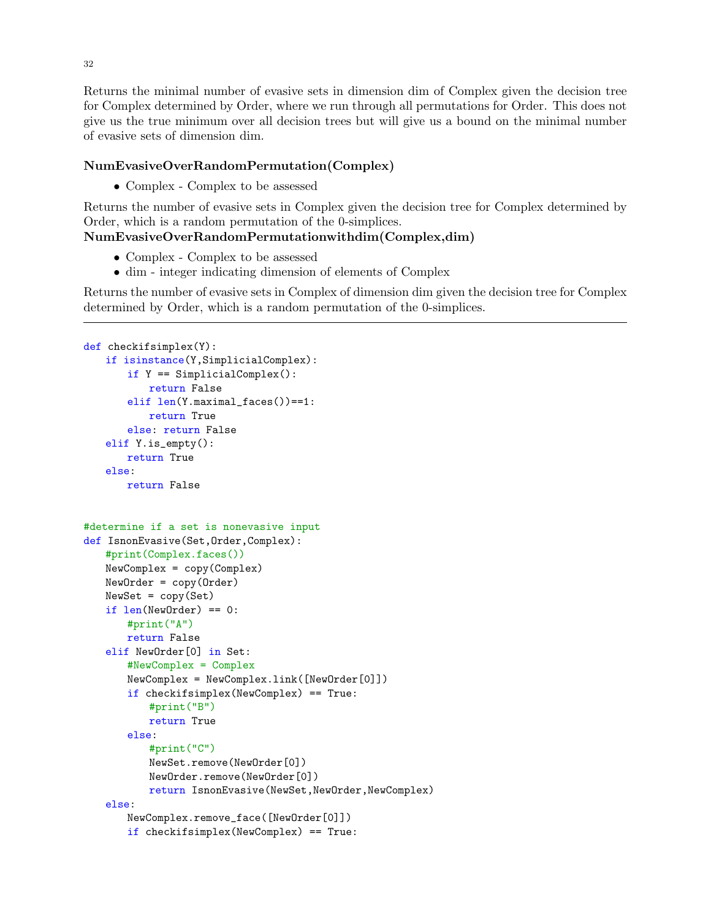Returns the minimal number of evasive sets in dimension dim of Complex given the decision tree for Complex determined by Order, where we run through all permutations for Order. This does not give us the true minimum over all decision trees but will give us a bound on the minimal number of evasive sets of dimension dim.

**NumEvasiveOverRandomPermutation(Complex)**

- Complex - Complex to be assessed

Returns the number of evasive sets in Complex given the decision tree for Complex determined by Order, which is a random permutation of the 0-simplices.

**NumEvasiveOverRandomPermutationwithdim(Complex,dim)**

- Complex - Complex to be assessed
- dim - integer indicating dimension of elements of Complex

Returns the number of evasive sets in Complex of dimension dim given the decision tree for Complex determined by Order, which is a random permutation of the 0-simplices.

---

```
def checkifsimplex(Y):
    if isinstance(Y,SimplicialComplex):
        if Y == SimplicialComplex():
            return False
        elif len(Y.maximal_faces())==1:
            return True
        else: return False
    elif Y.is_empty():
        return True
    else:
        return False


#determine if a set is nonevasive input
def IsnonEvasive(Set,Order,Complex):
    #print(Complex.faces())
    NewComplex = copy(Complex)
    NewOrder = copy(Order)
    NewSet = copy(Set)
    if len(NewOrder) == 0:
        #print("A")
        return False
    elif NewOrder[0] in Set:
        #NewComplex = Complex
        NewComplex = NewComplex.link([NewOrder[0]])
        if checkifsimplex(NewComplex) == True:
            #print("B")
            return True
        else:
            #print("C")
            NewSet.remove(NewOrder[0])
            NewOrder.remove(NewOrder[0])
            return IsnonEvasive(NewSet,NewOrder,NewComplex)
    else:
        NewComplex.remove_face([NewOrder[0]])
        if checkifsimplex(NewComplex) == True:
```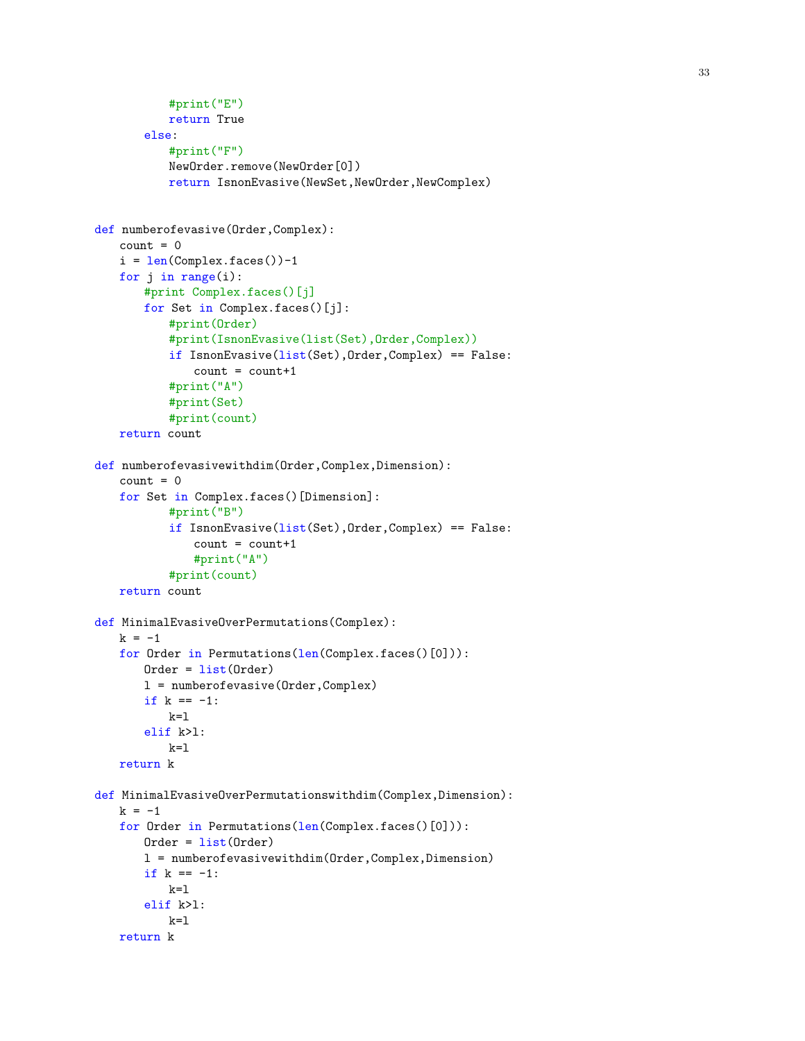```
            #print("E")
            return True
        else:
            #print("F")
            NewOrder.remove(NewOrder[0])
            return IsnonEvasive(NewSet,NewOrder,NewComplex)


def numberofevasive(Order,Complex):
    count = 0
    i = len(Complex.faces())-1
    for j in range(i):
        #print Complex.faces()[j]
        for Set in Complex.faces()[j]:
            #print(Order)
            #print(IsnonEvasive(list(Set),Order,Complex))
            if IsnonEvasive(list(Set),Order,Complex) == False:
                count = count+1
            #print("A")
            #print(Set)
            #print(count)
    return count

def numberofevasivewithdim(Order,Complex,Dimension):
    count = 0
    for Set in Complex.faces()[Dimension]:
            #print("B")
            if IsnonEvasive(list(Set),Order,Complex) == False:
                count = count+1
                #print("A")
            #print(count)
    return count

def MinimalEvasiveOverPermutations(Complex):
    k = -1
    for Order in Permutations(len(Complex.faces()[0])):
        Order = list(Order)
        l = numberofevasive(Order,Complex)
        if k == -1:
            k=l
        elif k>l:
            k=l
    return k

def MinimalEvasiveOverPermutationswithdim(Complex,Dimension):
    k = -1
    for Order in Permutations(len(Complex.faces()[0])):
        Order = list(Order)
        l = numberofevasivewithdim(Order,Complex,Dimension)
        if k == -1:
            k=l
        elif k>l:
            k=l
    return k
```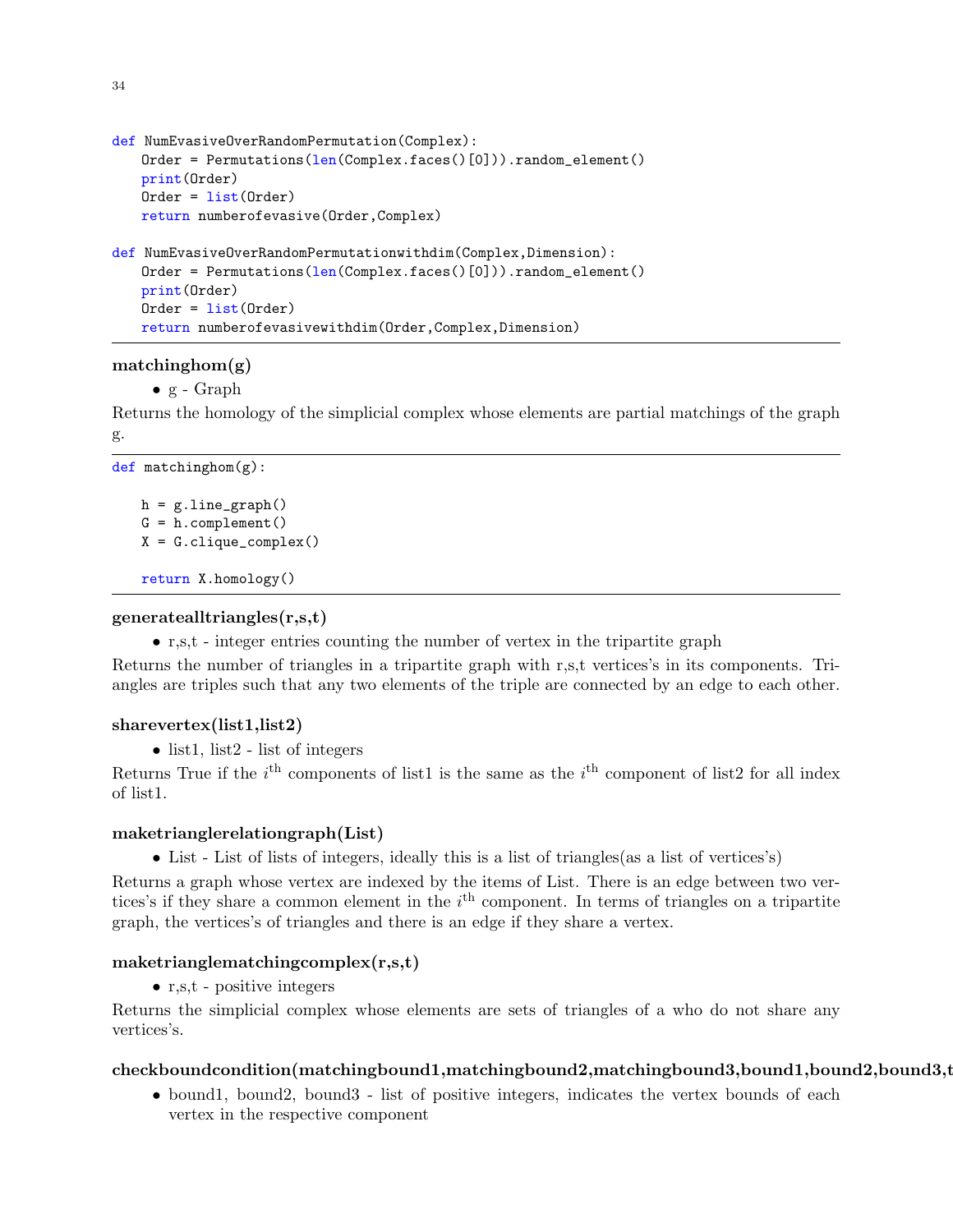```
def NumEvasiveOverRandomPermutation(Complex):
    Order = Permutations(len(Complex.faces()[0])).random_element()
    print(Order)
    Order = list(Order)
    return numberofevasive(Order,Complex)

def NumEvasiveOverRandomPermutationwithdim(Complex,Dimension):
    Order = Permutations(len(Complex.faces()[0])).random_element()
    print(Order)
    Order = list(Order)
    return numberofevasivewithdim(Order,Complex,Dimension)
```

### matchinghom(g)

- g - Graph

Returns the homology of the simplicial complex whose elements are partial matchings of the graph g.

```
def matchinghom(g):

    h = g.line_graph()
    G = h.complement()
    X = G.clique_complex()

    return X.homology()
```

### generatealltriangles(r,s,t)

- r,s,t - integer entries counting the number of vertex in the tripartite graph

Returns the number of triangles in a tripartite graph with r,s,t vertices's in its components. Triangles are triples such that any two elements of the triple are connected by an edge to each other.

### sharevertex(list1,list2)

- list1, list2 - list of integers

Returns True if the $i^{\text{th}}$ components of list1 is the same as the $i^{\text{th}}$ component of list2 for all index of list1.

### maketrianglerelationgraph(List)

- List - List of lists of integers, ideally this is a list of triangles(as a list of vertices's)

Returns a graph whose vertex are indexed by the items of List. There is an edge between two vertices's if they share a common element in the $i^{\text{th}}$ component. In terms of triangles on a tripartite graph, the vertices's of triangles and there is an edge if they share a vertex.

### maketrianglematchingcomplex(r,s,t)

- r,s,t - positive integers

Returns the simplicial complex whose elements are sets of triangles of a who do not share any vertices's.

### checkboundcondition(matchingbound1,matchingbound2,matchingbound3,bound1,bound2,bound3,t

- bound1, bound2, bound3 - list of positive integers, indicates the vertex bounds of each vertex in the respective component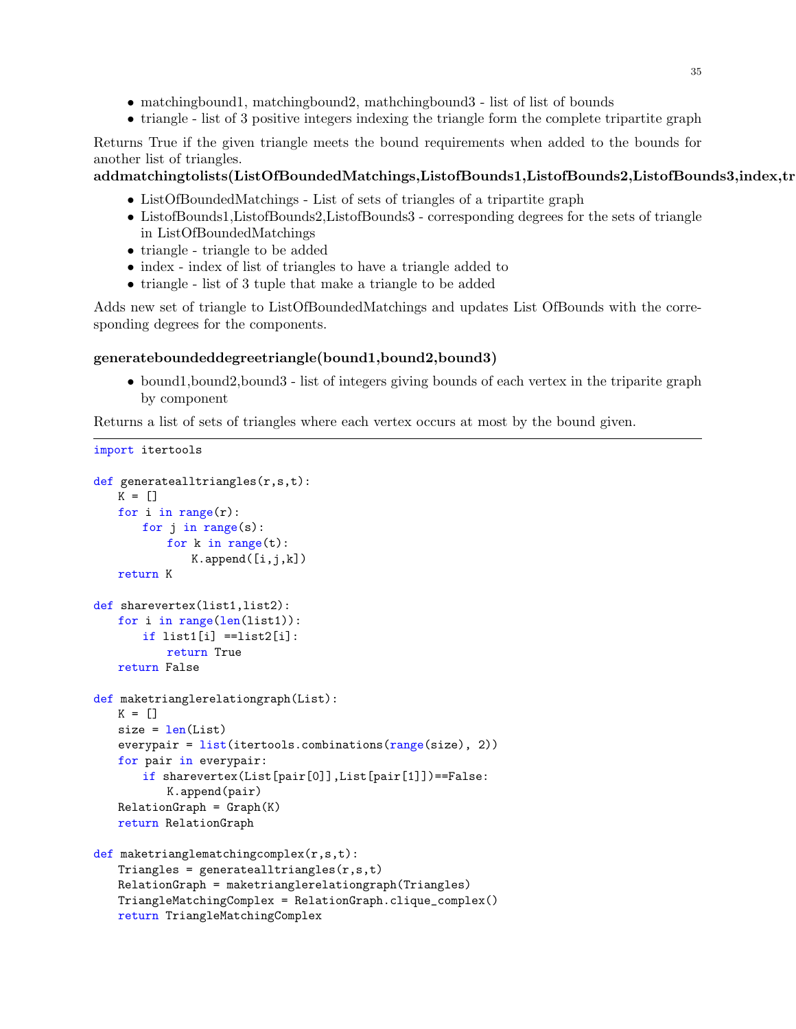- matchingbound1, matchingbound2, mathchingbound3 - list of list of bounds
- triangle - list of 3 positive integers indexing the triangle form the complete tripartite graph

Returns True if the given triangle meets the bound requirements when added to the bounds for another list of triangles.

**addmatchingtolists(ListOfBoundedMatchings,ListofBounds1,ListofBounds2,ListofBounds3,index,tr**

- ListOfBoundedMatchings - List of sets of triangles of a tripartite graph
- ListofBounds1,ListofBounds2,ListofBounds3 - corresponding degrees for the sets of triangle in ListOfBoundedMatchings
- triangle - triangle to be added
- index - index of list of triangles to have a triangle added to
- triangle - list of 3 tuple that make a triangle to be added

Adds new set of triangle to ListOfBoundedMatchings and updates List OfBounds with the corresponding degrees for the components.

**generateboundeddegreetriangle(bound1,bound2,bound3)**

- bound1,bound2,bound3 - list of integers giving bounds of each vertex in the triparite graph by component

Returns a list of sets of triangles where each vertex occurs at most by the bound given.

---

```
import itertools

def generatealltriangles(r,s,t):
    K = []
    for i in range(r):
        for j in range(s):
            for k in range(t):
                K.append([i,j,k])
    return K

def sharevertex(list1,list2):
    for i in range(len(list1)):
        if list1[i] ==list2[i]:
            return True
    return False

def maketrianglerelationgraph(List):
    K = []
    size = len(List)
    everypair = list(itertools.combinations(range(size), 2))
    for pair in everypair:
        if sharevertex(List[pair[0]],List[pair[1]])==False:
            K.append(pair)
    RelationGraph = Graph(K)
    return RelationGraph

def maketrianglematchingcomplex(r,s,t):
    Triangles = generatealltriangles(r,s,t)
    RelationGraph = maketrianglerelationgraph(Triangles)
    TriangleMatchingComplex = RelationGraph.clique_complex()
    return TriangleMatchingComplex
```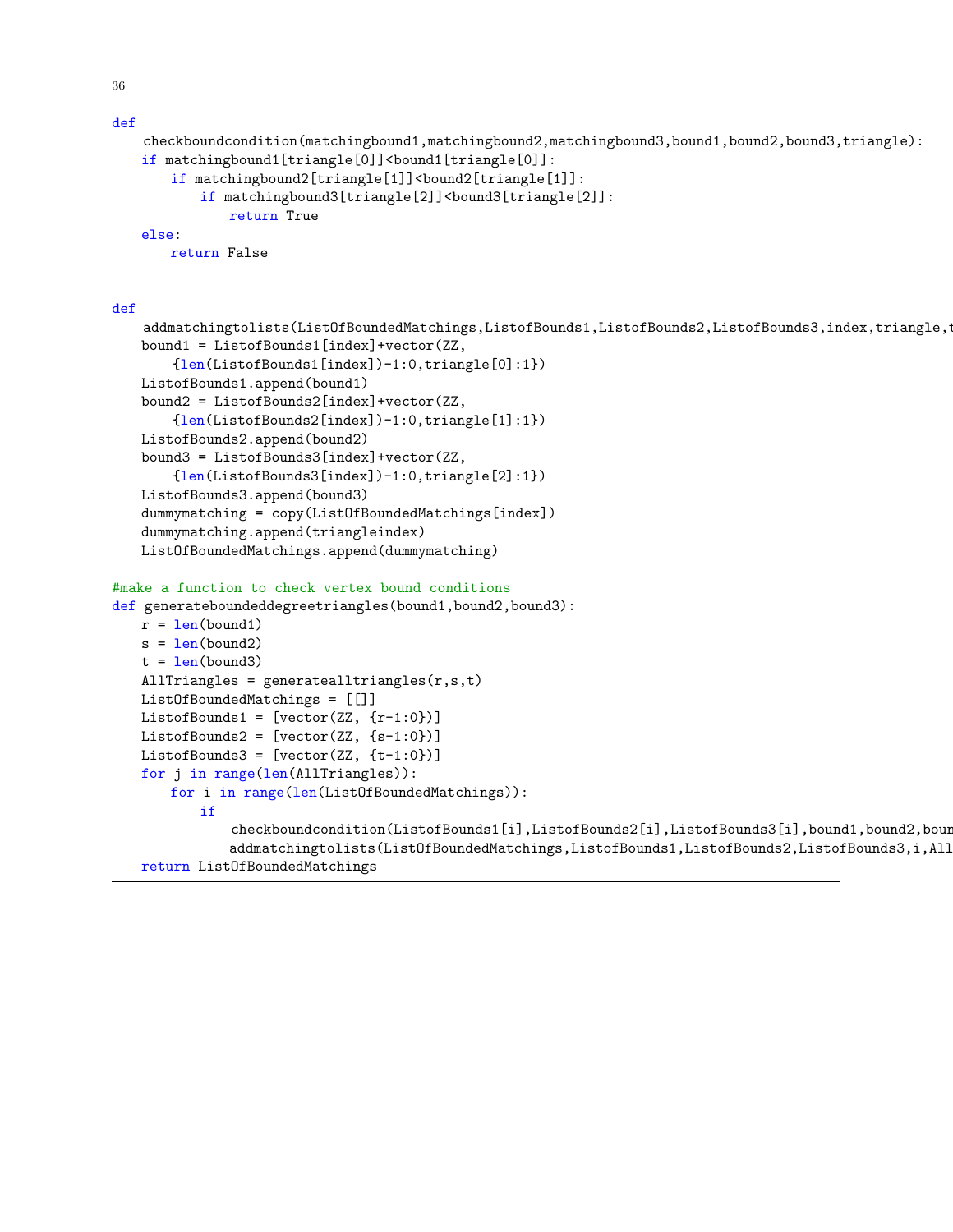```
def
    checkboundcondition(matchingbound1,matchingbound2,matchingbound3,bound1,bound2,bound3,triangle):
    if matchingbound1[triangle[0]]<bound1[triangle[0]]:
        if matchingbound2[triangle[1]]<bound2[triangle[1]]:
            if matchingbound3[triangle[2]]<bound3[triangle[2]]:
                return True
    else:
        return False


def
    addmatchingtolists(ListOfBoundedMatchings,ListofBounds1,ListofBounds2,ListofBounds3,index,triangle,t
    bound1 = ListofBounds1[index]+vector(ZZ,
        {len(ListofBounds1[index])-1:0,triangle[0]:1})
    ListofBounds1.append(bound1)
    bound2 = ListofBounds2[index]+vector(ZZ,
        {len(ListofBounds2[index])-1:0,triangle[1]:1})
    ListofBounds2.append(bound2)
    bound3 = ListofBounds3[index]+vector(ZZ,
        {len(ListofBounds3[index])-1:0,triangle[2]:1})
    ListofBounds3.append(bound3)
    dummymatching = copy(ListOfBoundedMatchings[index])
    dummymatching.append(triangleindex)
    ListOfBoundedMatchings.append(dummymatching)

#make a function to check vertex bound conditions
def generateboundeddegreetriangles(bound1,bound2,bound3):
    r = len(bound1)
    s = len(bound2)
    t = len(bound3)
    AllTriangles = generatealltriangles(r,s,t)
    ListOfBoundedMatchings = [[]]
    ListofBounds1 = [vector(ZZ, {r-1:0})]
    ListofBounds2 = [vector(ZZ, {s-1:0})]
    ListofBounds3 = [vector(ZZ, {t-1:0})]
    for j in range(len(AllTriangles)):
        for i in range(len(ListOfBoundedMatchings)):
            if
                checkboundcondition(ListofBounds1[i],ListofBounds2[i],ListofBounds3[i],bound1,bound2,boun
                addmatchingtolists(ListOfBoundedMatchings,ListofBounds1,ListofBounds2,ListofBounds3,i,All
    return ListOfBoundedMatchings
```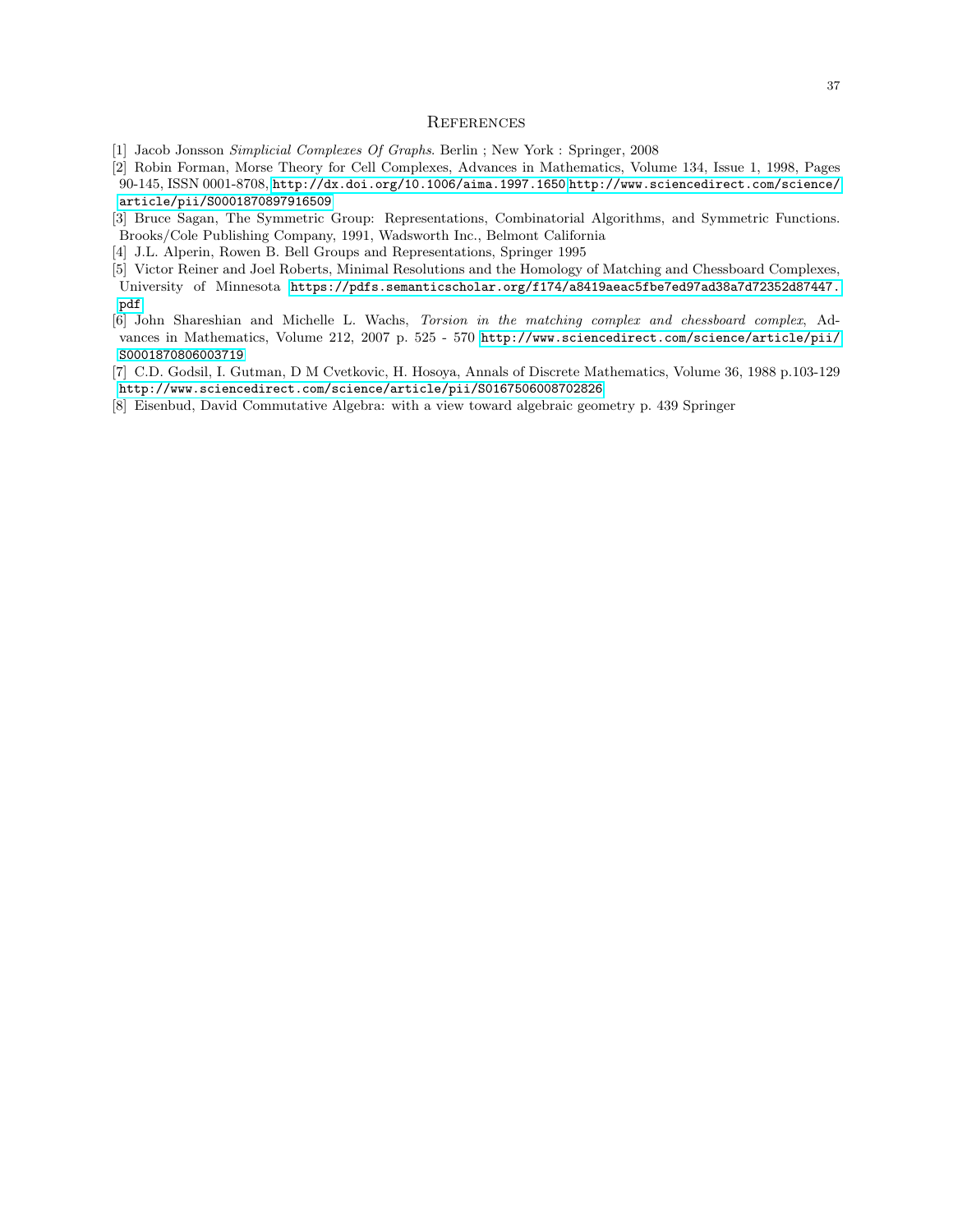## References

[1] Jacob Jonsson *Simplicial Complexes Of Graphs*. Berlin ; New York : Springer, 2008

[2] Robin Forman, Morse Theory for Cell Complexes, Advances in Mathematics, Volume 134, Issue 1, 1998, Pages 90-145, ISSN 0001-8708, http://dx.doi.org/10.1006/aima.1997.1650 http://www.sciencedirect.com/science/article/pii/S0001870897916509

[3] Bruce Sagan, The Symmetric Group: Representations, Combinatorial Algorithms, and Symmetric Functions. Brooks/Cole Publishing Company, 1991, Wadsworth Inc., Belmont California

[4] J.L. Alperin, Rowen B. Bell Groups and Representations, Springer 1995

[5] Victor Reiner and Joel Roberts, Minimal Resolutions and the Homology of Matching and Chessboard Complexes, University of Minnesota https://pdfs.semanticscholar.org/f174/a8419aeac5fbe7ed97ad38a7d72352d87447.pdf

[6] John Shareshian and Michelle L. Wachs, *Torsion in the matching complex and chessboard complex*, Advances in Mathematics, Volume 212, 2007 p. 525 - 570 http://www.sciencedirect.com/science/article/pii/S0001870806003719

[7] C.D. Godsil, I. Gutman, D M Cvetkovic, H. Hosoya, Annals of Discrete Mathematics, Volume 36, 1988 p.103-129 http://www.sciencedirect.com/science/article/pii/S0167506008702826

[8] Eisenbud, David Commutative Algebra: with a view toward algebraic geometry p. 439 Springer